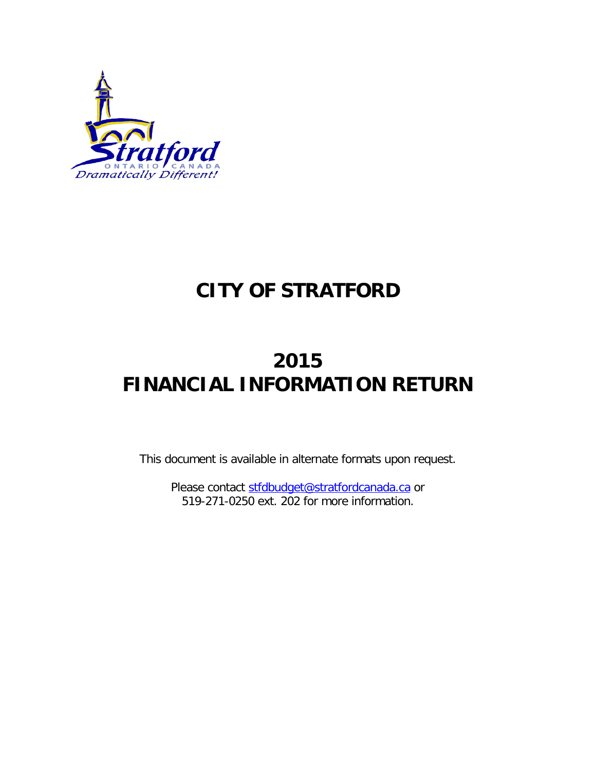# CITY OF STRATFORD

# 2015
# FINANCIAL INFORMATION RETURN

This document is available in alternate formats upon request.

Please contact stfdbudget@stratfordcanada.ca or 519-271-0250 ext. 202 for more information.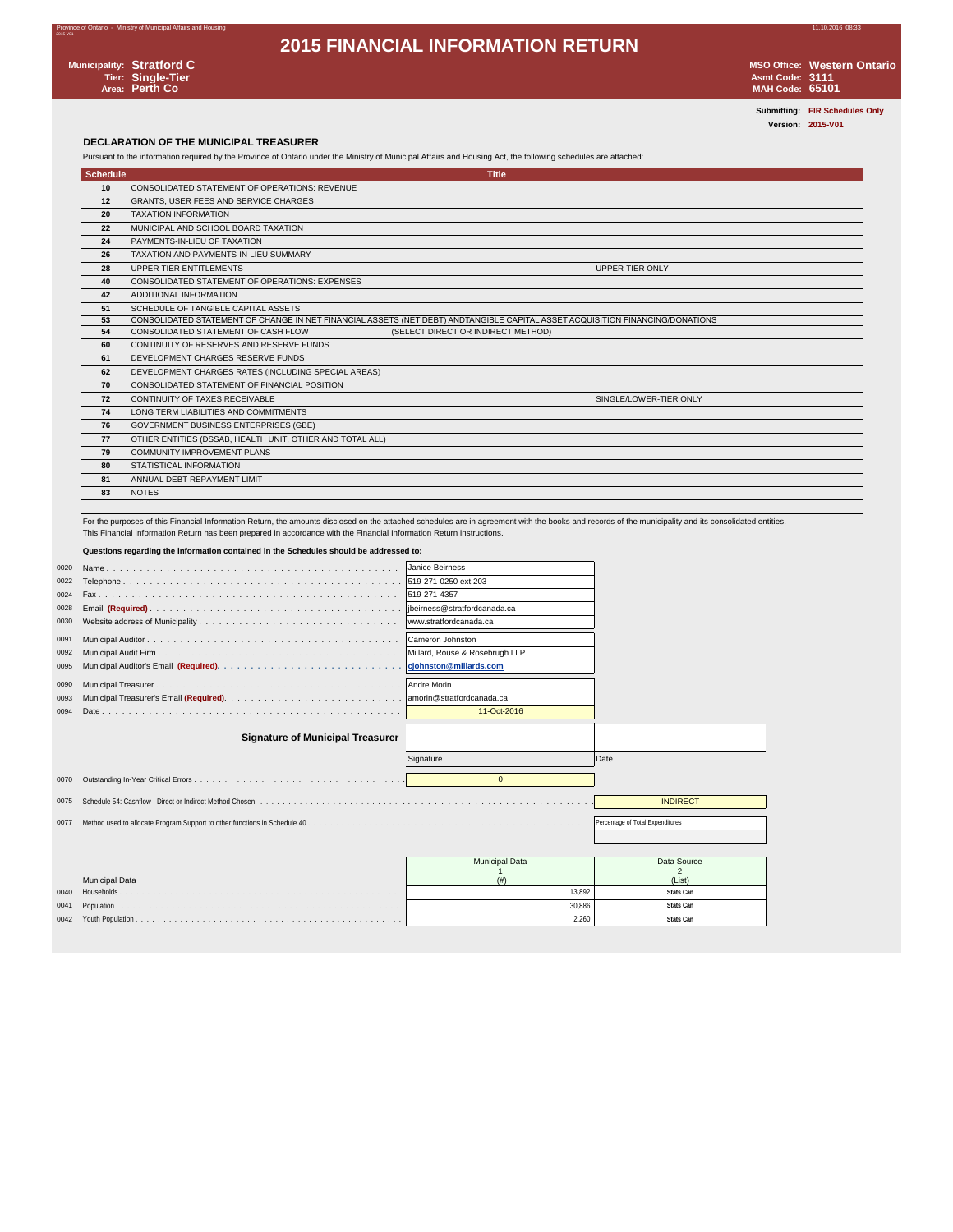# 2015 FINANCIAL INFORMATION RETURN

**Municipality:** Stratford C
**Tier:** Single-Tier
**Area:** Perth Co

**MSO Office:** Western Ontario
**Asmt Code:** 3111
**MAH Code:** 65101

**Submitting:** FIR Schedules Only
**Version:** 2015-V01

## DECLARATION OF THE MUNICIPAL TREASURER

Pursuant to the information required by the Province of Ontario under the Ministry of Municipal Affairs and Housing Act, the following schedules are attached:

| Schedule | Title | |
|---|---|---|
| 10 | CONSOLIDATED STATEMENT OF OPERATIONS: REVENUE | |
| 12 | GRANTS, USER FEES AND SERVICE CHARGES | |
| 20 | TAXATION INFORMATION | |
| 22 | MUNICIPAL AND SCHOOL BOARD TAXATION | |
| 24 | PAYMENTS-IN-LIEU OF TAXATION | |
| 26 | TAXATION AND PAYMENTS-IN-LIEU SUMMARY | |
| 28 | UPPER-TIER ENTITLEMENTS | UPPER-TIER ONLY |
| 40 | CONSOLIDATED STATEMENT OF OPERATIONS: EXPENSES | |
| 42 | ADDITIONAL INFORMATION | |
| 51 | SCHEDULE OF TANGIBLE CAPITAL ASSETS | |
| 53 | CONSOLIDATED STATEMENT OF CHANGE IN NET FINANCIAL ASSETS (NET DEBT) ANDTANGIBLE CAPITAL ASSET ACQUISITION FINANCING/DONATIONS | |
| 54 | CONSOLIDATED STATEMENT OF CASH FLOW (SELECT DIRECT OR INDIRECT METHOD) | |
| 60 | CONTINUITY OF RESERVES AND RESERVE FUNDS | |
| 61 | DEVELOPMENT CHARGES RESERVE FUNDS | |
| 62 | DEVELOPMENT CHARGES RATES (INCLUDING SPECIAL AREAS) | |
| 70 | CONSOLIDATED STATEMENT OF FINANCIAL POSITION | |
| 72 | CONTINUITY OF TAXES RECEIVABLE | SINGLE/LOWER-TIER ONLY |
| 74 | LONG TERM LIABILITIES AND COMMITMENTS | |
| 76 | GOVERNMENT BUSINESS ENTERPRISES (GBE) | |
| 77 | OTHER ENTITIES (DSSAB, HEALTH UNIT, OTHER AND TOTAL ALL) | |
| 79 | COMMUNITY IMPROVEMENT PLANS | |
| 80 | STATISTICAL INFORMATION | |
| 81 | ANNUAL DEBT REPAYMENT LIMIT | |
| 83 | NOTES | |

For the purposes of this Financial Information Return, the amounts disclosed on the attached schedules are in agreement with the books and records of the municipality and its consolidated entities.
This Financial Information Return has been prepared in accordance with the Financial Information Return instructions.

**Questions regarding the information contained in the Schedules should be addressed to:**

| Line | Item | Value |
|---|---|---|
| 0020 | Name | Janice Beirness |
| 0022 | Telephone | 519-271-0250 ext 203 |
| 0024 | Fax | 519-271-4357 |
| 0028 | Email **(Required)** | jbeirness@stratfordcanada.ca |
| 0030 | Website address of Municipality | www.stratfordcanada.ca |
| 0091 | Municipal Auditor | Cameron Johnston |
| 0092 | Municipal Audit Firm | Millard, Rouse & Rosebrugh LLP |
| 0095 | Municipal Auditor's Email **(Required)** | cjohnston@millards.com |
| 0090 | Municipal Treasurer | Andre Morin |
| 0093 | Municipal Treasurer's Email **(Required)** | amorin@stratfordcanada.ca |
| 0094 | Date | 11-Oct-2016 |

**Signature of Municipal Treasurer**

Signature | Date

| Line | Item | Value |
|---|---|---|
| 0070 | Outstanding In-Year Critical Errors | 0 |
| 0075 | Schedule 54: Cashflow - Direct or Indirect Method Chosen. | INDIRECT |
| 0077 | Method used to allocate Program Support to other functions in Schedule 40 | Percentage of Total Expenditures |

| Line | Municipal Data | Municipal Data 1 (#) | Data Source 2 (List) |
|---|---|---|---|
| 0040 | Households | 13,892 | Stats Can |
| 0041 | Population | 30,886 | Stats Can |
| 0042 | Youth Population | 2,260 | Stats Can |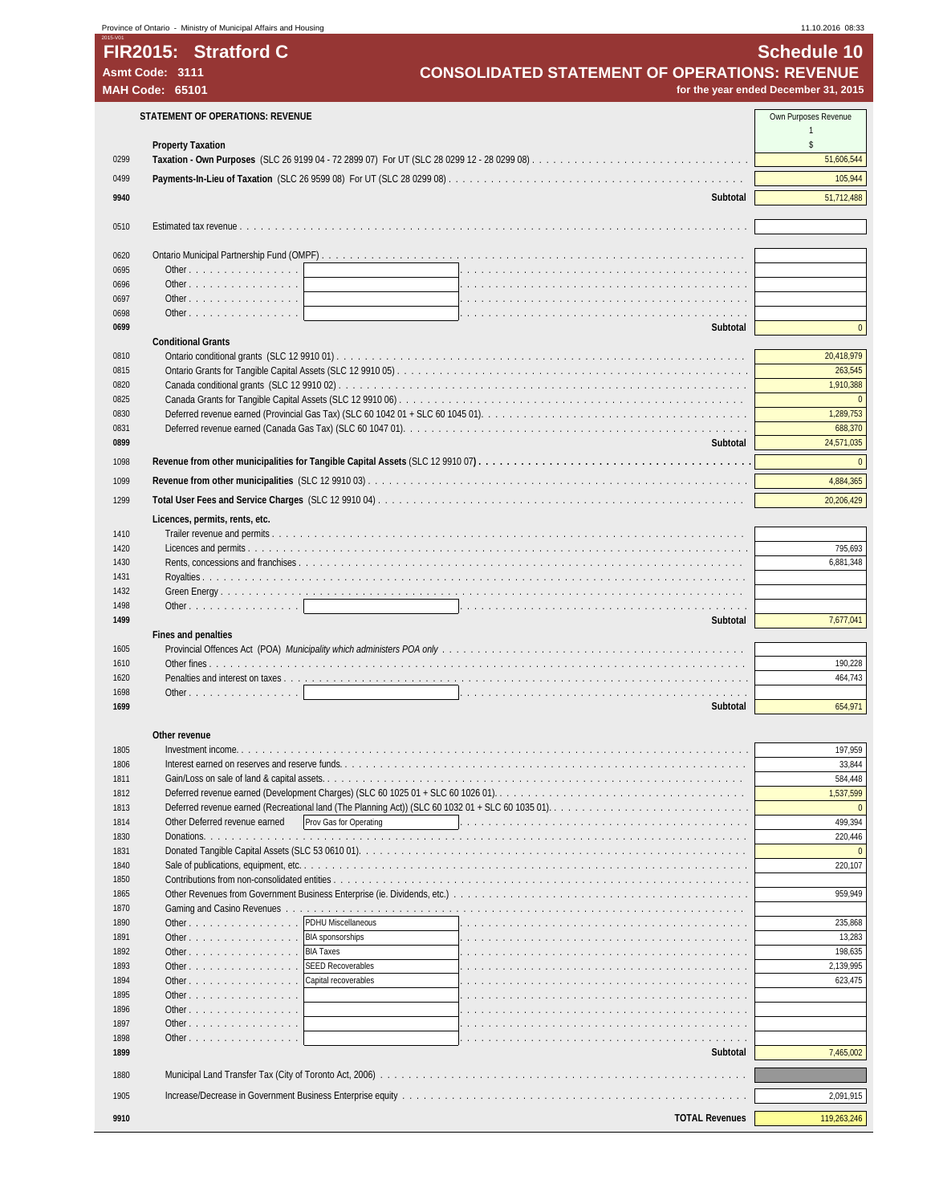Province of Ontario - Ministry of Municipal Affairs and Housing

# FIR2015: Stratford C

**Asmt Code: 3111**
**MAH Code: 65101**

## Schedule 10
## CONSOLIDATED STATEMENT OF OPERATIONS: REVENUE
**for the year ended December 31, 2015**

| | **STATEMENT OF OPERATIONS: REVENUE** | Own Purposes Revenue<br>1<br>$ |
|---|---|---|
| | **Property Taxation** | |
| 0299 | **Taxation - Own Purposes** (SLC 26 9199 04 - 72 2899 07) For UT (SLC 28 0299 12 - 28 0299 08) | 51,606,544 |
| 0499 | **Payments-In-Lieu of Taxation** (SLC 26 9599 08) For UT (SLC 28 0299 08) | 105,944 |
| **9940** | **Subtotal** | 51,712,488 |
| 0510 | Estimated tax revenue | |
| 0620 | Ontario Municipal Partnership Fund (OMPF) | |
| 0695 | Other | |
| 0696 | Other | |
| 0697 | Other | |
| 0698 | Other | |
| **0699** | **Subtotal** | 0 |
| | **Conditional Grants** | |
| 0810 | Ontario conditional grants (SLC 12 9910 01) | 20,418,979 |
| 0815 | Ontario Grants for Tangible Capital Assets (SLC 12 9910 05) | 263,545 |
| 0820 | Canada conditional grants (SLC 12 9910 02) | 1,910,388 |
| 0825 | Canada Grants for Tangible Capital Assets (SLC 12 9910 06) | 0 |
| 0830 | Deferred revenue earned (Provincial Gas Tax) (SLC 60 1042 01 + SLC 60 1045 01) | 1,289,753 |
| 0831 | Deferred revenue earned (Canada Gas Tax) (SLC 60 1047 01) | 688,370 |
| **0899** | **Subtotal** | 24,571,035 |
| 1098 | **Revenue from other municipalities for Tangible Capital Assets** (SLC 12 9910 07) | 0 |
| 1099 | **Revenue from other municipalities** (SLC 12 9910 03) | 4,884,365 |
| 1299 | **Total User Fees and Service Charges** (SLC 12 9910 04) | 20,206,429 |
| | **Licences, permits, rents, etc.** | |
| 1410 | Trailer revenue and permits | |
| 1420 | Licences and permits | 795,693 |
| 1430 | Rents, concessions and franchises | 6,881,348 |
| 1431 | Royalties | |
| 1432 | Green Energy | |
| 1498 | Other | |
| **1499** | **Subtotal** | 7,677,041 |
| | **Fines and penalties** | |
| 1605 | Provincial Offences Act (POA) *Municipality which administers POA only* | |
| 1610 | Other fines | 190,228 |
| 1620 | Penalties and interest on taxes | 464,743 |
| 1698 | Other | |
| **1699** | **Subtotal** | 654,971 |
| | **Other revenue** | |
| 1805 | Investment income | 197,959 |
| 1806 | Interest earned on reserves and reserve funds | 33,844 |
| 1811 | Gain/Loss on sale of land & capital assets | 584,448 |
| 1812 | Deferred revenue earned (Development Charges) (SLC 60 1025 01 + SLC 60 1026 01) | 1,537,599 |
| 1813 | Deferred revenue earned (Recreational land (The Planning Act)) (SLC 60 1032 01 + SLC 60 1035 01) | 0 |
| 1814 | Other Deferred revenue earned — Prov Gas for Operating | 499,394 |
| 1830 | Donations | 220,446 |
| 1831 | Donated Tangible Capital Assets (SLC 53 0610 01) | 0 |
| 1840 | Sale of publications, equipment, etc. | 220,107 |
| 1850 | Contributions from non-consolidated entities | |
| 1865 | Other Revenues from Government Business Enterprise (ie. Dividends, etc.) | 959,949 |
| 1870 | Gaming and Casino Revenues | |
| 1890 | Other — PDHU Miscellaneous | 235,868 |
| 1891 | Other — BIA sponsorships | 13,283 |
| 1892 | Other — BIA Taxes | 198,635 |
| 1893 | Other — SEED Recoverables | 2,139,995 |
| 1894 | Other — Capital recoverables | 623,475 |
| 1895 | Other | |
| 1896 | Other | |
| 1897 | Other | |
| 1898 | Other | |
| **1899** | **Subtotal** | 7,465,002 |
| 1880 | Municipal Land Transfer Tax (City of Toronto Act, 2006) | |
| 1905 | Increase/Decrease in Government Business Enterprise equity | 2,091,915 |
| **9910** | **TOTAL Revenues** | 119,263,246 |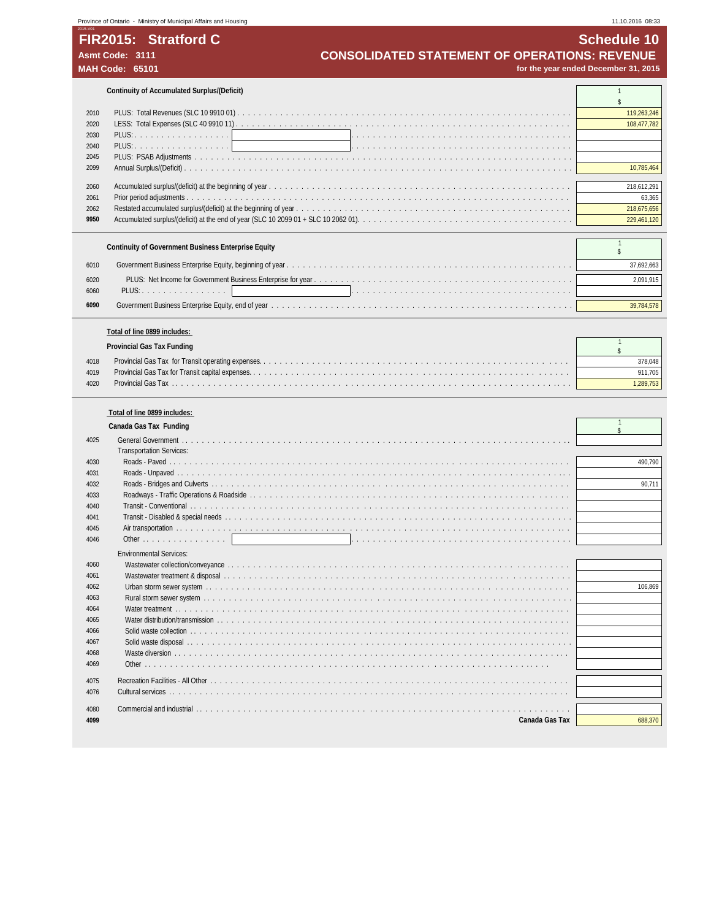Province of Ontario - Ministry of Municipal Affairs and Housing

# FIR2015: Stratford C

**Asmt Code: 3111**
**MAH Code: 65101**

## Schedule 10
## CONSOLIDATED STATEMENT OF OPERATIONS: REVENUE
**for the year ended December 31, 2015**

### Continuity of Accumulated Surplus/(Deficit)

| | | 1 $ |
|---|---|---|
| 2010 | PLUS: Total Revenues (SLC 10 9910 01) | 119,263,246 |
| 2020 | LESS: Total Expenses (SLC 40 9910 11) | 108,477,782 |
| 2030 | PLUS: | |
| 2040 | PLUS: | |
| 2045 | PLUS: PSAB Adjustments | |
| 2099 | Annual Surplus/(Deficit) | 10,785,464 |
| 2060 | Accumulated surplus/(deficit) at the beginning of year | 218,612,291 |
| 2061 | Prior period adjustments | 63,365 |
| 2062 | Restated accumulated surplus/(deficit) at the beginning of year | 218,675,656 |
| **9950** | Accumulated surplus/(deficit) at the end of year (SLC 10 2099 01 + SLC 10 2062 01) | 229,461,120 |

### Continuity of Government Business Enterprise Equity

| | | 1 $ |
|---|---|---|
| 6010 | Government Business Enterprise Equity, beginning of year | 37,692,663 |
| 6020 | PLUS: Net Income for Government Business Enterprise for year | 2,091,915 |
| 6060 | PLUS: | |
| **6090** | Government Business Enterprise Equity, end of year | 39,784,578 |

**Total of line 0899 includes:**

### Provincial Gas Tax Funding

| | | 1 $ |
|---|---|---|
| 4018 | Provincial Gas Tax for Transit operating expenses. | 378,048 |
| 4019 | Provincial Gas Tax for Transit capital expenses. | 911,705 |
| 4020 | Provincial Gas Tax | 1,289,753 |

**Total of line 0899 includes:**

### Canada Gas Tax Funding

| | | 1 $ |
|---|---|---|
| 4025 | General Government | |
| | Transportation Services: | |
| 4030 | Roads - Paved | 490,790 |
| 4031 | Roads - Unpaved | |
| 4032 | Roads - Bridges and Culverts | 90,711 |
| 4033 | Roadways - Traffic Operations & Roadside | |
| 4040 | Transit - Conventional | |
| 4041 | Transit - Disabled & special needs | |
| 4045 | Air transportation | |
| 4046 | Other | |
| | Environmental Services: | |
| 4060 | Wastewater collection/conveyance | |
| 4061 | Wastewater treatment & disposal | |
| 4062 | Urban storm sewer system | 106,869 |
| 4063 | Rural storm sewer system | |
| 4064 | Water treatment | |
| 4065 | Water distribution/transmission | |
| 4066 | Solid waste collection | |
| 4067 | Solid waste disposal | |
| 4068 | Waste diversion | |
| 4069 | Other | |
| 4075 | Recreation Facilities - All Other | |
| 4076 | Cultural services | |
| 4080 | Commercial and industrial | |
| **4099** | **Canada Gas Tax** | 688,370 |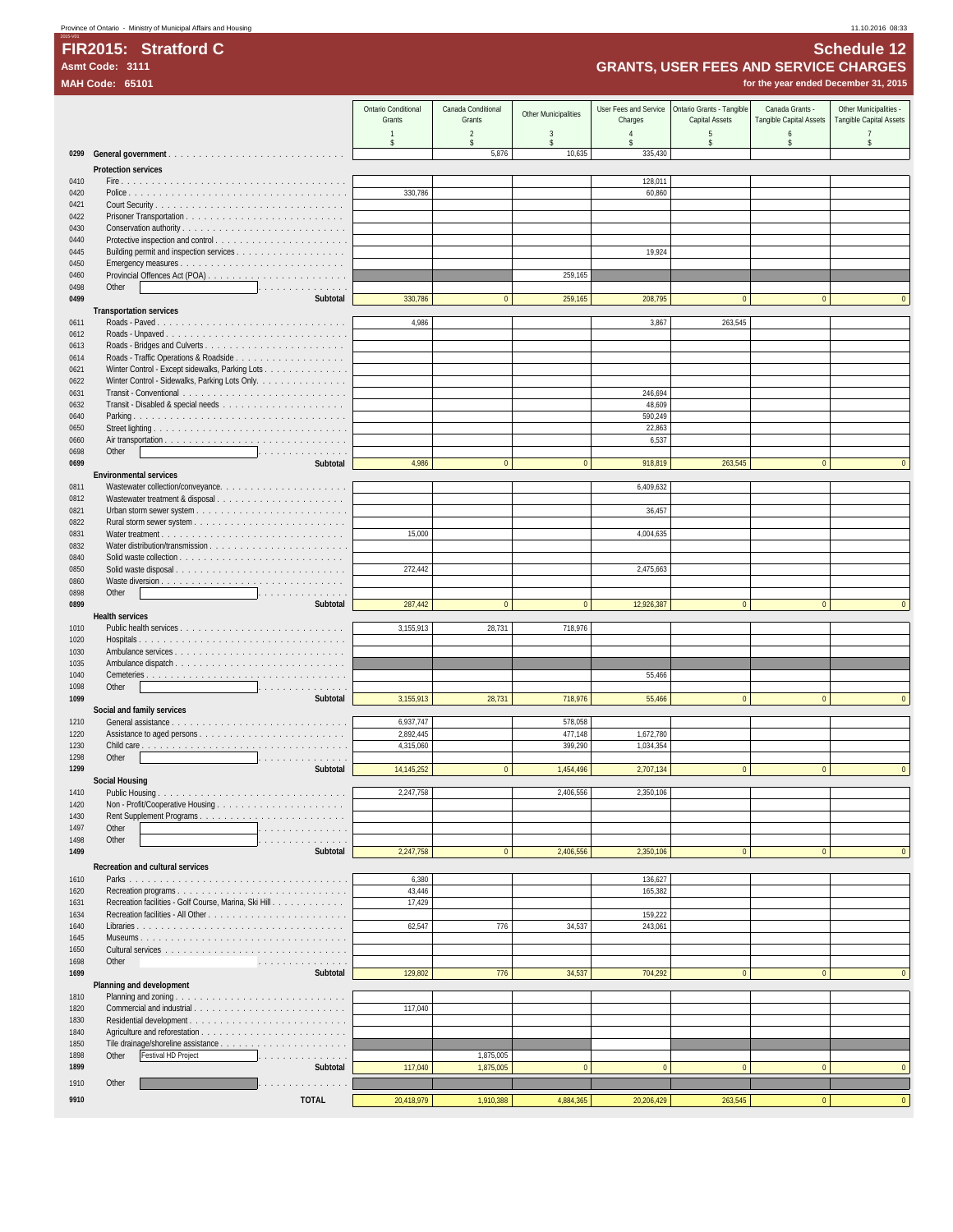# FIR2015: Stratford C

**Asmt Code: 3111**

**MAH Code: 65101**

## Schedule 12

## GRANTS, USER FEES AND SERVICE CHARGES

**for the year ended December 31, 2015**

| Line | Description | Ontario Conditional Grants 1 $ | Canada Conditional Grants 2 $ | Other Municipalities 3 $ | User Fees and Service Charges 4 $ | Ontario Grants - Tangible Capital Assets 5 $ | Canada Grants - Tangible Capital Assets 6 $ | Other Municipalities - Tangible Capital Assets 7 $ |
|---|---|---|---|---|---|---|---|---|
| 0299 | **General government** | | 5,876 | 10,635 | 335,430 | | | |
| | **Protection services** | | | | | | | |
| 0410 | Fire | | | | 128,011 | | | |
| 0420 | Police | 330,786 | | | 60,860 | | | |
| 0421 | Court Security | | | | | | | |
| 0422 | Prisoner Transportation | | | | | | | |
| 0430 | Conservation authority | | | | | | | |
| 0440 | Protective inspection and control | | | | | | | |
| 0445 | Building permit and inspection services | | | | 19,924 | | | |
| 0450 | Emergency measures | | | | | | | |
| 0460 | Provincial Offences Act (POA) | | | 259,165 | | | | |
| 0498 | Other | | | | | | | |
| 0499 | **Subtotal** | 330,786 | 0 | 259,165 | 208,795 | 0 | 0 | 0 |
| | **Transportation services** | | | | | | | |
| 0611 | Roads - Paved | 4,986 | | | 3,867 | 263,545 | | |
| 0612 | Roads - Unpaved | | | | | | | |
| 0613 | Roads - Bridges and Culverts | | | | | | | |
| 0614 | Roads - Traffic Operations & Roadside | | | | | | | |
| 0621 | Winter Control - Except sidewalks, Parking Lots | | | | | | | |
| 0622 | Winter Control - Sidewalks, Parking Lots Only | | | | | | | |
| 0631 | Transit - Conventional | | | | 246,694 | | | |
| 0632 | Transit - Disabled & special needs | | | | 48,609 | | | |
| 0640 | Parking | | | | 590,249 | | | |
| 0650 | Street lighting | | | | 22,863 | | | |
| 0660 | Air transportation | | | | 6,537 | | | |
| 0698 | Other | | | | | | | |
| 0699 | **Subtotal** | 4,986 | 0 | 0 | 918,819 | 263,545 | 0 | 0 |
| | **Environmental services** | | | | | | | |
| 0811 | Wastewater collection/conveyance | | | | 6,409,632 | | | |
| 0812 | Wastewater treatment & disposal | | | | | | | |
| 0821 | Urban storm sewer system | | | | 36,457 | | | |
| 0822 | Rural storm sewer system | | | | | | | |
| 0831 | Water treatment | 15,000 | | | 4,004,635 | | | |
| 0832 | Water distribution/transmission | | | | | | | |
| 0840 | Solid waste collection | | | | | | | |
| 0850 | Solid waste disposal | 272,442 | | | 2,475,663 | | | |
| 0860 | Waste diversion | | | | | | | |
| 0898 | Other | | | | | | | |
| 0899 | **Subtotal** | 287,442 | 0 | 0 | 12,926,387 | 0 | 0 | 0 |
| | **Health services** | | | | | | | |
| 1010 | Public health services | 3,155,913 | 28,731 | 718,976 | | | | |
| 1020 | Hospitals | | | | | | | |
| 1030 | Ambulance services | | | | | | | |
| 1035 | Ambulance dispatch | | | | | | | |
| 1040 | Cemeteries | | | | 55,466 | | | |
| 1098 | Other | | | | | | | |
| 1099 | **Subtotal** | 3,155,913 | 28,731 | 718,976 | 55,466 | 0 | 0 | 0 |
| | **Social and family services** | | | | | | | |
| 1210 | General assistance | 6,937,747 | | 578,058 | | | | |
| 1220 | Assistance to aged persons | 2,892,445 | | 477,148 | 1,672,780 | | | |
| 1230 | Child care | 4,315,060 | | 399,290 | 1,034,354 | | | |
| 1298 | Other | | | | | | | |
| 1299 | **Subtotal** | 14,145,252 | 0 | 1,454,496 | 2,707,134 | 0 | 0 | 0 |
| | **Social Housing** | | | | | | | |
| 1410 | Public Housing | 2,247,758 | | 2,406,556 | 2,350,106 | | | |
| 1420 | Non - Profit/Cooperative Housing | | | | | | | |
| 1430 | Rent Supplement Programs | | | | | | | |
| 1497 | Other | | | | | | | |
| 1498 | Other | | | | | | | |
| 1499 | **Subtotal** | 2,247,758 | 0 | 2,406,556 | 2,350,106 | 0 | 0 | 0 |
| | **Recreation and cultural services** | | | | | | | |
| 1610 | Parks | 6,380 | | | 136,627 | | | |
| 1620 | Recreation programs | 43,446 | | | 165,382 | | | |
| 1631 | Recreation facilities - Golf Course, Marina, Ski Hill | 17,429 | | | | | | |
| 1634 | Recreation facilities - All Other | | | | 159,222 | | | |
| 1640 | Libraries | 62,547 | 776 | 34,537 | 243,061 | | | |
| 1645 | Museums | | | | | | | |
| 1650 | Cultural services | | | | | | | |
| 1698 | Other | | | | | | | |
| 1699 | **Subtotal** | 129,802 | 776 | 34,537 | 704,292 | 0 | 0 | 0 |
| | **Planning and development** | | | | | | | |
| 1810 | Planning and zoning | | | | | | | |
| 1820 | Commercial and industrial | 117,040 | | | | | | |
| 1830 | Residential development | | | | | | | |
| 1840 | Agriculture and reforestation | | | | | | | |
| 1850 | Tile drainage/shoreline assistance | | | | | | | |
| 1898 | Other: Festival HD Project | | 1,875,005 | | | | | |
| 1899 | **Subtotal** | 117,040 | 1,875,005 | 0 | 0 | 0 | 0 | 0 |
| 1910 | Other | | | | | | | |
| 9910 | **TOTAL** | 20,418,979 | 1,910,388 | 4,884,365 | 20,206,429 | 263,545 | 0 | 0 |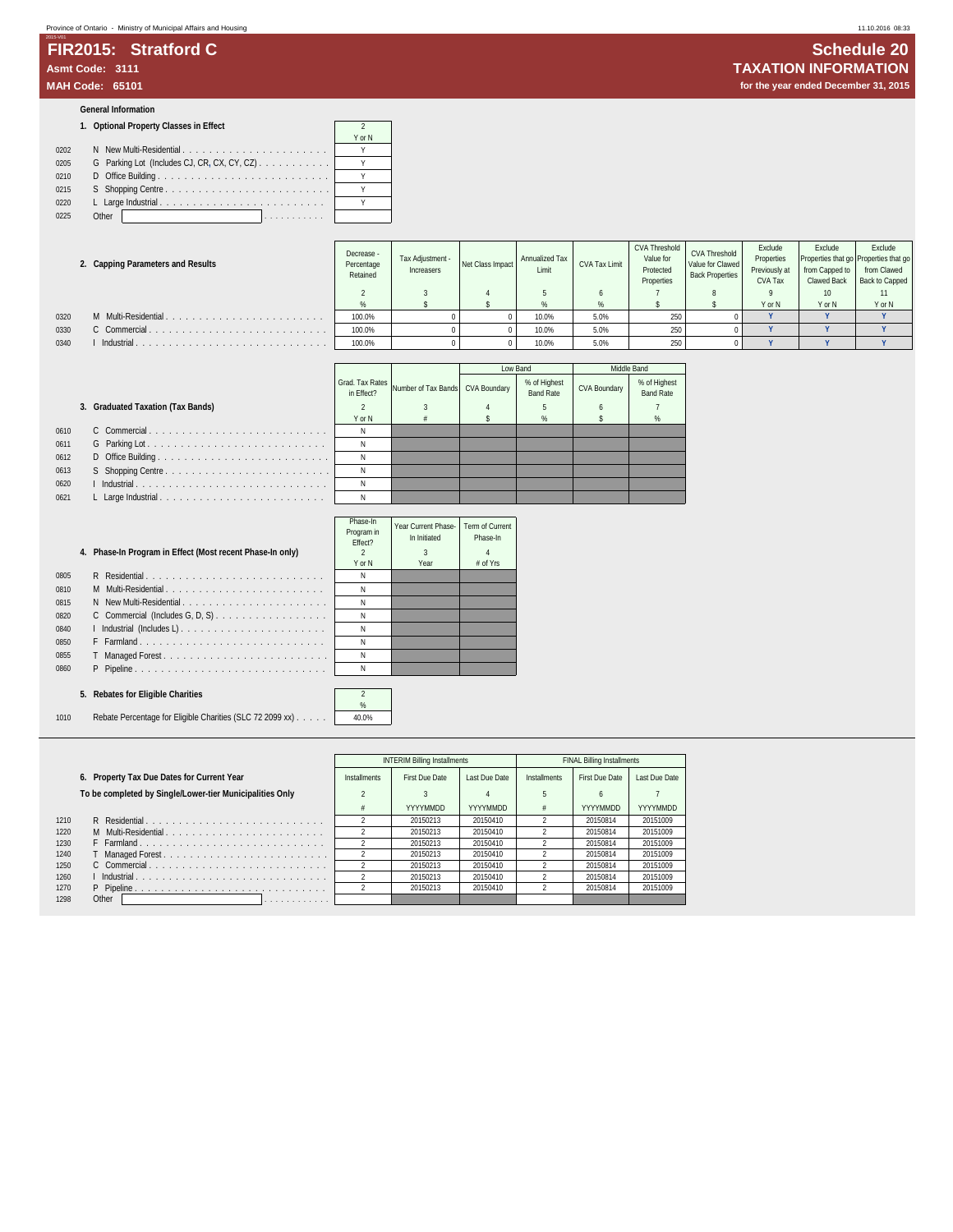# FIR2015: Stratford C

**Asmt Code: 3111**

**MAH Code: 65101**

## Schedule 20

## TAXATION INFORMATION

**for the year ended December 31, 2015**

### General Information

**1. Optional Property Classes in Effect**

| | | 2 |
|---|---|---|
| | | Y or N |
| 0202 | N New Multi-Residential | Y |
| 0205 | G Parking Lot (Includes CJ, CR, CX, CY, CZ) | Y |
| 0210 | D Office Building | Y |
| 0215 | S Shopping Centre | Y |
| 0220 | L Large Industrial | Y |
| 0225 | Other | |

**2. Capping Parameters and Results**

| | | Decrease - Percentage Retained | Tax Adjustment - Increasers | Net Class Impact | Annualized Tax Limit | CVA Tax Limit | CVA Threshold Value for Protected Properties | CVA Threshold Value for Clawed Back Properties | Exclude Properties Previously at CVA Tax | Exclude Properties that go from Capped to Clawed Back | Exclude Properties that go from Clawed Back to Capped |
|---|---|---|---|---|---|---|---|---|---|---|---|
| | | 2 | 3 | 4 | 5 | 6 | 7 | 8 | 9 | 10 | 11 |
| | | % | $ | $ | % | % | $ | $ | Y or N | Y or N | Y or N |
| 0320 | M Multi-Residential | 100.0% | 0 | 0 | 10.0% | 5.0% | 250 | 0 | Y | Y | Y |
| 0330 | C Commercial | 100.0% | 0 | 0 | 10.0% | 5.0% | 250 | 0 | Y | Y | Y |
| 0340 | I Industrial | 100.0% | 0 | 0 | 10.0% | 5.0% | 250 | 0 | Y | Y | Y |

**3. Graduated Taxation (Tax Bands)**

| | | Grad. Tax Rates in Effect? | Number of Tax Bands | Low Band | | Middle Band | |
|---|---|---|---|---|---|---|---|
| | | | | CVA Boundary | % of Highest Band Rate | CVA Boundary | % of Highest Band Rate |
| | | 2 | 3 | 4 | 5 | 6 | 7 |
| | | Y or N | # | $ | % | $ | % |
| 0610 | C Commercial | N | | | | | |
| 0611 | G Parking Lot | N | | | | | |
| 0612 | D Office Building | N | | | | | |
| 0613 | S Shopping Centre | N | | | | | |
| 0620 | I Industrial | N | | | | | |
| 0621 | L Large Industrial | N | | | | | |

**4. Phase-In Program in Effect (Most recent Phase-In only)**

| | | Phase-In Program in Effect? | Year Current Phase-In Initiated | Term of Current Phase-In |
|---|---|---|---|---|
| | | 2 | 3 | 4 |
| | | Y or N | Year | # of Yrs |
| 0805 | R Residential | N | | |
| 0810 | M Multi-Residential | N | | |
| 0815 | N New Multi-Residential | N | | |
| 0820 | C Commercial (Includes G, D, S) | N | | |
| 0840 | I Industrial (Includes L) | N | | |
| 0850 | F Farmland | N | | |
| 0855 | T Managed Forest | N | | |
| 0860 | P Pipeline | N | | |

**5. Rebates for Eligible Charities**

| | | 2 |
|---|---|---|
| | | % |
| 1010 | Rebate Percentage for Eligible Charities (SLC 72 2099 xx) | 40.0% |

**6. Property Tax Due Dates for Current Year**

**To be completed by Single/Lower-tier Municipalities Only**

| | | INTERIM Billing Installments | | | FINAL Billing Installments | | |
|---|---|---|---|---|---|---|---|
| | | Installments | First Due Date | Last Due Date | Installments | First Due Date | Last Due Date |
| | | 2 | 3 | 4 | 5 | 6 | 7 |
| | | # | YYYYMMDD | YYYYMMDD | # | YYYYMMDD | YYYYMMDD |
| 1210 | R Residential | 2 | 20150213 | 20150410 | 2 | 20150814 | 20151009 |
| 1220 | M Multi-Residential | 2 | 20150213 | 20150410 | 2 | 20150814 | 20151009 |
| 1230 | F Farmland | 2 | 20150213 | 20150410 | 2 | 20150814 | 20151009 |
| 1240 | T Managed Forest | 2 | 20150213 | 20150410 | 2 | 20150814 | 20151009 |
| 1250 | C Commercial | 2 | 20150213 | 20150410 | 2 | 20150814 | 20151009 |
| 1260 | I Industrial | 2 | 20150213 | 20150410 | 2 | 20150814 | 20151009 |
| 1270 | P Pipeline | 2 | 20150213 | 20150410 | 2 | 20150814 | 20151009 |
| 1298 | Other | | | | | | |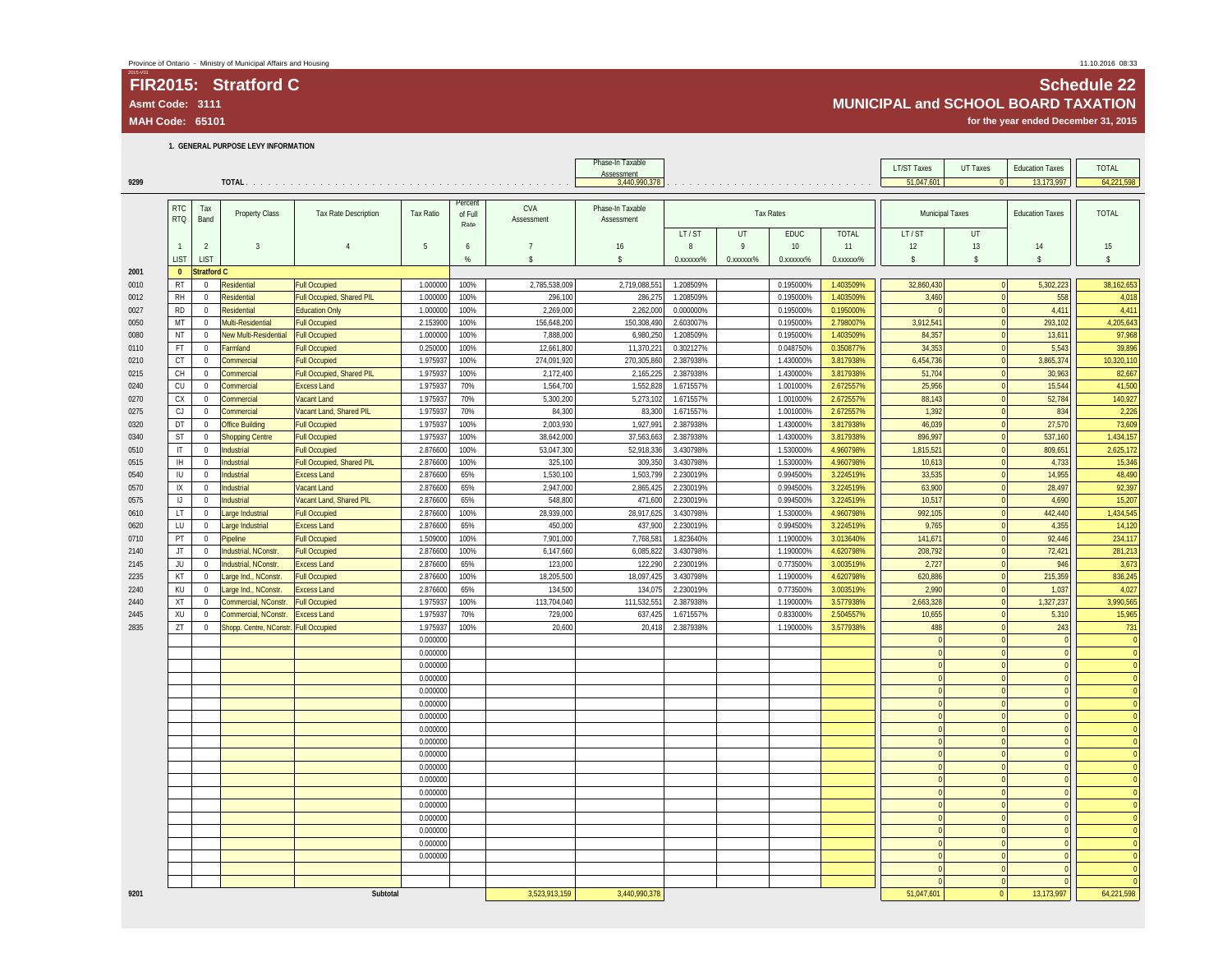Province of Ontario - Ministry of Municipal Affairs and Housing

# FIR2015: Stratford C

**Asmt Code: 3111**

**MAH Code: 65101**

## Schedule 22

## MUNICIPAL and SCHOOL BOARD TAXATION

**for the year ended December 31, 2015**

### 1. GENERAL PURPOSE LEVY INFORMATION

| | | Phase-In Taxable Assessment | LT/ST Taxes | UT Taxes | Education Taxes | TOTAL |
|---|---|---|---|---|---|---|
| 9299 | TOTAL | 3,440,990,378 | 51,047,601 | 0 | 13,173,997 | 64,221,598 |

| | RTC RTQ | Tax Band | Property Class | Tax Rate Description | Tax Ratio | Percent of Full Rate | CVA Assessment | Phase-In Taxable Assessment | Tax Rates | | | | Municipal Taxes | | Education Taxes | TOTAL |
|---|---|---|---|---|---|---|---|---|---|---|---|---|---|---|---|---|
| | | | | | | | | | LT / ST | UT | EDUC | TOTAL | LT / ST | UT | | |
| | 1 | 2 | 3 | 4 | 5 | 6 | 7 | 16 | 8 | 9 | 10 | 11 | 12 | 13 | 14 | 15 |
| | LIST | LIST | | | | % | $ | $ | 0.xxxxxx% | 0.xxxxxx% | 0.xxxxxx% | 0.xxxxxx% | $ | $ | $ | $ |
| 2001 | 0 | Stratford C | | | | | | | | | | | | | | |
| 0010 | RT | 0 | Residential | Full Occupied | 1.000000 | 100% | 2,785,538,009 | 2,719,088,551 | 1.208509% | | 0.195000% | 1.403509% | 32,860,430 | 0 | 5,302,223 | 38,162,653 |
| 0012 | RH | 0 | Residential | Full Occupied, Shared PIL | 1.000000 | 100% | 296,100 | 286,275 | 1.208509% | | 0.195000% | 1.403509% | 3,460 | 0 | 558 | 4,018 |
| 0027 | RD | 0 | Residential | Education Only | 1.000000 | 100% | 2,269,000 | 2,262,000 | 0.000000% | | 0.195000% | 0.195000% | 0 | 0 | 4,411 | 4,411 |
| 0050 | MT | 0 | Multi-Residential | Full Occupied | 2.153900 | 100% | 156,648,200 | 150,308,490 | 2.603007% | | 0.195000% | 2.798007% | 3,912,541 | 0 | 293,102 | 4,205,643 |
| 0080 | NT | 0 | New Multi-Residential | Full Occupied | 1.000000 | 100% | 7,888,000 | 6,980,250 | 1.208509% | | 0.195000% | 1.403509% | 84,357 | 0 | 13,611 | 97,968 |
| 0110 | FT | 0 | Farmland | Full Occupied | 0.250000 | 100% | 12,661,800 | 11,370,221 | 0.302127% | | 0.048750% | 0.350877% | 34,353 | 0 | 5,543 | 39,896 |
| 0210 | CT | 0 | Commercial | Full Occupied | 1.975937 | 100% | 274,091,920 | 270,305,860 | 2.387938% | | 1.430000% | 3.817938% | 6,454,736 | 0 | 3,865,374 | 10,320,110 |
| 0215 | CH | 0 | Commercial | Full Occupied, Shared PIL | 1.975937 | 100% | 2,172,400 | 2,165,225 | 2.387938% | | 1.430000% | 3.817938% | 51,704 | 0 | 30,963 | 82,667 |
| 0240 | CU | 0 | Commercial | Excess Land | 1.975937 | 70% | 1,564,700 | 1,552,828 | 1.671557% | | 1.001000% | 2.672557% | 25,956 | 0 | 15,544 | 41,500 |
| 0270 | CX | 0 | Commercial | Vacant Land | 1.975937 | 70% | 5,300,200 | 5,273,102 | 1.671557% | | 1.001000% | 2.672557% | 88,143 | 0 | 52,784 | 140,927 |
| 0275 | CJ | 0 | Commercial | Vacant Land, Shared PIL | 1.975937 | 70% | 84,300 | 83,300 | 1.671557% | | 1.001000% | 2.672557% | 1,392 | 0 | 834 | 2,226 |
| 0320 | DT | 0 | Office Building | Full Occupied | 1.975937 | 100% | 2,003,930 | 1,927,991 | 2.387938% | | 1.430000% | 3.817938% | 46,039 | 0 | 27,570 | 73,609 |
| 0340 | ST | 0 | Shopping Centre | Full Occupied | 1.975937 | 100% | 38,642,000 | 37,563,663 | 2.387938% | | 1.430000% | 3.817938% | 896,997 | 0 | 537,160 | 1,434,157 |
| 0510 | IT | 0 | Industrial | Full Occupied | 2.876600 | 100% | 53,047,300 | 52,918,336 | 3.430798% | | 1.530000% | 4.960798% | 1,815,521 | 0 | 809,651 | 2,625,172 |
| 0515 | IH | 0 | Industrial | Full Occupied, Shared PIL | 2.876600 | 100% | 325,100 | 309,350 | 3.430798% | | 1.530000% | 4.960798% | 10,613 | 0 | 4,733 | 15,346 |
| 0540 | IU | 0 | Industrial | Excess Land | 2.876600 | 65% | 1,530,100 | 1,503,799 | 2.230019% | | 0.994500% | 3.224519% | 33,535 | 0 | 14,955 | 48,490 |
| 0570 | IX | 0 | Industrial | Vacant Land | 2.876600 | 65% | 2,947,000 | 2,865,425 | 2.230019% | | 0.994500% | 3.224519% | 63,900 | 0 | 28,497 | 92,397 |
| 0575 | IJ | 0 | Industrial | Vacant Land, Shared PIL | 2.876600 | 65% | 548,800 | 471,600 | 2.230019% | | 0.994500% | 3.224519% | 10,517 | 0 | 4,690 | 15,207 |
| 0610 | LT | 0 | Large Industrial | Full Occupied | 2.876600 | 100% | 28,939,000 | 28,917,625 | 3.430798% | | 1.530000% | 4.960798% | 992,105 | 0 | 442,440 | 1,434,545 |
| 0620 | LU | 0 | Large Industrial | Excess Land | 2.876600 | 65% | 450,000 | 437,900 | 2.230019% | | 0.994500% | 3.224519% | 9,765 | 0 | 4,355 | 14,120 |
| 0710 | PT | 0 | Pipeline | Full Occupied | 1.509000 | 100% | 7,901,000 | 7,768,581 | 1.823640% | | 1.190000% | 3.013640% | 141,671 | 0 | 92,446 | 234,117 |
| 2140 | JT | 0 | Industrial, NConstr. | Full Occupied | 2.876600 | 100% | 6,147,660 | 6,085,822 | 3.430798% | | 1.190000% | 4.620798% | 208,792 | 0 | 72,421 | 281,213 |
| 2145 | JU | 0 | Industrial, NConstr. | Excess Land | 2.876600 | 65% | 123,000 | 122,290 | 2.230019% | | 0.773500% | 3.003519% | 2,727 | 0 | 946 | 3,673 |
| 2235 | KT | 0 | Large Ind., NConstr. | Full Occupied | 2.876600 | 100% | 18,205,500 | 18,097,425 | 3.430798% | | 1.190000% | 4.620798% | 620,886 | 0 | 215,359 | 836,245 |
| 2240 | KU | 0 | Large Ind., NConstr. | Excess Land | 2.876600 | 65% | 134,500 | 134,075 | 2.230019% | | 0.773500% | 3.003519% | 2,990 | 0 | 1,037 | 4,027 |
| 2440 | XT | 0 | Commercial, NConstr. | Full Occupied | 1.975937 | 100% | 113,704,040 | 111,532,551 | 2.387938% | | 1.190000% | 3.577938% | 2,663,328 | 0 | 1,327,237 | 3,990,565 |
| 2445 | XU | 0 | Commercial, NConstr. | Excess Land | 1.975937 | 70% | 729,000 | 637,425 | 1.671557% | | 0.833000% | 2.504557% | 10,655 | 0 | 5,310 | 15,965 |
| 2835 | ZT | 0 | Shopp. Centre, NConstr. | Full Occupied | 1.975937 | 100% | 20,600 | 20,418 | 2.387938% | | 1.190000% | 3.577938% | 488 | 0 | 243 | 731 |
| | | | | | 0.000000 | | | | | | | | 0 | 0 | 0 | 0 |
| | | | | | 0.000000 | | | | | | | | 0 | 0 | 0 | 0 |
| | | | | | 0.000000 | | | | | | | | 0 | 0 | 0 | 0 |
| | | | | | 0.000000 | | | | | | | | 0 | 0 | 0 | 0 |
| | | | | | 0.000000 | | | | | | | | 0 | 0 | 0 | 0 |
| | | | | | 0.000000 | | | | | | | | 0 | 0 | 0 | 0 |
| | | | | | 0.000000 | | | | | | | | 0 | 0 | 0 | 0 |
| | | | | | 0.000000 | | | | | | | | 0 | 0 | 0 | 0 |
| | | | | | 0.000000 | | | | | | | | 0 | 0 | 0 | 0 |
| | | | | | 0.000000 | | | | | | | | 0 | 0 | 0 | 0 |
| | | | | | 0.000000 | | | | | | | | 0 | 0 | 0 | 0 |
| | | | | | 0.000000 | | | | | | | | 0 | 0 | 0 | 0 |
| | | | | | 0.000000 | | | | | | | | 0 | 0 | 0 | 0 |
| | | | | | 0.000000 | | | | | | | | 0 | 0 | 0 | 0 |
| | | | | | 0.000000 | | | | | | | | 0 | 0 | 0 | 0 |
| | | | | | 0.000000 | | | | | | | | 0 | 0 | 0 | 0 |
| | | | | | 0.000000 | | | | | | | | 0 | 0 | 0 | 0 |
| | | | | | 0.000000 | | | | | | | | 0 | 0 | 0 | 0 |
| | | | | | | | | | | | | | 0 | 0 | 0 | 0 |
| | | | | | | | | | | | | | 0 | 0 | 0 | 0 |
| 9201 | | | | Subtotal | | | 3,523,913,159 | 3,440,990,378 | | | | | 51,047,601 | 0 | 13,173,997 | 64,221,598 |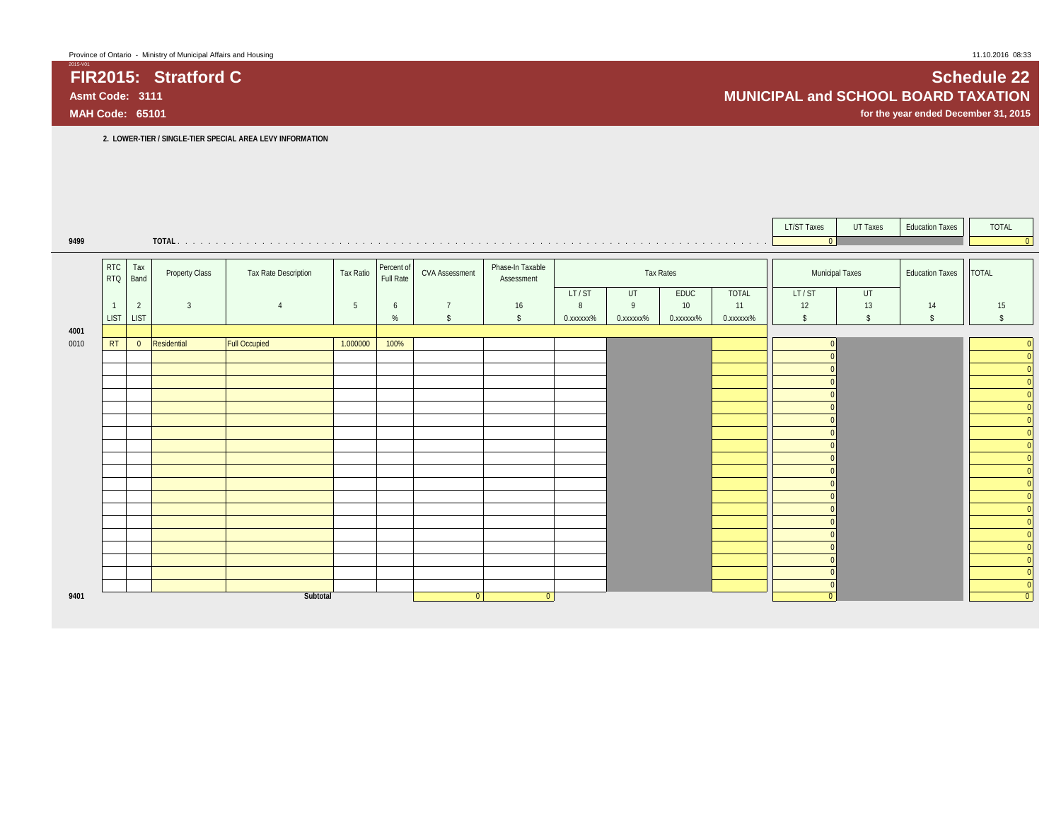# FIR2015: Stratford C

**Asmt Code: 3111**

**MAH Code: 65101**

# Schedule 22

## MUNICIPAL and SCHOOL BOARD TAXATION

**for the year ended December 31, 2015**

**2. LOWER-TIER / SINGLE-TIER SPECIAL AREA LEVY INFORMATION**

| | | LT/ST Taxes | UT Taxes | Education Taxes | TOTAL |
|---|---|---|---|---|---|
| 9499 | TOTAL | 0 | | | 0 |

| | RTC RTQ | Tax Band | Property Class | Tax Rate Description | Tax Ratio | Percent of Full Rate | CVA Assessment | Phase-In Taxable Assessment | Tax Rates | | | | Municipal Taxes | | Education Taxes | TOTAL |
|---|---|---|---|---|---|---|---|---|---|---|---|---|---|---|---|---|
| | | | | | | | | | LT / ST | UT | EDUC | TOTAL | LT / ST | UT | | |
| | 1 | 2 | 3 | 4 | 5 | 6 | 7 | 16 | 8 | 9 | 10 | 11 | 12 | 13 | 14 | 15 |
| | LIST | LIST | | | | % | $ | $ | 0.xxxxxx% | 0.xxxxxx% | 0.xxxxxx% | 0.xxxxxx% | $ | $ | $ | $ |
| 4001 | | | | | | | | | | | | | | | | |
| 0010 | RT | 0 | Residential | Full Occupied | 1.000000 | 100% | | | | | | | 0 | | | 0 |
| | | | | | | | | | | | | | 0 | | | 0 |
| | | | | | | | | | | | | | 0 | | | 0 |
| | | | | | | | | | | | | | 0 | | | 0 |
| | | | | | | | | | | | | | 0 | | | 0 |
| | | | | | | | | | | | | | 0 | | | 0 |
| | | | | | | | | | | | | | 0 | | | 0 |
| | | | | | | | | | | | | | 0 | | | 0 |
| | | | | | | | | | | | | | 0 | | | 0 |
| | | | | | | | | | | | | | 0 | | | 0 |
| | | | | | | | | | | | | | 0 | | | 0 |
| | | | | | | | | | | | | | 0 | | | 0 |
| | | | | | | | | | | | | | 0 | | | 0 |
| | | | | | | | | | | | | | 0 | | | 0 |
| | | | | | | | | | | | | | 0 | | | 0 |
| | | | | | | | | | | | | | 0 | | | 0 |
| | | | | | | | | | | | | | 0 | | | 0 |
| | | | | | | | | | | | | | 0 | | | 0 |
| | | | | | | | | | | | | | 0 | | | 0 |
| | | | | | | | | | | | | | 0 | | | 0 |
| 9401 | | | | Subtotal | | | 0 | 0 | | | | | 0 | | | 0 |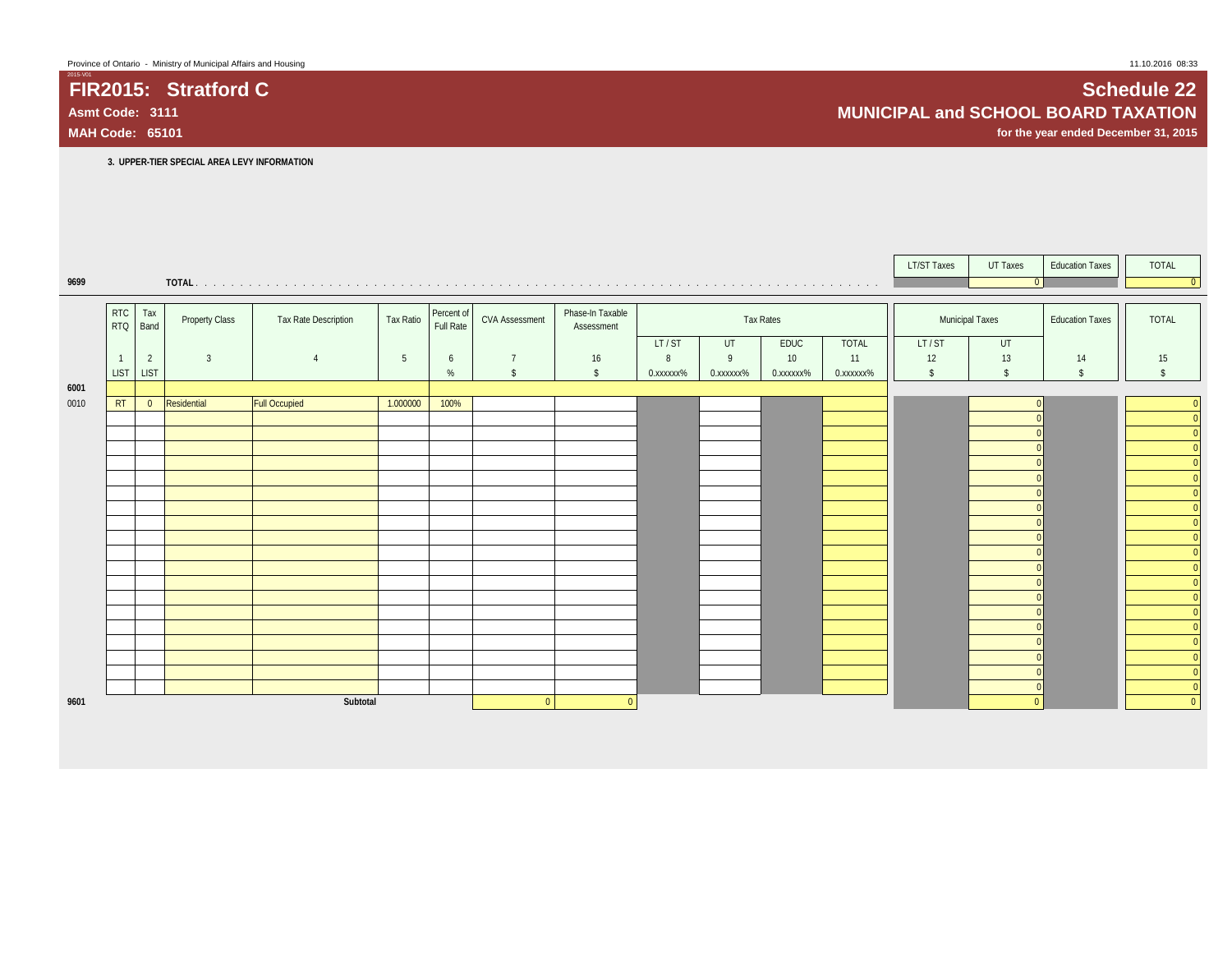# FIR2015: Stratford C

**Asmt Code: 3111**

**MAH Code: 65101**

# Schedule 22

## MUNICIPAL and SCHOOL BOARD TAXATION

**for the year ended December 31, 2015**

**3. UPPER-TIER SPECIAL AREA LEVY INFORMATION**

| | | LT/ST Taxes | UT Taxes | Education Taxes | TOTAL |
|---|---|---|---|---|---|
| 9699 | TOTAL | | 0 | | 0 |

| | RTC RTQ | Tax Band | Property Class | Tax Rate Description | Tax Ratio | Percent of Full Rate | CVA Assessment | Phase-In Taxable Assessment | Tax Rates | | | | Municipal Taxes | | Education Taxes | TOTAL |
|---|---|---|---|---|---|---|---|---|---|---|---|---|---|---|---|---|
| | | | | | | | | | LT / ST | UT | EDUC | TOTAL | LT / ST | UT | | |
| | 1 | 2 | 3 | 4 | 5 | 6 | 7 | 16 | 8 | 9 | 10 | 11 | 12 | 13 | 14 | 15 |
| | LIST | LIST | | | | % | $ | $ | 0.xxxxxx% | 0.xxxxxx% | 0.xxxxxx% | 0.xxxxxx% | $ | $ | $ | $ |
| 6001 | | | | | | | | | | | | | | | | |
| 0010 | RT | 0 | Residential | Full Occupied | 1.000000 | 100% | | | | | | | | 0 | | 0 |
| | | | | | | | | | | | | | | 0 | | 0 |
| | | | | | | | | | | | | | | 0 | | 0 |
| | | | | | | | | | | | | | | 0 | | 0 |
| | | | | | | | | | | | | | | 0 | | 0 |
| | | | | | | | | | | | | | | 0 | | 0 |
| | | | | | | | | | | | | | | 0 | | 0 |
| | | | | | | | | | | | | | | 0 | | 0 |
| | | | | | | | | | | | | | | 0 | | 0 |
| | | | | | | | | | | | | | | 0 | | 0 |
| | | | | | | | | | | | | | | 0 | | 0 |
| | | | | | | | | | | | | | | 0 | | 0 |
| | | | | | | | | | | | | | | 0 | | 0 |
| | | | | | | | | | | | | | | 0 | | 0 |
| | | | | | | | | | | | | | | 0 | | 0 |
| | | | | | | | | | | | | | | 0 | | 0 |
| | | | | | | | | | | | | | | 0 | | 0 |
| | | | | | | | | | | | | | | 0 | | 0 |
| | | | | | | | | | | | | | | 0 | | 0 |
| | | | | | | | | | | | | | | 0 | | 0 |
| 9601 | | | | Subtotal | | | 0 | 0 | | | | | | 0 | | 0 |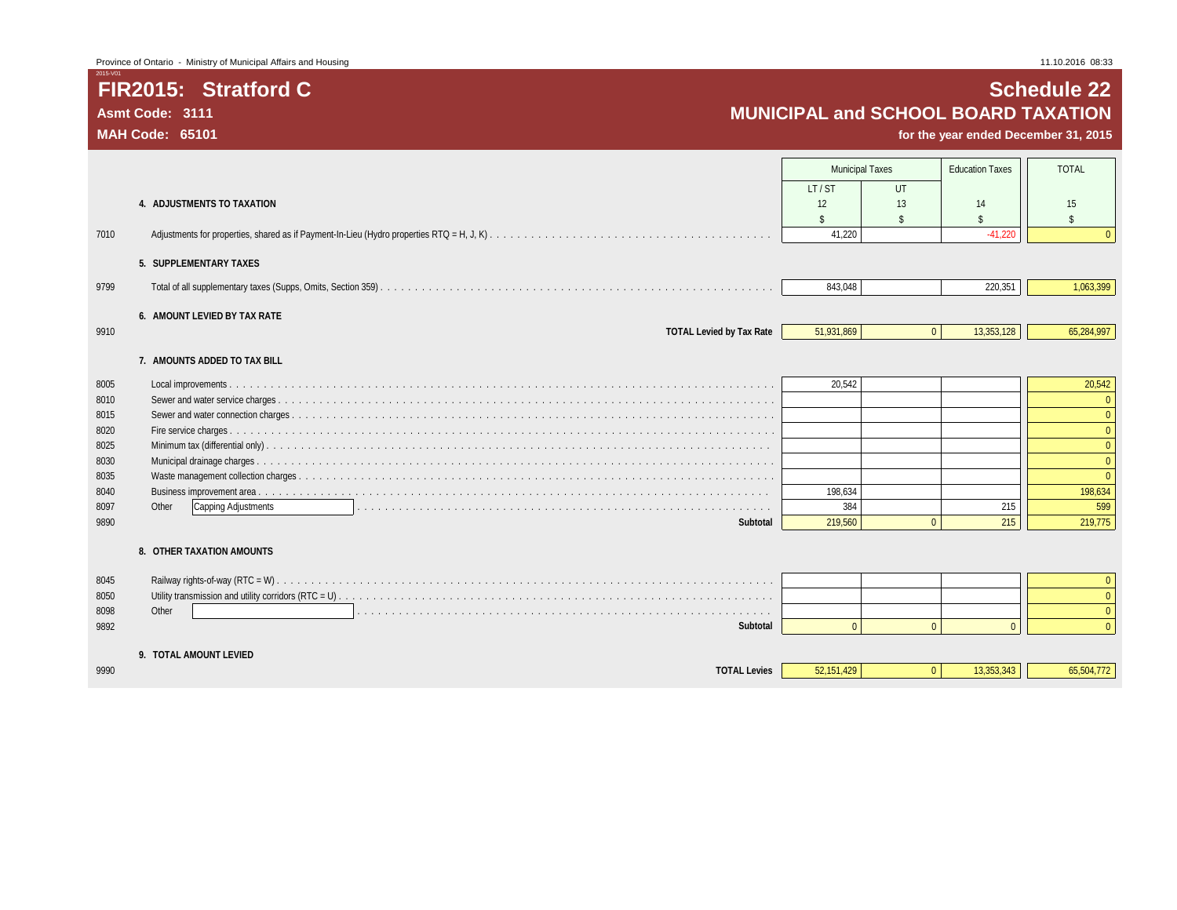Province of Ontario - Ministry of Municipal Affairs and Housing

2015-V01

# FIR2015: Stratford C

**Asmt Code: 3111**

**MAH Code: 65101**

# Schedule 22

## MUNICIPAL and SCHOOL BOARD TAXATION

**for the year ended December 31, 2015**

| | | Municipal Taxes | | Education Taxes | TOTAL |
|---|---|---|---|---|---|
| | | LT / ST | UT | | |
| | **4. ADJUSTMENTS TO TAXATION** | 12 | 13 | 14 | 15 |
| | | $ | $ | $ | $ |
| 7010 | Adjustments for properties, shared as if Payment-In-Lieu (Hydro properties RTQ = H, J, K) | 41,220 | | -41,220 | 0 |
| | **5. SUPPLEMENTARY TAXES** | | | | |
| 9799 | Total of all supplementary taxes (Supps, Omits, Section 359) | 843,048 | | 220,351 | 1,063,399 |
| | **6. AMOUNT LEVIED BY TAX RATE** | | | | |
| 9910 | **TOTAL Levied by Tax Rate** | 51,931,869 | 0 | 13,353,128 | 65,284,997 |
| | **7. AMOUNTS ADDED TO TAX BILL** | | | | |
| 8005 | Local improvements | 20,542 | | | 20,542 |
| 8010 | Sewer and water service charges | | | | 0 |
| 8015 | Sewer and water connection charges | | | | 0 |
| 8020 | Fire service charges | | | | 0 |
| 8025 | Minimum tax (differential only) | | | | 0 |
| 8030 | Municipal drainage charges | | | | 0 |
| 8035 | Waste management collection charges | | | | 0 |
| 8040 | Business improvement area | 198,634 | | | 198,634 |
| 8097 | Other Capping Adjustments | 384 | | 215 | 599 |
| 9890 | **Subtotal** | 219,560 | 0 | 215 | 219,775 |
| | **8. OTHER TAXATION AMOUNTS** | | | | |
| 8045 | Railway rights-of-way (RTC = W) | | | | 0 |
| 8050 | Utility transmission and utility corridors (RTC = U) | | | | 0 |
| 8098 | Other | | | | 0 |
| 9892 | **Subtotal** | 0 | 0 | 0 | 0 |
| | **9. TOTAL AMOUNT LEVIED** | | | | |
| 9990 | **TOTAL Levies** | 52,151,429 | 0 | 13,353,343 | 65,504,772 |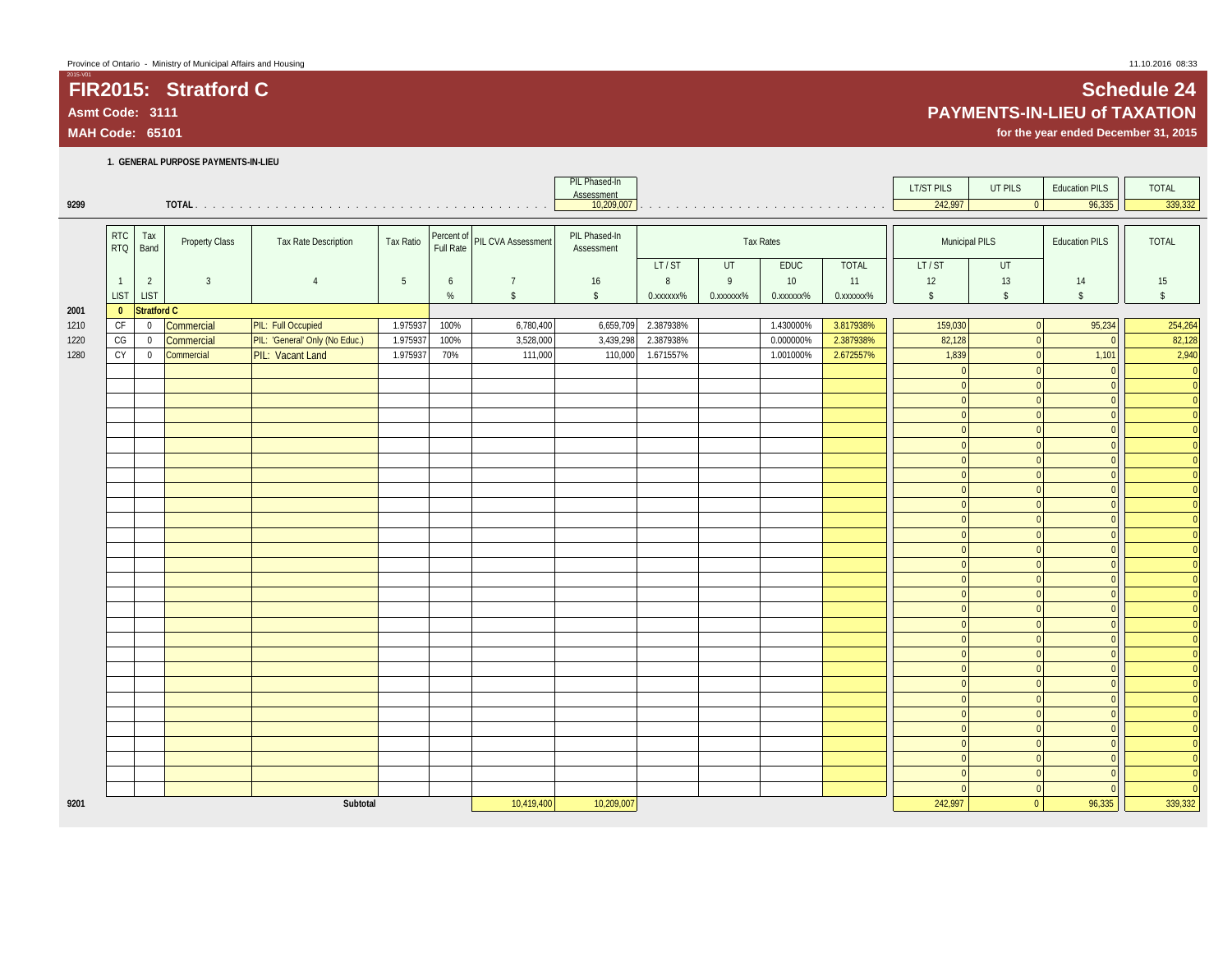Province of Ontario - Ministry of Municipal Affairs and Housing

# FIR2015: Stratford C

**Asmt Code: 3111**

**MAH Code: 65101**

## Schedule 24

## PAYMENTS-IN-LIEU of TAXATION

**for the year ended December 31, 2015**

### 1. GENERAL PURPOSE PAYMENTS-IN-LIEU

| | | PIL Phased-In Assessment | LT/ST PILS | UT PILS | Education PILS | TOTAL |
|---|---|---|---|---|---|---|
| 9299 | TOTAL | 10,209,007 | 242,997 | 0 | 96,335 | 339,332 |

| | RTC RTQ | Tax Band | Property Class | Tax Rate Description | Tax Ratio | Percent of Full Rate | PIL CVA Assessment | PIL Phased-In Assessment | Tax Rates LT / ST | Tax Rates UT | Tax Rates EDUC | Tax Rates TOTAL | Municipal PILS LT / ST | Municipal PILS UT | Education PILS | TOTAL |
|---|---|---|---|---|---|---|---|---|---|---|---|---|---|---|---|---|
| | 1 | 2 | 3 | 4 | 5 | 6 | 7 | 16 | 8 | 9 | 10 | 11 | 12 | 13 | 14 | 15 |
| | LIST | LIST | | | | % | $ | $ | 0.xxxxxx% | 0.xxxxxx% | 0.xxxxxx% | 0.xxxxxx% | $ | $ | $ | $ |
| 2001 | 0 | Stratford C | | | | | | | | | | | | | | |
| 1210 | CF | 0 | Commercial | PIL: Full Occupied | 1.975937 | 100% | 6,780,400 | 6,659,709 | 2.387938% | | 1.430000% | 3.817938% | 159,030 | 0 | 95,234 | 254,264 |
| 1220 | CG | 0 | Commercial | PIL: 'General' Only (No Educ.) | 1.975937 | 100% | 3,528,000 | 3,439,298 | 2.387938% | | 0.000000% | 2.387938% | 82,128 | 0 | 0 | 82,128 |
| 1280 | CY | 0 | Commercial | PIL: Vacant Land | 1.975937 | 70% | 111,000 | 110,000 | 1.671557% | | 1.001000% | 2.672557% | 1,839 | 0 | 1,101 | 2,940 |
| 9201 | | | | Subtotal | | | 10,419,400 | 10,209,007 | | | | | 242,997 | 0 | 96,335 | 339,332 |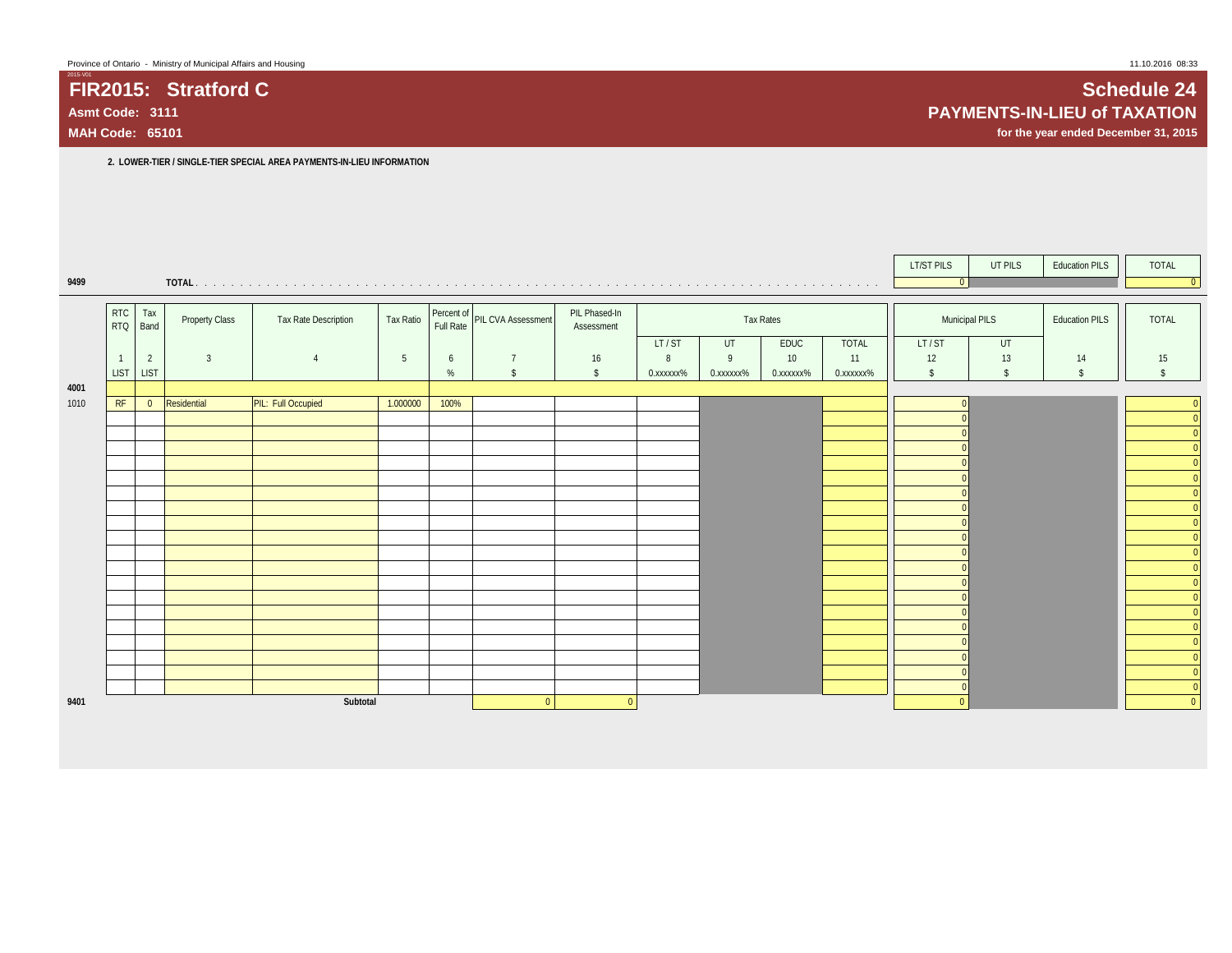Province of Ontario - Ministry of Municipal Affairs and Housing

# FIR2015: Stratford C

**Asmt Code: 3111**

**MAH Code: 65101**

## Schedule 24

## PAYMENTS-IN-LIEU of TAXATION

**for the year ended December 31, 2015**

**2. LOWER-TIER / SINGLE-TIER SPECIAL AREA PAYMENTS-IN-LIEU INFORMATION**

| | | LT/ST PILS | UT PILS | Education PILS | TOTAL |
|---|---|---|---|---|---|
| 9499 | TOTAL | 0 | | | 0 |

| | RTC RTQ | Tax Band | Property Class | Tax Rate Description | Tax Ratio | Percent of Full Rate | PIL CVA Assessment | PIL Phased-In Assessment | Tax Rates | | | | Municipal PILS | | Education PILS | TOTAL |
|---|---|---|---|---|---|---|---|---|---|---|---|---|---|---|---|---|
| | | | | | | | | | LT / ST | UT | EDUC | TOTAL | LT / ST | UT | | |
| | 1 | 2 | 3 | 4 | 5 | 6 | 7 | 16 | 8 | 9 | 10 | 11 | 12 | 13 | 14 | 15 |
| | LIST | LIST | | | | % | $ | $ | 0.xxxxxx% | 0.xxxxxx% | 0.xxxxxx% | 0.xxxxxx% | $ | $ | $ | $ |
| 4001 | | | | | | | | | | | | | | | | |
| 1010 | RF | 0 | Residential | PIL: Full Occupied | 1.000000 | 100% | | | | | | | 0 | | | 0 |
| | | | | | | | | | | | | | 0 | | | 0 |
| | | | | | | | | | | | | | 0 | | | 0 |
| | | | | | | | | | | | | | 0 | | | 0 |
| | | | | | | | | | | | | | 0 | | | 0 |
| | | | | | | | | | | | | | 0 | | | 0 |
| | | | | | | | | | | | | | 0 | | | 0 |
| | | | | | | | | | | | | | 0 | | | 0 |
| | | | | | | | | | | | | | 0 | | | 0 |
| | | | | | | | | | | | | | 0 | | | 0 |
| | | | | | | | | | | | | | 0 | | | 0 |
| | | | | | | | | | | | | | 0 | | | 0 |
| | | | | | | | | | | | | | 0 | | | 0 |
| | | | | | | | | | | | | | 0 | | | 0 |
| | | | | | | | | | | | | | 0 | | | 0 |
| | | | | | | | | | | | | | 0 | | | 0 |
| | | | | | | | | | | | | | 0 | | | 0 |
| | | | | | | | | | | | | | 0 | | | 0 |
| | | | | | | | | | | | | | 0 | | | 0 |
| | | | | | | | | | | | | | 0 | | | 0 |
| 9401 | | | | Subtotal | | | 0 | 0 | | | | | 0 | | | 0 |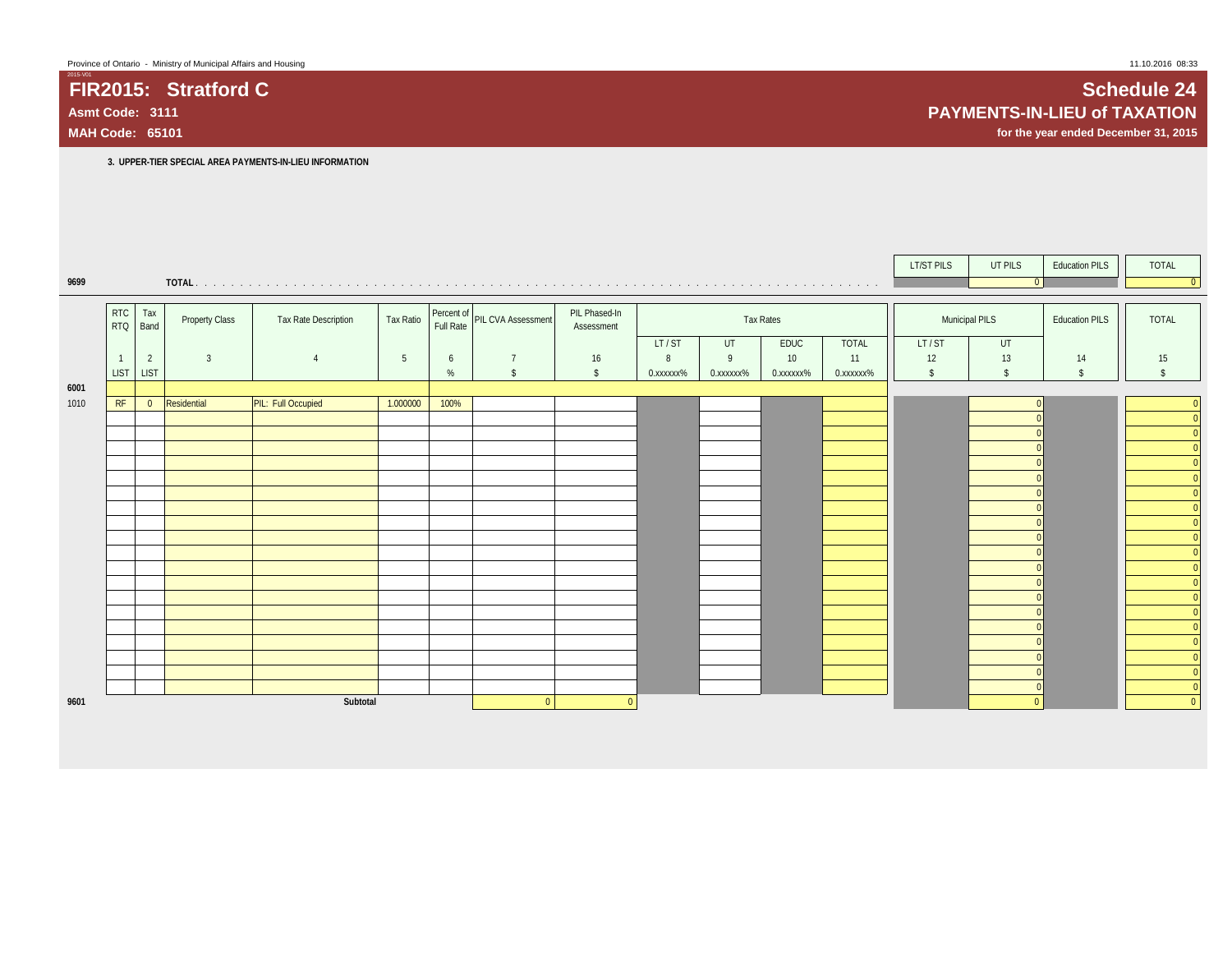# FIR2015: Stratford C

**Asmt Code: 3111**

**MAH Code: 65101**

## Schedule 24

## PAYMENTS-IN-LIEU of TAXATION

**for the year ended December 31, 2015**

**3. UPPER-TIER SPECIAL AREA PAYMENTS-IN-LIEU INFORMATION**

| | | LT/ST PILS | UT PILS | Education PILS | TOTAL |
|---|---|---|---|---|---|
| 9699 | TOTAL | | 0 | | 0 |

| | RTC RTQ | Tax Band | Property Class | Tax Rate Description | Tax Ratio | Percent of Full Rate | PIL CVA Assessment | PIL Phased-In Assessment | Tax Rates | | | | Municipal PILS | | Education PILS | TOTAL |
|---|---|---|---|---|---|---|---|---|---|---|---|---|---|---|---|---|
| | | | | | | | | | LT / ST | UT | EDUC | TOTAL | LT / ST | UT | | |
| | 1 | 2 | 3 | 4 | 5 | 6 | 7 | 16 | 8 | 9 | 10 | 11 | 12 | 13 | 14 | 15 |
| | LIST | LIST | | | | % | $ | $ | 0.xxxxxx% | 0.xxxxxx% | 0.xxxxxx% | 0.xxxxxx% | $ | $ | $ | $ |
| 6001 | | | | | | | | | | | | | | | | |
| 1010 | RF | 0 | Residential | PIL: Full Occupied | 1.000000 | 100% | | | | | | | | 0 | | 0 |
| | | | | | | | | | | | | | | 0 | | 0 |
| | | | | | | | | | | | | | | 0 | | 0 |
| | | | | | | | | | | | | | | 0 | | 0 |
| | | | | | | | | | | | | | | 0 | | 0 |
| | | | | | | | | | | | | | | 0 | | 0 |
| | | | | | | | | | | | | | | 0 | | 0 |
| | | | | | | | | | | | | | | 0 | | 0 |
| | | | | | | | | | | | | | | 0 | | 0 |
| | | | | | | | | | | | | | | 0 | | 0 |
| | | | | | | | | | | | | | | 0 | | 0 |
| | | | | | | | | | | | | | | 0 | | 0 |
| | | | | | | | | | | | | | | 0 | | 0 |
| | | | | | | | | | | | | | | 0 | | 0 |
| | | | | | | | | | | | | | | 0 | | 0 |
| | | | | | | | | | | | | | | 0 | | 0 |
| | | | | | | | | | | | | | | 0 | | 0 |
| | | | | | | | | | | | | | | 0 | | 0 |
| | | | | | | | | | | | | | | 0 | | 0 |
| | | | | | | | | | | | | | | 0 | | 0 |
| 9601 | | | | Subtotal | | | 0 | 0 | | | | | | 0 | | 0 |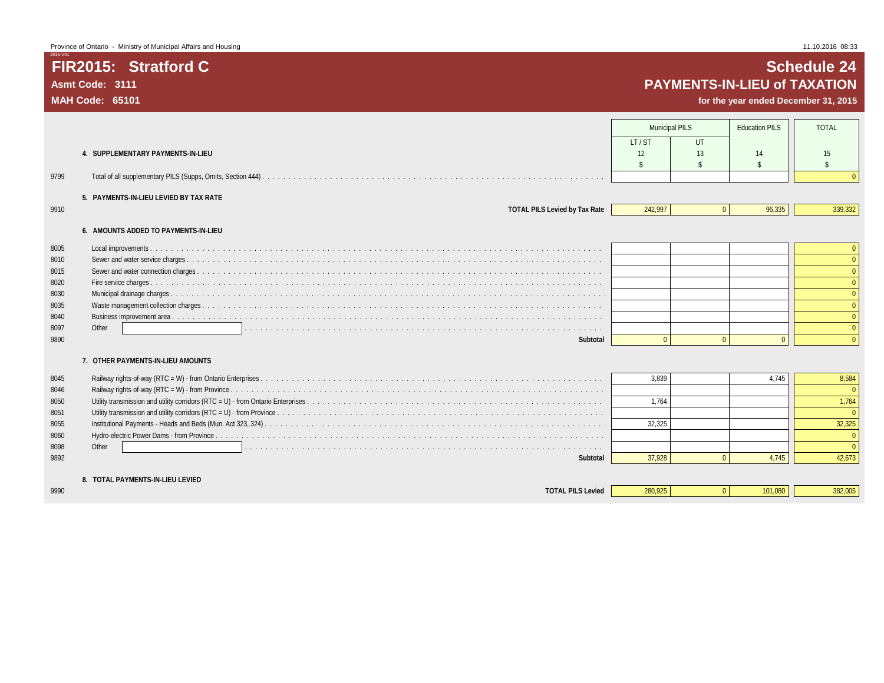# FIR2015: Stratford C

**Asmt Code: 3111**

**MAH Code: 65101**

## Schedule 24
## PAYMENTS-IN-LIEU of TAXATION

**for the year ended December 31, 2015**

| | | Municipal PILS | | Education PILS | TOTAL |
|---|---|---|---|---|---|
| | | LT / ST | UT | | |
| | **4. SUPPLEMENTARY PAYMENTS-IN-LIEU** | 12 | 13 | 14 | 15 |
| | | $ | $ | $ | $ |
| 9799 | Total of all supplementary PILS (Supps, Omits, Section 444) | | | | 0 |
| | **5. PAYMENTS-IN-LIEU LEVIED BY TAX RATE** | | | | |
| 9910 | **TOTAL PILS Levied by Tax Rate** | 242,997 | 0 | 96,335 | 339,332 |
| | **6. AMOUNTS ADDED TO PAYMENTS-IN-LIEU** | | | | |
| 8005 | Local improvements | | | | 0 |
| 8010 | Sewer and water service charges | | | | 0 |
| 8015 | Sewer and water connection charges | | | | 0 |
| 8020 | Fire service charges | | | | 0 |
| 8030 | Municipal drainage charges | | | | 0 |
| 8035 | Waste management collection charges | | | | 0 |
| 8040 | Business improvement area | | | | 0 |
| 8097 | Other | | | | 0 |
| 9890 | **Subtotal** | 0 | 0 | 0 | 0 |
| | **7. OTHER PAYMENTS-IN-LIEU AMOUNTS** | | | | |
| 8045 | Railway rights-of-way (RTC = W) - from Ontario Enterprises | 3,839 | | 4,745 | 8,584 |
| 8046 | Railway rights-of-way (RTC = W) - from Province | | | | 0 |
| 8050 | Utility transmission and utility corridors (RTC = U) - from Ontario Enterprises | 1,764 | | | 1,764 |
| 8051 | Utility transmission and utility corridors (RTC = U) - from Province | | | | 0 |
| 8055 | Institutional Payments - Heads and Beds (Mun. Act 323, 324) | 32,325 | | | 32,325 |
| 8060 | Hydro-electric Power Dams - from Province | | | | 0 |
| 8098 | Other | | | | 0 |
| 9892 | **Subtotal** | 37,928 | 0 | 4,745 | 42,673 |
| | **8. TOTAL PAYMENTS-IN-LIEU LEVIED** | | | | |
| 9990 | **TOTAL PILS Levied** | 280,925 | 0 | 101,080 | 382,005 |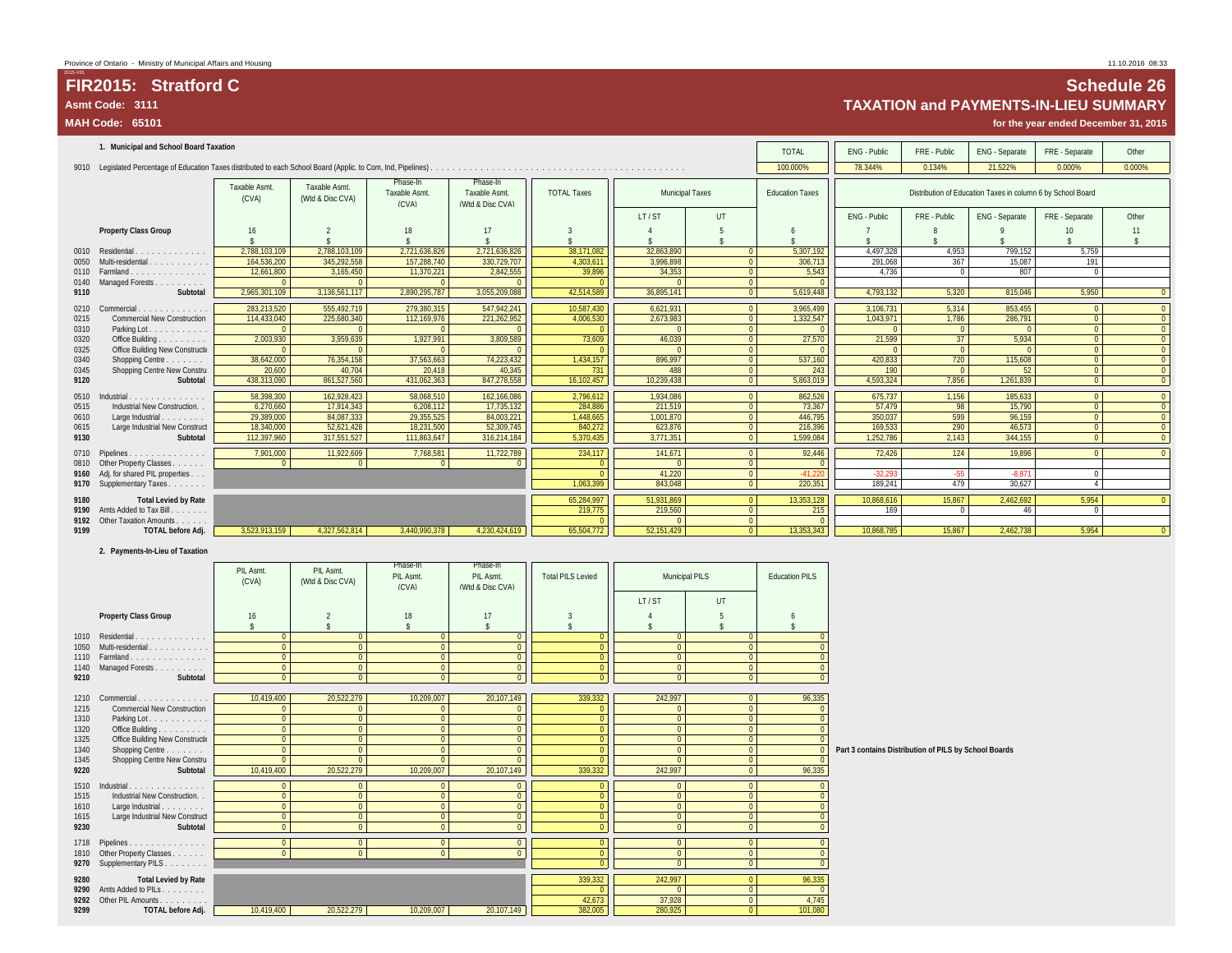Province of Ontario - Ministry of Municipal Affairs and Housing

# FIR2015: Stratford C

**Asmt Code: 3111**

**MAH Code: 65101**

# Schedule 26

## TAXATION and PAYMENTS-IN-LIEU SUMMARY

**for the year ended December 31, 2015**

### 1. Municipal and School Board Taxation

| | | TOTAL | ENG - Public | FRE - Public | ENG - Separate | FRE - Separate | Other |
|---|---|---|---|---|---|---|---|
| 9010 | Legislated Percentage of Education Taxes distributed to each School Board (Applic. to Com, Ind, Pipelines) | 100.000% | 78.344% | 0.134% | 21.522% | 0.000% | 0.000% |

| | Property Class Group | Taxable Asmt. (CVA) | Taxable Asmt. (Wtd & Disc CVA) | Phase-In Taxable Asmt. (CVA) | Phase-In Taxable Asmt. (Wtd & Disc CVA) | TOTAL Taxes | Municipal Taxes LT / ST | Municipal Taxes UT | Education Taxes | ENG - Public | FRE - Public | ENG - Separate | FRE - Separate | Other |
|---|---|---|---|---|---|---|---|---|---|---|---|---|---|---|
| | | 16 | 2 | 18 | 17 | 3 | 4 | 5 | 6 | 7 | 8 | 9 | 10 | 11 |
| | | $ | $ | $ | $ | $ | $ | $ | $ | $ | $ | $ | $ | $ |
| 0010 | Residential | 2,788,103,109 | 2,788,103,109 | 2,721,636,826 | 2,721,636,826 | 38,171,082 | 32,863,890 | 0 | 5,307,192 | 4,497,328 | 4,953 | 799,152 | 5,759 | |
| 0050 | Multi-residential | 164,536,200 | 345,292,558 | 157,288,740 | 330,729,707 | 4,303,611 | 3,996,898 | 0 | 306,713 | 291,068 | 367 | 15,087 | 191 | |
| 0110 | Farmland | 12,661,800 | 3,165,450 | 11,370,221 | 2,842,555 | 39,896 | 34,353 | 0 | 5,543 | 4,736 | 0 | 807 | 0 | |
| 0140 | Managed Forests | 0 | 0 | 0 | 0 | 0 | 0 | 0 | 0 | | | | | |
| 9110 | Subtotal | 2,965,301,109 | 3,136,561,117 | 2,890,295,787 | 3,055,209,088 | 42,514,589 | 36,895,141 | 0 | 5,619,448 | 4,793,132 | 5,320 | 815,046 | 5,950 | 0 |
| 0210 | Commercial | 283,213,520 | 555,492,719 | 279,380,315 | 547,942,241 | 10,587,430 | 6,621,931 | 0 | 3,965,499 | 3,106,731 | 5,314 | 853,455 | 0 | 0 |
| 0215 | Commercial New Construction | 114,433,040 | 225,680,340 | 112,169,976 | 221,262,952 | 4,006,530 | 2,673,983 | 0 | 1,332,547 | 1,043,971 | 1,786 | 286,791 | 0 | 0 |
| 0310 | Parking Lot | 0 | 0 | 0 | 0 | 0 | 0 | 0 | 0 | 0 | 0 | 0 | 0 | 0 |
| 0320 | Office Building | 2,003,930 | 3,959,639 | 1,927,991 | 3,809,589 | 73,609 | 46,039 | 0 | 27,570 | 21,599 | 37 | 5,934 | 0 | 0 |
| 0325 | Office Building New Constructi | 0 | 0 | 0 | 0 | 0 | 0 | 0 | 0 | 0 | 0 | 0 | 0 | 0 |
| 0340 | Shopping Centre | 38,642,000 | 76,354,158 | 37,563,663 | 74,223,432 | 1,434,157 | 896,997 | 0 | 537,160 | 420,833 | 720 | 115,608 | 0 | 0 |
| 0345 | Shopping Centre New Constru | 20,600 | 40,704 | 20,418 | 40,345 | 731 | 488 | 0 | 243 | 190 | 0 | 52 | 0 | 0 |
| 9120 | Subtotal | 438,313,090 | 861,527,560 | 431,062,363 | 847,278,558 | 16,102,457 | 10,239,438 | 0 | 5,863,019 | 4,593,324 | 7,856 | 1,261,839 | 0 | 0 |
| 0510 | Industrial | 58,398,300 | 162,928,423 | 58,068,510 | 162,166,086 | 2,796,612 | 1,934,086 | 0 | 862,526 | 675,737 | 1,156 | 185,633 | 0 | 0 |
| 0515 | Industrial New Construction. | 6,270,660 | 17,914,343 | 6,208,112 | 17,735,132 | 284,886 | 211,519 | 0 | 73,367 | 57,479 | 98 | 15,790 | 0 | 0 |
| 0610 | Large Industrial | 29,389,000 | 84,087,333 | 29,355,525 | 84,003,221 | 1,448,665 | 1,001,870 | 0 | 446,795 | 350,037 | 599 | 96,159 | 0 | 0 |
| 0615 | Large Industrial New Construct | 18,340,000 | 52,621,428 | 18,231,500 | 52,309,745 | 840,272 | 623,876 | 0 | 216,396 | 169,533 | 290 | 46,573 | 0 | 0 |
| 9130 | Subtotal | 112,397,960 | 317,551,527 | 111,863,647 | 316,214,184 | 5,370,435 | 3,771,351 | 0 | 1,599,084 | 1,252,786 | 2,143 | 344,155 | 0 | 0 |
| 0710 | Pipelines | 7,901,000 | 11,922,609 | 7,768,581 | 11,722,789 | 234,117 | 141,671 | 0 | 92,446 | 72,426 | 124 | 19,896 | 0 | 0 |
| 0810 | Other Property Classes | 0 | 0 | 0 | 0 | 0 | 0 | 0 | 0 | | | | | |
| 9160 | Adj. for shared PIL properties | | | | | 0 | 41,220 | 0 | -41,220 | -32,293 | -55 | -8,871 | 0 | |
| 9170 | Supplementary Taxes | | | | | 1,063,399 | 843,048 | 0 | 220,351 | 189,241 | 479 | 30,627 | 4 | |
| 9180 | Total Levied by Rate | | | | | 65,284,997 | 51,931,869 | 0 | 13,353,128 | 10,868,616 | 15,867 | 2,462,692 | 5,954 | 0 |
| 9190 | Amts Added to Tax Bill | | | | | 219,775 | 219,560 | 0 | 215 | 169 | 0 | 46 | 0 | |
| 9192 | Other Taxation Amounts | | | | | 0 | 0 | 0 | | | | | | |
| 9199 | TOTAL before Adj. | 3,523,913,159 | 4,327,562,814 | 3,440,990,378 | 4,230,424,619 | 65,504,772 | 52,151,429 | 0 | 13,353,343 | 10,868,785 | 15,867 | 2,462,738 | 5,954 | 0 |

### 2. Payments-In-Lieu of Taxation

| | Property Class Group | PIL Asmt. (CVA) | PIL Asmt. (Wtd & Disc CVA) | Phase-In PIL Asmt. (CVA) | Phase-In PIL Asmt. (Wtd & Disc CVA) | Total PILS Levied | Municipal PILS LT / ST | Municipal PILS UT | Education PILS |
|---|---|---|---|---|---|---|---|---|---|
| | | 16 | 2 | 18 | 17 | 3 | 4 | 5 | 6 |
| | | $ | $ | $ | $ | $ | $ | $ | $ |
| 1010 | Residential | 0 | 0 | 0 | 0 | 0 | 0 | 0 | 0 |
| 1050 | Multi-residential | 0 | 0 | 0 | 0 | 0 | 0 | 0 | 0 |
| 1110 | Farmland | 0 | 0 | 0 | 0 | 0 | 0 | 0 | 0 |
| 1140 | Managed Forests | 0 | 0 | 0 | 0 | 0 | 0 | 0 | 0 |
| 9210 | Subtotal | 0 | 0 | 0 | 0 | 0 | 0 | 0 | 0 |
| 1210 | Commercial | 10,419,400 | 20,522,279 | 10,209,007 | 20,107,149 | 339,332 | 242,997 | 0 | 96,335 |
| 1215 | Commercial New Construction | 0 | 0 | 0 | 0 | 0 | 0 | 0 | 0 |
| 1310 | Parking Lot | 0 | 0 | 0 | 0 | 0 | 0 | 0 | 0 |
| 1320 | Office Building | 0 | 0 | 0 | 0 | 0 | 0 | 0 | 0 |
| 1325 | Office Building New Constructi | 0 | 0 | 0 | 0 | 0 | 0 | 0 | 0 |
| 1340 | Shopping Centre | 0 | 0 | 0 | 0 | 0 | 0 | 0 | 0 |
| 1345 | Shopping Centre New Constru | 0 | 0 | 0 | 0 | 0 | 0 | 0 | 0 |
| 9220 | Subtotal | 10,419,400 | 20,522,279 | 10,209,007 | 20,107,149 | 339,332 | 242,997 | 0 | 96,335 |
| 1510 | Industrial | 0 | 0 | 0 | 0 | 0 | 0 | 0 | 0 |
| 1515 | Industrial New Construction. | 0 | 0 | 0 | 0 | 0 | 0 | 0 | 0 |
| 1610 | Large Industrial | 0 | 0 | 0 | 0 | 0 | 0 | 0 | 0 |
| 1615 | Large Industrial New Construct | 0 | 0 | 0 | 0 | 0 | 0 | 0 | 0 |
| 9230 | Subtotal | 0 | 0 | 0 | 0 | 0 | 0 | 0 | 0 |
| 1718 | Pipelines | 0 | 0 | 0 | 0 | 0 | 0 | 0 | 0 |
| 1810 | Other Property Classes | 0 | 0 | 0 | 0 | 0 | 0 | 0 | 0 |
| 9270 | Supplementary PILS | | | | | 0 | 0 | 0 | 0 |
| 9280 | Total Levied by Rate | | | | | 339,332 | 242,997 | 0 | 96,335 |
| 9290 | Amts Added to PILs | | | | | 0 | 0 | 0 | 0 |
| 9292 | Other PIL Amounts | | | | | 42,673 | 37,928 | 0 | 4,745 |
| 9299 | TOTAL before Adj. | 10,419,400 | 20,522,279 | 10,209,007 | 20,107,149 | 382,005 | 280,925 | 0 | 101,080 |

**Part 3 contains Distribution of PILS by School Boards**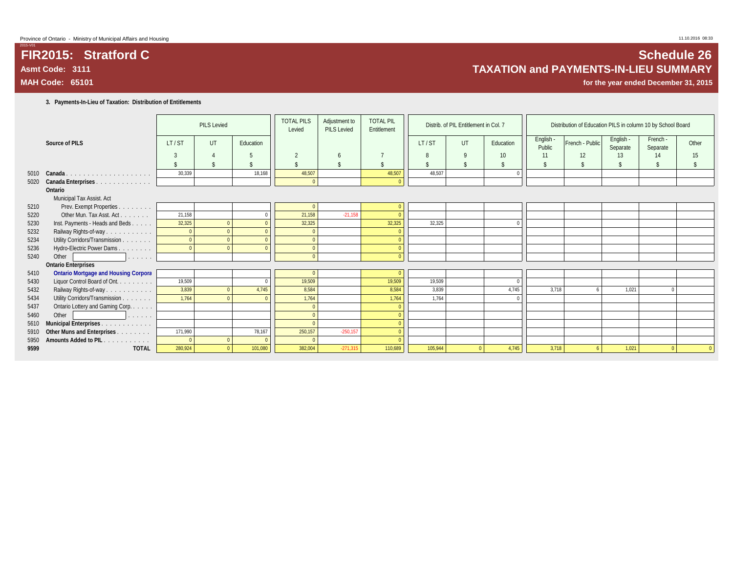Province of Ontario - Ministry of Municipal Affairs and Housing

# FIR2015: Stratford C

**Asmt Code: 3111**

**MAH Code: 65101**

# Schedule 26

## TAXATION and PAYMENTS-IN-LIEU SUMMARY

**for the year ended December 31, 2015**

### 3. Payments-In-Lieu of Taxation: Distribution of Entitlements

| | Source of PILS | PILS Levied | | | TOTAL PILS Levied | Adjustment to PILS Levied | TOTAL PIL Entitlement | Distrib. of PIL Entitlement in Col. 7 | | | Distribution of Education PILS in column 10 by School Board | | | | |
|---|---|---|---|---|---|---|---|---|---|---|---|---|---|---|---|
| | | LT / ST | UT | Education | | | | LT / ST | UT | Education | English - Public | French - Public | English - Separate | French - Separate | Other |
| | | 3 | 4 | 5 | 2 | 6 | 7 | 8 | 9 | 10 | 11 | 12 | 13 | 14 | 15 |
| | | $ | $ | $ | $ | $ | $ | $ | $ | $ | $ | $ | $ | $ | $ |
| 5010 | **Canada** | 30,339 | | 18,168 | 48,507 | | 48,507 | 48,507 | | 0 | | | | | |
| 5020 | **Canada Enterprises** | | | | 0 | | 0 | | | | | | | | |
| | **Ontario** | | | | | | | | | | | | | | |
| | Municipal Tax Assist. Act | | | | | | | | | | | | | | |
| 5210 | Prev. Exempt Properties | | | | 0 | | 0 | | | | | | | | |
| 5220 | Other Mun. Tax Asst. Act | 21,158 | | 0 | 21,158 | -21,158 | 0 | | | | | | | | |
| 5230 | Inst. Payments - Heads and Beds | 32,325 | 0 | 0 | 32,325 | | 32,325 | 32,325 | | 0 | | | | | |
| 5232 | Railway Rights-of-way | 0 | 0 | 0 | 0 | | 0 | | | | | | | | |
| 5234 | Utility Corridors/Transmission | 0 | 0 | 0 | 0 | | 0 | | | | | | | | |
| 5236 | Hydro-Electric Power Dams | 0 | 0 | 0 | 0 | | 0 | | | | | | | | |
| 5240 | Other | | | | 0 | | 0 | | | | | | | | |
| | **Ontario Enterprises** | | | | | | | | | | | | | | |
| 5410 | **Ontario Mortgage and Housing Corpora** | | | | 0 | | 0 | | | | | | | | |
| 5430 | Liquor Control Board of Ont. | 19,509 | | 0 | 19,509 | | 19,509 | 19,509 | | 0 | | | | | |
| 5432 | Railway Rights-of-way | 3,839 | 0 | 4,745 | 8,584 | | 8,584 | 3,839 | | 4,745 | 3,718 | 6 | 1,021 | 0 | |
| 5434 | Utility Corridors/Transmission | 1,764 | 0 | 0 | 1,764 | | 1,764 | 1,764 | | 0 | | | | | |
| 5437 | Ontario Lottery and Gaming Corp. | | | | 0 | | 0 | | | | | | | | |
| 5460 | Other | | | | 0 | | 0 | | | | | | | | |
| 5610 | **Municipal Enterprises** | | | | 0 | | 0 | | | | | | | | |
| 5910 | **Other Muns and Enterprises** | 171,990 | | 78,167 | 250,157 | -250,157 | 0 | | | | | | | | |
| 5950 | **Amounts Added to PIL** | 0 | 0 | 0 | 0 | | 0 | | | | | | | | |
| **9599** | **TOTAL** | 280,924 | 0 | 101,080 | 382,004 | -271,315 | 110,689 | 105,944 | 0 | 4,745 | 3,718 | 6 | 1,021 | 0 | 0 |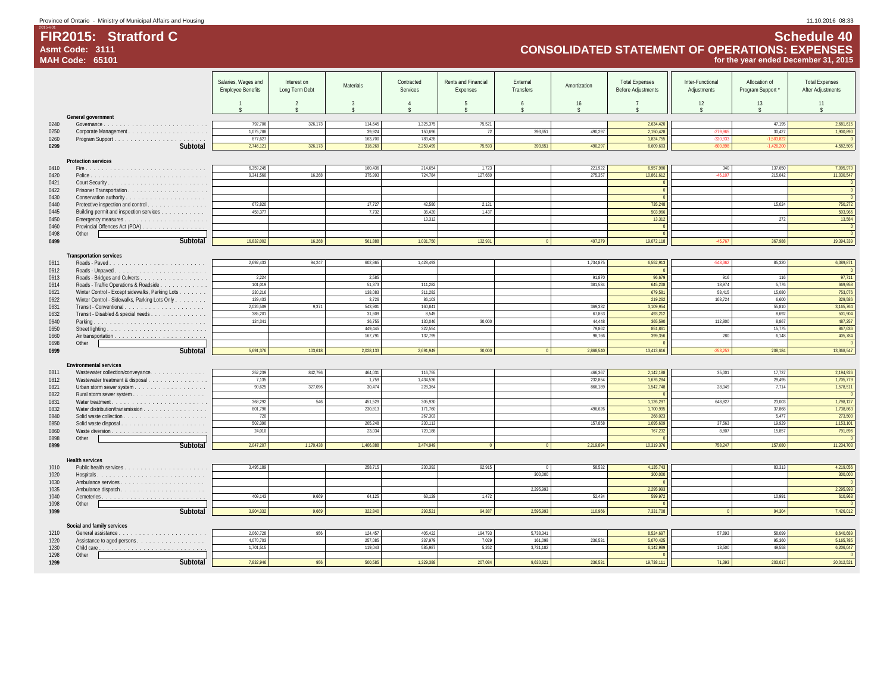Province of Ontario - Ministry of Municipal Affairs and Housing

11.10.2016 08:33

# FIR2015: Stratford C

**Asmt Code: 3111**
**MAH Code: 65101**

## Schedule 40
## CONSOLIDATED STATEMENT OF OPERATIONS: EXPENSES
**for the year ended December 31, 2015**

| | | Salaries, Wages and Employee Benefits | Interest on Long Term Debt | Materials | Contracted Services | Rents and Financial Expenses | External Transfers | Amortization | Total Expenses Before Adjustments | Inter-Functional Adjustments | Allocation of Program Support * | Total Expenses After Adjustments |
|---|---|---|---|---|---|---|---|---|---|---|---|---|
| | | 1 | 2 | 3 | 4 | 5 | 6 | 16 | 7 | 12 | 13 | 11 |
| | | $ | $ | $ | $ | $ | $ | $ | $ | $ | $ | $ |
| | **General government** | | | | | | | | | | | |
| 0240 | Governance | 792,706 | 326,173 | 114,645 | 1,325,375 | 75,521 | | | 2,634,420 | | 47,195 | 2,681,615 |
| 0250 | Corporate Management | 1,075,788 | | 39,924 | 150,696 | 72 | 393,651 | 490,297 | 2,150,428 | -279,965 | 30,427 | 1,900,890 |
| 0260 | Program Support | 877,627 | | 163,700 | 783,428 | | | | 1,824,755 | -320,933 | -1,503,822 | 0 |
| 0299 | **Subtotal** | 2,746,121 | 326,173 | 318,269 | 2,259,499 | 75,593 | 393,651 | 490,297 | 6,609,603 | -600,898 | -1,426,200 | 4,582,505 |
| | **Protection services** | | | | | | | | | | | |
| 0410 | Fire | 6,359,245 | | 160,436 | 214,654 | 1,723 | | 221,922 | 6,957,980 | 340 | 137,650 | 7,095,970 |
| 0420 | Police | 9,341,560 | 16,268 | 375,993 | 724,784 | 127,650 | | 275,357 | 10,861,612 | -46,107 | 215,042 | 11,030,547 |
| 0421 | Court Security | | | | | | | | 0 | | | 0 |
| 0422 | Prisoner Transportation | | | | | | | | 0 | | | 0 |
| 0430 | Conservation authority | | | | | | | | 0 | | | 0 |
| 0440 | Protective inspection and control | 672,820 | | 17,727 | 42,580 | 2,121 | | | 735,248 | | 15,024 | 750,272 |
| 0445 | Building permit and inspection services | 458,377 | | 7,732 | 36,420 | 1,437 | | | 503,966 | | | 503,966 |
| 0450 | Emergency measures | | | | 13,312 | | | | 13,312 | | 272 | 13,584 |
| 0460 | Provincial Offences Act (POA) | | | | | | | | 0 | | | 0 |
| 0498 | Other | | | | | | | | 0 | | | 0 |
| 0499 | **Subtotal** | 16,832,002 | 16,268 | 561,888 | 1,031,750 | 132,931 | 0 | 497,279 | 19,072,118 | -45,767 | 367,988 | 19,394,339 |
| | **Transportation services** | | | | | | | | | | | |
| 0611 | Roads - Paved | 2,692,433 | 94,247 | 602,865 | 1,428,493 | | | 1,734,875 | 6,552,913 | -548,362 | 85,320 | 6,089,871 |
| 0612 | Roads - Unpaved | | | | | | | | 0 | | | 0 |
| 0613 | Roads - Bridges and Culverts | 2,224 | | 2,585 | | | | 91,870 | 96,679 | 916 | 116 | 97,711 |
| 0614 | Roads - Traffic Operations & Roadside | 101,019 | | 51,373 | 111,282 | | | 381,534 | 645,208 | 18,974 | 5,776 | 669,958 |
| 0621 | Winter Control - Except sidewalks, Parking Lots | 230,216 | | 138,083 | 311,282 | | | | 679,581 | 58,415 | 15,080 | 753,076 |
| 0622 | Winter Control - Sidewalks, Parking Lots Only | 129,433 | | 3,726 | 86,103 | | | | 219,262 | 103,724 | 6,600 | 329,586 |
| 0631 | Transit - Conventional | 2,026,509 | 9,371 | 543,901 | 160,841 | | | 369,332 | 3,109,954 | | 55,810 | 3,165,764 |
| 0632 | Transit - Disabled & special needs | 385,201 | | 31,609 | 8,549 | | | 67,853 | 493,212 | | 8,692 | 501,904 |
| 0640 | Parking | 124,341 | | 36,755 | 130,046 | 30,000 | | 44,448 | 365,590 | 112,800 | 8,867 | 487,257 |
| 0650 | Street lighting | | | 449,445 | 322,554 | | | 79,862 | 851,861 | | 15,775 | 867,636 |
| 0660 | Air transportation | | | 167,791 | 132,799 | | | 98,766 | 399,356 | 280 | 6,148 | 405,784 |
| 0698 | Other | | | | | | | | 0 | | | 0 |
| 0699 | **Subtotal** | 5,691,376 | 103,618 | 2,028,133 | 2,691,949 | 30,000 | 0 | 2,868,540 | 13,413,616 | -253,253 | 208,184 | 13,368,547 |
| | **Environmental services** | | | | | | | | | | | |
| 0811 | Wastewater collection/conveyance | 252,239 | 842,796 | 464,031 | 116,755 | | | 466,367 | 2,142,188 | 35,001 | 17,737 | 2,194,926 |
| 0812 | Wastewater treatment & disposal | 7,135 | | 1,759 | 1,434,536 | | | 232,854 | 1,676,284 | | 29,495 | 1,705,779 |
| 0821 | Urban storm sewer system | 90,625 | 327,096 | 30,474 | 228,364 | | | 866,189 | 1,542,748 | 28,049 | 7,714 | 1,578,511 |
| 0822 | Rural storm sewer system | | | | | | | | 0 | | | 0 |
| 0831 | Water treatment | 368,292 | 546 | 451,529 | 305,930 | | | | 1,126,297 | 648,827 | 23,003 | 1,798,127 |
| 0832 | Water distribution/transmission | 801,796 | | 230,813 | 171,760 | | | 496,626 | 1,700,995 | | 37,868 | 1,738,863 |
| 0840 | Solid waste collection | 720 | | | 267,303 | | | | 268,023 | | 5,477 | 273,500 |
| 0850 | Solid waste disposal | 502,390 | | 205,248 | 230,113 | | | 157,858 | 1,095,609 | 37,563 | 19,929 | 1,153,101 |
| 0860 | Waste diversion | 24,010 | | 23,034 | 720,188 | | | | 767,232 | 8,807 | 15,857 | 791,896 |
| 0898 | Other | | | | | | | | 0 | | | 0 |
| 0899 | **Subtotal** | 2,047,207 | 1,170,438 | 1,406,888 | 3,474,949 | 0 | 0 | 2,219,894 | 10,319,376 | 758,247 | 157,080 | 11,234,703 |
| | **Health services** | | | | | | | | | | | |
| 1010 | Public health services | 3,495,189 | | 258,715 | 230,392 | 92,915 | 0 | 58,532 | 4,135,743 | | 83,313 | 4,219,056 |
| 1020 | Hospitals | | | | | | 300,000 | | 300,000 | | | 300,000 |
| 1030 | Ambulance services | | | | | | | | 0 | | | 0 |
| 1035 | Ambulance dispatch | | | | | | 2,295,993 | | 2,295,993 | | | 2,295,993 |
| 1040 | Cemeteries | 409,143 | 9,669 | 64,125 | 63,129 | 1,472 | | 52,434 | 599,972 | | 10,991 | 610,963 |
| 1098 | Other | | | | | | | | 0 | | | 0 |
| 1099 | **Subtotal** | 3,904,332 | 9,669 | 322,840 | 293,521 | 94,387 | 2,595,993 | 110,966 | 7,331,708 | 0 | 94,304 | 7,426,012 |
| | **Social and family services** | | | | | | | | | | | |
| 1210 | General assistance | 2,060,728 | 956 | 124,457 | 405,422 | 194,793 | 5,738,341 | | 8,524,697 | 57,893 | 58,099 | 8,640,689 |
| 1220 | Assistance to aged persons | 4,070,703 | | 257,085 | 337,979 | 7,029 | 161,098 | 236,531 | 5,070,425 | | 95,360 | 5,165,785 |
| 1230 | Child care | 1,701,515 | | 119,043 | 585,987 | 5,262 | 3,731,182 | | 6,142,989 | 13,500 | 49,558 | 6,206,047 |
| 1298 | Other | | | | | | | | 0 | | | 0 |
| 1299 | **Subtotal** | 7,832,946 | 956 | 500,585 | 1,329,388 | 207,084 | 9,630,621 | 236,531 | 19,738,111 | 71,393 | 203,017 | 20,012,521 |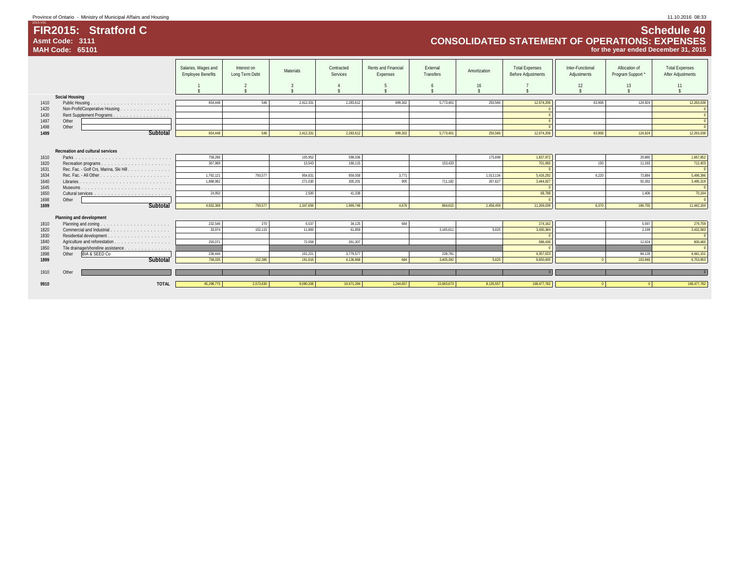# FIR2015: Stratford C

**Asmt Code: 3111**

**MAH Code: 65101**

## Schedule 40

## CONSOLIDATED STATEMENT OF OPERATIONS: EXPENSES

**for the year ended December 31, 2015**

| Code | | Salaries, Wages and Employee Benefits | Interest on Long Term Debt | Materials | Contracted Services | Rents and Financial Expenses | External Transfers | Amortization | Total Expenses Before Adjustments | Inter-Functional Adjustments | Allocation of Program Support * | Total Expenses After Adjustments |
|---|---|---|---|---|---|---|---|---|---|---|---|---|
| | | 1 | 2 | 3 | 4 | 5 | 6 | 16 | 7 | 12 | 13 | 11 |
| | | $ | $ | $ | $ | $ | $ | $ | $ | $ | $ | $ |
| | **Social Housing** | | | | | | | | | | | |
| 1410 | Public Housing | 654,448 | 546 | 2,412,331 | 2,283,612 | 699,302 | 5,773,401 | 250,566 | 12,074,206 | 63,908 | 124,924 | 12,263,038 |
| 1420 | Non-Profit/Cooperative Housing | | | | | | | | 0 | | | 0 |
| 1430 | Rent Supplement Programs | | | | | | | | 0 | | | 0 |
| 1497 | Other | | | | | | | | 0 | | | 0 |
| 1498 | Other | | | | | | | | 0 | | | 0 |
| 1499 | **Subtotal** | 654,448 | 546 | 2,412,331 | 2,283,612 | 699,302 | 5,773,401 | 250,566 | 12,074,206 | 63,908 | 124,924 | 12,263,038 |
| | **Recreation and cultural services** | | | | | | | | | | | |
| 1610 | Parks | 758,286 | | 105,952 | 598,036 | | | 175,698 | 1,637,972 | | 29,880 | 1,667,852 |
| 1620 | Recreation programs | 367,969 | | 13,543 | 166,115 | | 153,433 | | 701,060 | 150 | 11,193 | 712,403 |
| 1631 | Rec. Fac. - Golf Crs, Marina, Ski Hill | | | | | | | | 0 | | | 0 |
| 1634 | Rec. Fac. - All Other | 1,792,121 | 793,577 | 954,631 | 859,058 | 3,771 | | 1,013,134 | 5,416,292 | 6,220 | 73,884 | 5,496,396 |
| 1640 | Libraries | 1,888,982 | | 271,030 | 305,201 | 905 | 711,182 | 267,627 | 3,444,927 | | 50,392 | 3,495,319 |
| 1645 | Museums | | | | | | | | 0 | | | 0 |
| 1650 | Cultural services | 24,950 | | 2,500 | 41,338 | | | | 68,788 | | 1,406 | 70,194 |
| 1698 | Other | | | | | | | | 0 | | | 0 |
| 1699 | **Subtotal** | 4,832,308 | 793,577 | 1,347,656 | 1,969,748 | 4,676 | 864,615 | 1,456,459 | 11,269,039 | 6,370 | 166,755 | 11,442,164 |
| | **Planning and development** | | | | | | | | | | | |
| 1810 | Planning and zoning | 232,546 | 270 | 6,537 | 34,125 | 684 | | | 274,162 | | 5,597 | 279,759 |
| 1820 | Commercial and Industrial | 33,974 | 152,115 | 11,800 | 61,859 | | 3,165,611 | 5,025 | 3,430,384 | | 2,199 | 3,432,583 |
| 1830 | Residential development | | | | | | | | 0 | | | 0 |
| 1840 | Agriculture and reforestation | 255,071 | | 72,058 | 261,307 | | | | 588,436 | | 12,024 | 600,460 |
| 1850 | Tile drainage/shoreline assistance | | | | | | | | 0 | | | 0 |
| 1898 | Other BIA & SEED Co | 236,444 | | 101,221 | 3,779,577 | | 239,781 | | 4,357,023 | | 84,128 | 4,441,151 |
| 1899 | **Subtotal** | 758,035 | 152,385 | 191,616 | 4,136,868 | 684 | 3,405,392 | 5,025 | 8,650,005 | 0 | 103,948 | 8,753,953 |
| 1910 | Other | | | | | | | | 0 | | | 0 |
| 9910 | **TOTAL** | 45,298,775 | 2,573,630 | 9,090,206 | 19,471,284 | 1,244,657 | 22,663,673 | 8,135,557 | 108,477,782 | 0 | 0 | 108,477,782 |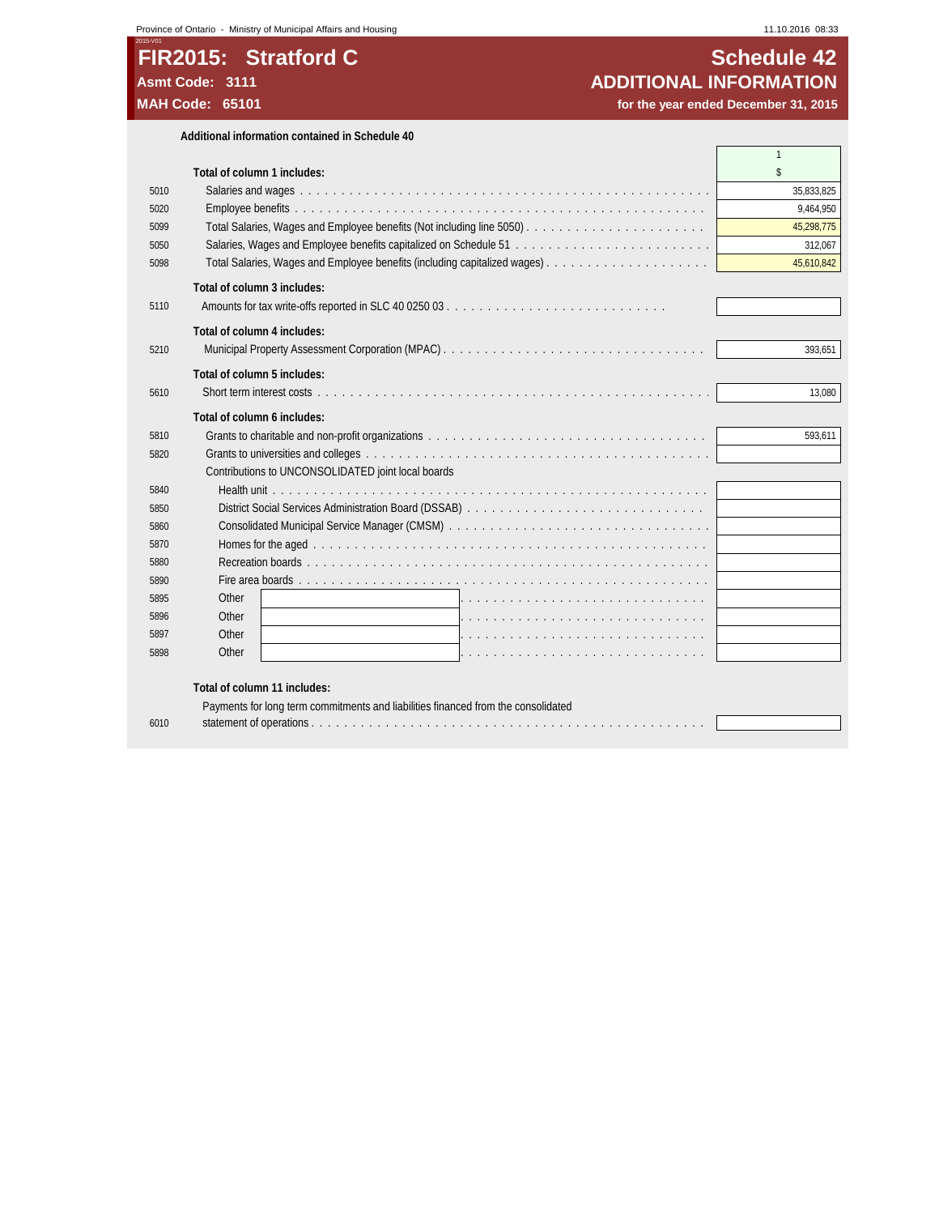Province of Ontario - Ministry of Municipal Affairs and Housing

# FIR2015: Stratford C

**Asmt Code: 3111**

**MAH Code: 65101**

## Schedule 42
## ADDITIONAL INFORMATION
**for the year ended December 31, 2015**

**Additional information contained in Schedule 40**

| Line | Description | 1 $ |
|---|---|---|
| | **Total of column 1 includes:** | |
| 5010 | Salaries and wages | 35,833,825 |
| 5020 | Employee benefits | 9,464,950 |
| 5099 | Total Salaries, Wages and Employee benefits (Not including line 5050) | 45,298,775 |
| 5050 | Salaries, Wages and Employee benefits capitalized on Schedule 51 | 312,067 |
| 5098 | Total Salaries, Wages and Employee benefits (including capitalized wages) | 45,610,842 |
| | **Total of column 3 includes:** | |
| 5110 | Amounts for tax write-offs reported in SLC 40 0250 03 | |
| | **Total of column 4 includes:** | |
| 5210 | Municipal Property Assessment Corporation (MPAC) | 393,651 |
| | **Total of column 5 includes:** | |
| 5610 | Short term interest costs | 13,080 |
| | **Total of column 6 includes:** | |
| 5810 | Grants to charitable and non-profit organizations | 593,611 |
| 5820 | Grants to universities and colleges | |
| | Contributions to UNCONSOLIDATED joint local boards | |
| 5840 | Health unit | |
| 5850 | District Social Services Administration Board (DSSAB) | |
| 5860 | Consolidated Municipal Service Manager (CMSM) | |
| 5870 | Homes for the aged | |
| 5880 | Recreation boards | |
| 5890 | Fire area boards | |
| 5895 | Other | |
| 5896 | Other | |
| 5897 | Other | |
| 5898 | Other | |
| | **Total of column 11 includes:** | |
| 6010 | Payments for long term commitments and liabilities financed from the consolidated statement of operations | |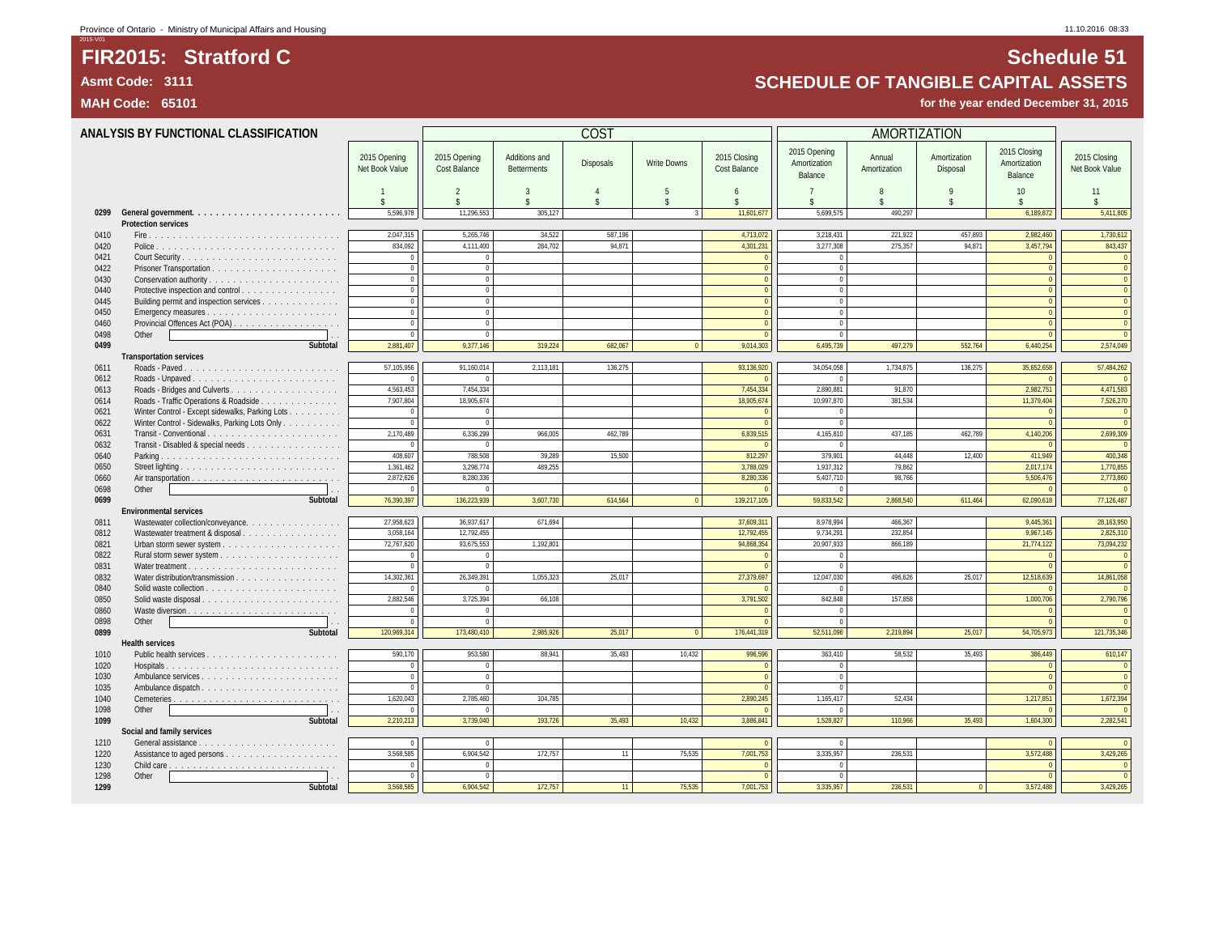# FIR2015: Stratford C

**Asmt Code: 3111**

**MAH Code: 65101**

# Schedule 51

## SCHEDULE OF TANGIBLE CAPITAL ASSETS

**for the year ended December 31, 2015**

### ANALYSIS BY FUNCTIONAL CLASSIFICATION

| | | | COST | | | | | | AMORTIZATION | | | | |
|---|---|---|---|---|---|---|---|---|---|---|---|---|---|
| | | 2015 Opening Net Book Value | 2015 Opening Cost Balance | Additions and Betterments | Disposals | Write Downs | 2015 Closing Cost Balance | 2015 Opening Amortization Balance | Annual Amortization | Amortization Disposal | 2015 Closing Amortization Balance | 2015 Closing Net Book Value |
| | | 1 | 2 | 3 | 4 | 5 | 6 | 7 | 8 | 9 | 10 | 11 |
| | | $ | $ | $ | $ | $ | $ | $ | $ | $ | $ | $ |
| 0299 | **General government** | 5,596,978 | 11,296,553 | 305,127 | | 3 | 11,601,677 | 5,699,575 | 490,297 | | 6,189,872 | 5,411,805 |
| | **Protection services** | | | | | | | | | | | |
| 0410 | Fire | 2,047,315 | 5,265,746 | 34,522 | 587,196 | | 4,713,072 | 3,218,431 | 221,922 | 457,893 | 2,982,460 | 1,730,612 |
| 0420 | Police | 834,092 | 4,111,400 | 284,702 | 94,871 | | 4,301,231 | 3,277,308 | 275,357 | 94,871 | 3,457,794 | 843,437 |
| 0421 | Court Security | 0 | 0 | | | | 0 | 0 | | | 0 | 0 |
| 0422 | Prisoner Transportation | 0 | 0 | | | | 0 | 0 | | | 0 | 0 |
| 0430 | Conservation authority | 0 | 0 | | | | 0 | 0 | | | 0 | 0 |
| 0440 | Protective inspection and control | 0 | 0 | | | | 0 | 0 | | | 0 | 0 |
| 0445 | Building permit and inspection services | 0 | 0 | | | | 0 | 0 | | | 0 | 0 |
| 0450 | Emergency measures | 0 | 0 | | | | 0 | 0 | | | 0 | 0 |
| 0460 | Provincial Offences Act (POA) | 0 | 0 | | | | 0 | 0 | | | 0 | 0 |
| 0498 | Other | 0 | 0 | | | | 0 | 0 | | | 0 | 0 |
| 0499 | **Subtotal** | 2,881,407 | 9,377,146 | 319,224 | 682,067 | 0 | 9,014,303 | 6,495,739 | 497,279 | 552,764 | 6,440,254 | 2,574,049 |
| | **Transportation services** | | | | | | | | | | | |
| 0611 | Roads - Paved | 57,105,956 | 91,160,014 | 2,113,181 | 136,275 | | 93,136,920 | 34,054,058 | 1,734,875 | 136,275 | 35,652,658 | 57,484,262 |
| 0612 | Roads - Unpaved | 0 | 0 | | | | 0 | 0 | | | 0 | 0 |
| 0613 | Roads - Bridges and Culverts | 4,563,453 | 7,454,334 | | | | 7,454,334 | 2,890,881 | 91,870 | | 2,982,751 | 4,471,583 |
| 0614 | Roads - Traffic Operations & Roadside | 7,907,804 | 18,905,674 | | | | 18,905,674 | 10,997,870 | 381,534 | | 11,379,404 | 7,526,270 |
| 0621 | Winter Control - Except sidewalks, Parking Lots | 0 | 0 | | | | 0 | 0 | | | 0 | 0 |
| 0622 | Winter Control - Sidewalks, Parking Lots Only | 0 | 0 | | | | 0 | 0 | | | 0 | 0 |
| 0631 | Transit - Conventional | 2,170,489 | 6,336,299 | 966,005 | 462,789 | | 6,839,515 | 4,165,810 | 437,185 | 462,789 | 4,140,206 | 2,699,309 |
| 0632 | Transit - Disabled & special needs | 0 | 0 | | | | 0 | 0 | | | 0 | 0 |
| 0640 | Parking | 408,607 | 788,508 | 39,289 | 15,500 | | 812,297 | 379,901 | 44,448 | 12,400 | 411,949 | 400,348 |
| 0650 | Street lighting | 1,361,462 | 3,298,774 | 489,255 | | | 3,788,029 | 1,937,312 | 79,862 | | 2,017,174 | 1,770,855 |
| 0660 | Air transportation | 2,872,626 | 8,280,336 | | | | 8,280,336 | 5,407,710 | 98,766 | | 5,506,476 | 2,773,860 |
| 0698 | Other | 0 | 0 | | | | 0 | 0 | | | 0 | 0 |
| 0699 | **Subtotal** | 76,390,397 | 136,223,939 | 3,607,730 | 614,564 | 0 | 139,217,105 | 59,833,542 | 2,868,540 | 611,464 | 62,090,618 | 77,126,487 |
| | **Environmental services** | | | | | | | | | | | |
| 0811 | Wastewater collection/conveyance | 27,958,623 | 36,937,617 | 671,694 | | | 37,609,311 | 8,978,994 | 466,367 | | 9,445,361 | 28,163,950 |
| 0812 | Wastewater treatment & disposal | 3,058,164 | 12,792,455 | | | | 12,792,455 | 9,734,291 | 232,854 | | 9,967,145 | 2,825,310 |
| 0821 | Urban storm sewer system | 72,767,620 | 93,675,553 | 1,192,801 | | | 94,868,354 | 20,907,933 | 866,189 | | 21,774,122 | 73,094,232 |
| 0822 | Rural storm sewer system | 0 | 0 | | | | 0 | 0 | | | 0 | 0 |
| 0831 | Water treatment | 0 | 0 | | | | 0 | 0 | | | 0 | 0 |
| 0832 | Water distribution/transmission | 14,302,361 | 26,349,391 | 1,055,323 | 25,017 | | 27,379,697 | 12,047,030 | 496,626 | 25,017 | 12,518,639 | 14,861,058 |
| 0840 | Solid waste collection | 0 | 0 | | | | 0 | 0 | | | 0 | 0 |
| 0850 | Solid waste disposal | 2,882,546 | 3,725,394 | 66,108 | | | 3,791,502 | 842,848 | 157,858 | | 1,000,706 | 2,790,796 |
| 0860 | Waste diversion | 0 | 0 | | | | 0 | 0 | | | 0 | 0 |
| 0898 | Other | 0 | 0 | | | | 0 | 0 | | | 0 | 0 |
| 0899 | **Subtotal** | 120,969,314 | 173,480,410 | 2,985,926 | 25,017 | 0 | 176,441,319 | 52,511,096 | 2,219,894 | 25,017 | 54,705,973 | 121,735,346 |
| | **Health services** | | | | | | | | | | | |
| 1010 | Public health services | 590,170 | 953,580 | 88,941 | 35,493 | 10,432 | 996,596 | 363,410 | 58,532 | 35,493 | 386,449 | 610,147 |
| 1020 | Hospitals | 0 | 0 | | | | 0 | 0 | | | 0 | 0 |
| 1030 | Ambulance services | 0 | 0 | | | | 0 | 0 | | | 0 | 0 |
| 1035 | Ambulance dispatch | 0 | 0 | | | | 0 | 0 | | | 0 | 0 |
| 1040 | Cemeteries | 1,620,043 | 2,785,460 | 104,785 | | | 2,890,245 | 1,165,417 | 52,434 | | 1,217,851 | 1,672,394 |
| 1098 | Other | 0 | 0 | | | | 0 | 0 | | | 0 | 0 |
| 1099 | **Subtotal** | 2,210,213 | 3,739,040 | 193,726 | 35,493 | 10,432 | 3,886,841 | 1,528,827 | 110,966 | 35,493 | 1,604,300 | 2,282,541 |
| | **Social and family services** | | | | | | | | | | | |
| 1210 | General assistance | 0 | 0 | | | | 0 | 0 | | | 0 | 0 |
| 1220 | Assistance to aged persons | 3,568,585 | 6,904,542 | 172,757 | 11 | 75,535 | 7,001,753 | 3,335,957 | 236,531 | | 3,572,488 | 3,429,265 |
| 1230 | Child care | 0 | 0 | | | | 0 | 0 | | | 0 | 0 |
| 1298 | Other | 0 | 0 | | | | 0 | 0 | | | 0 | 0 |
| 1299 | **Subtotal** | 3,568,585 | 6,904,542 | 172,757 | 11 | 75,535 | 7,001,753 | 3,335,957 | 236,531 | 0 | 3,572,488 | 3,429,265 |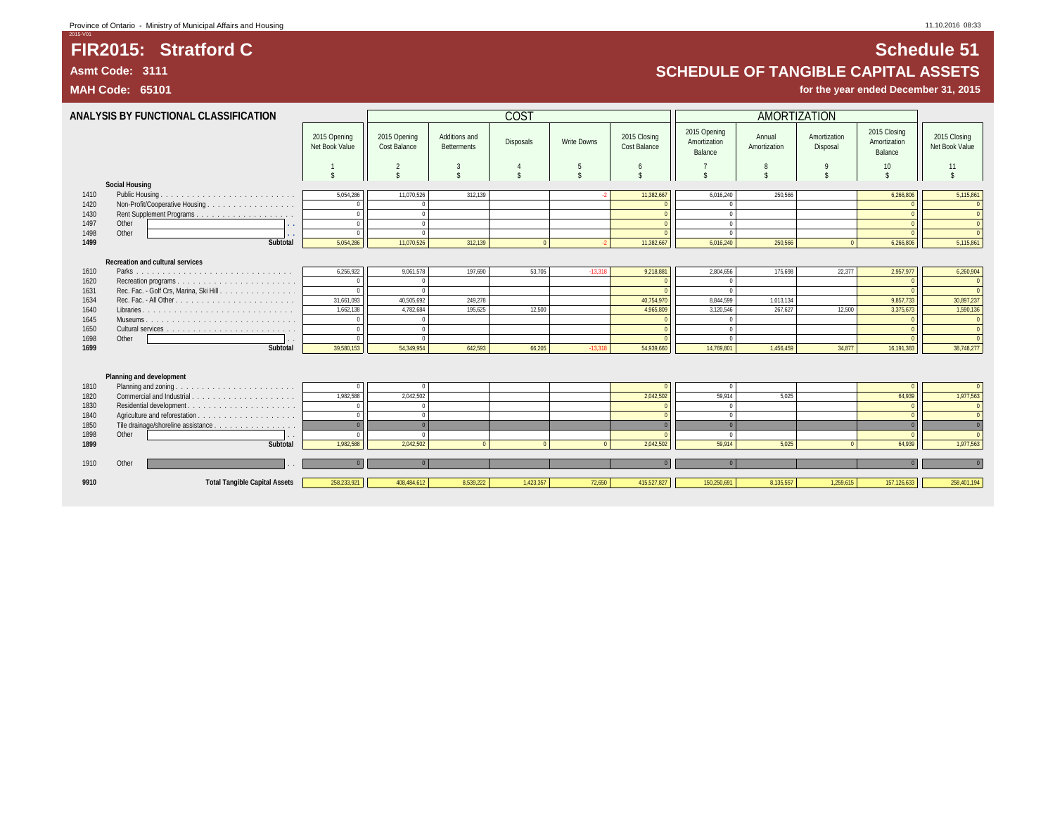Province of Ontario - Ministry of Municipal Affairs and Housing

# FIR2015: Stratford C

**Asmt Code: 3111**

**MAH Code: 65101**

# Schedule 51

## SCHEDULE OF TANGIBLE CAPITAL ASSETS

**for the year ended December 31, 2015**

### ANALYSIS BY FUNCTIONAL CLASSIFICATION

| | | | COST | | | | | | AMORTIZATION | | | | |
|---|---|---|---|---|---|---|---|---|---|---|---|---|---|
| | | 2015 Opening Net Book Value | 2015 Opening Cost Balance | Additions and Betterments | Disposals | Write Downs | 2015 Closing Cost Balance | 2015 Opening Amortization Balance | Annual Amortization | Amortization Disposal | 2015 Closing Amortization Balance | 2015 Closing Net Book Value |
| | | 1 | 2 | 3 | 4 | 5 | 6 | 7 | 8 | 9 | 10 | 11 |
| | | $ | $ | $ | $ | $ | $ | $ | $ | $ | $ | $ |
| | **Social Housing** | | | | | | | | | | | |
| 1410 | Public Housing | 5,054,286 | 11,070,526 | 312,139 | | -2 | 11,382,667 | 6,016,240 | 250,566 | | 6,266,806 | 5,115,861 |
| 1420 | Non-Profit/Cooperative Housing | 0 | 0 | | | | 0 | 0 | | | 0 | 0 |
| 1430 | Rent Supplement Programs | 0 | 0 | | | | 0 | 0 | | | 0 | 0 |
| 1497 | Other | 0 | 0 | | | | 0 | 0 | | | 0 | 0 |
| 1498 | Other | 0 | 0 | | | | 0 | 0 | | | 0 | 0 |
| **1499** | **Subtotal** | 5,054,286 | 11,070,526 | 312,139 | 0 | -2 | 11,382,667 | 6,016,240 | 250,566 | 0 | 6,266,806 | 5,115,861 |
| | **Recreation and cultural services** | | | | | | | | | | | |
| 1610 | Parks | 6,256,922 | 9,061,578 | 197,690 | 53,705 | -13,318 | 9,218,881 | 2,804,656 | 175,698 | 22,377 | 2,957,977 | 6,260,904 |
| 1620 | Recreation programs | 0 | 0 | | | | 0 | 0 | | | 0 | 0 |
| 1631 | Rec. Fac. - Golf Crs, Marina, Ski Hill | 0 | 0 | | | | 0 | 0 | | | 0 | 0 |
| 1634 | Rec. Fac. - All Other | 31,661,093 | 40,505,692 | 249,278 | | | 40,754,970 | 8,844,599 | 1,013,134 | | 9,857,733 | 30,897,237 |
| 1640 | Libraries | 1,662,138 | 4,782,684 | 195,625 | 12,500 | | 4,965,809 | 3,120,546 | 267,627 | 12,500 | 3,375,673 | 1,590,136 |
| 1645 | Museums | 0 | 0 | | | | 0 | 0 | | | 0 | 0 |
| 1650 | Cultural services | 0 | 0 | | | | 0 | 0 | | | 0 | 0 |
| 1698 | Other | 0 | 0 | | | | 0 | 0 | | | 0 | 0 |
| **1699** | **Subtotal** | 39,580,153 | 54,349,954 | 642,593 | 66,205 | -13,318 | 54,939,660 | 14,769,801 | 1,456,459 | 34,877 | 16,191,383 | 38,748,277 |
| | **Planning and development** | | | | | | | | | | | |
| 1810 | Planning and zoning | 0 | 0 | | | | 0 | 0 | | | 0 | 0 |
| 1820 | Commercial and Industrial | 1,982,588 | 2,042,502 | | | | 2,042,502 | 59,914 | 5,025 | | 64,939 | 1,977,563 |
| 1830 | Residential development | 0 | 0 | | | | 0 | 0 | | | 0 | 0 |
| 1840 | Agriculture and reforestation | 0 | 0 | | | | 0 | 0 | | | 0 | 0 |
| 1850 | Tile drainage/shoreline assistance | 0 | 0 | | | | 0 | 0 | | | 0 | 0 |
| 1898 | Other | 0 | 0 | | | | 0 | 0 | | | 0 | 0 |
| **1899** | **Subtotal** | 1,982,588 | 2,042,502 | 0 | 0 | 0 | 2,042,502 | 59,914 | 5,025 | 0 | 64,939 | 1,977,563 |
| 1910 | Other | 0 | 0 | | | | 0 | 0 | | | 0 | 0 |
| **9910** | **Total Tangible Capital Assets** | 258,233,921 | 408,484,612 | 8,539,222 | 1,423,357 | 72,650 | 415,527,827 | 150,250,691 | 8,135,557 | 1,259,615 | 157,126,633 | 258,401,194 |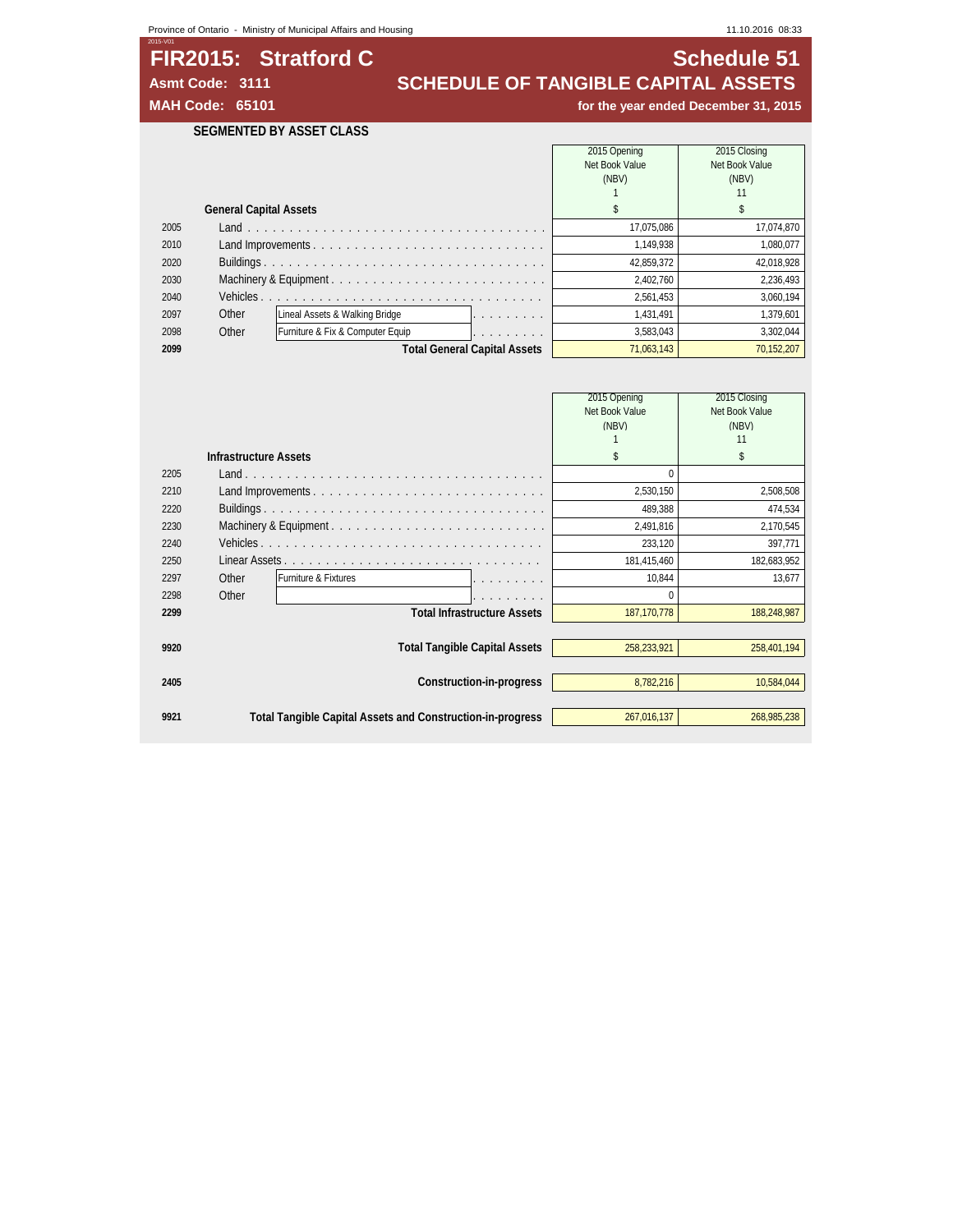# FIR2015: Stratford C

**Schedule 51**

**Asmt Code: 3111**

## SCHEDULE OF TANGIBLE CAPITAL ASSETS

**MAH Code: 65101**

**for the year ended December 31, 2015**

### SEGMENTED BY ASSET CLASS

| | General Capital Assets | 2015 Opening Net Book Value (NBV) 1 $ | 2015 Closing Net Book Value (NBV) 11 $ |
|---|---|---|---|
| 2005 | Land | 17,075,086 | 17,074,870 |
| 2010 | Land Improvements | 1,149,938 | 1,080,077 |
| 2020 | Buildings | 42,859,372 | 42,018,928 |
| 2030 | Machinery & Equipment | 2,402,760 | 2,236,493 |
| 2040 | Vehicles | 2,561,453 | 3,060,194 |
| 2097 | Other: Lineal Assets & Walking Bridge | 1,431,491 | 1,379,601 |
| 2098 | Other: Furniture & Fix & Computer Equip | 3,583,043 | 3,302,044 |
| **2099** | **Total General Capital Assets** | 71,063,143 | 70,152,207 |

| | Infrastructure Assets | 2015 Opening Net Book Value (NBV) 1 $ | 2015 Closing Net Book Value (NBV) 11 $ |
|---|---|---|---|
| 2205 | Land | 0 | |
| 2210 | Land Improvements | 2,530,150 | 2,508,508 |
| 2220 | Buildings | 489,388 | 474,534 |
| 2230 | Machinery & Equipment | 2,491,816 | 2,170,545 |
| 2240 | Vehicles | 233,120 | 397,771 |
| 2250 | Linear Assets | 181,415,460 | 182,683,952 |
| 2297 | Other: Furniture & Fixtures | 10,844 | 13,677 |
| 2298 | Other | 0 | |
| **2299** | **Total Infrastructure Assets** | 187,170,778 | 188,248,987 |
| **9920** | **Total Tangible Capital Assets** | 258,233,921 | 258,401,194 |
| **2405** | **Construction-in-progress** | 8,782,216 | 10,584,044 |
| **9921** | **Total Tangible Capital Assets and Construction-in-progress** | 267,016,137 | 268,985,238 |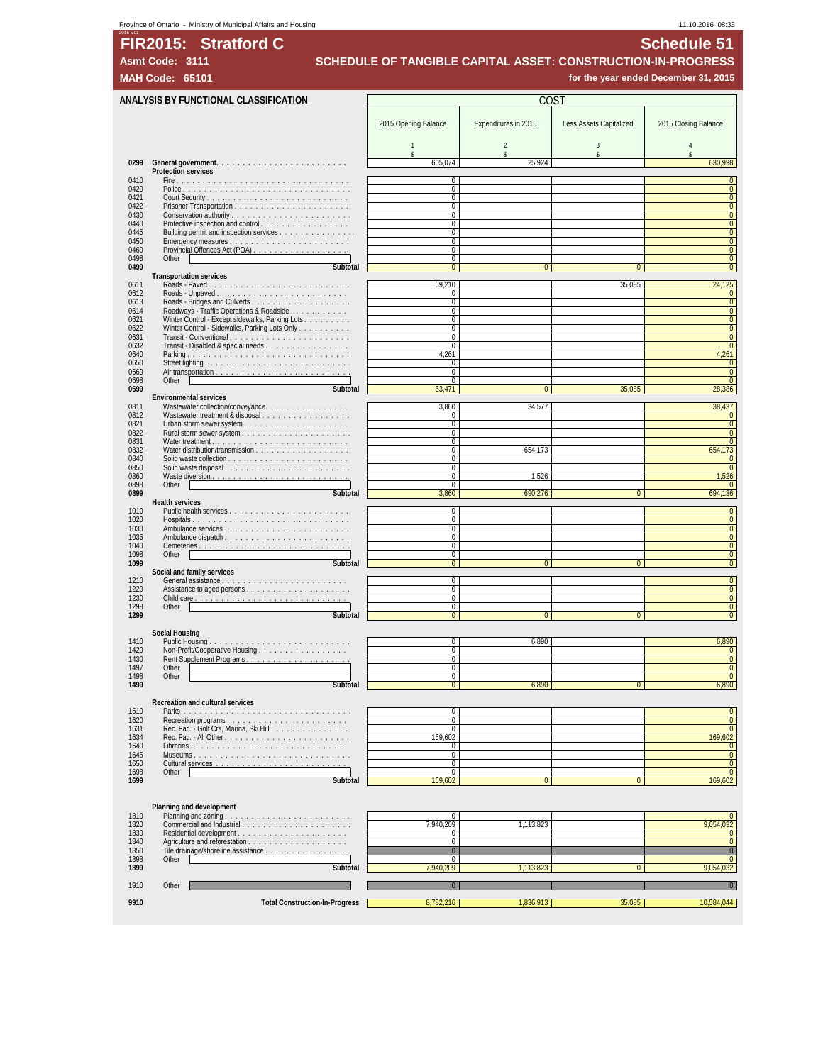Province of Ontario - Ministry of Municipal Affairs and Housing

# FIR2015: Stratford C

**Asmt Code: 3111**

**MAH Code: 65101**

## Schedule 51

### SCHEDULE OF TANGIBLE CAPITAL ASSET: CONSTRUCTION-IN-PROGRESS

**for the year ended December 31, 2015**

| | ANALYSIS BY FUNCTIONAL CLASSIFICATION | COST | | | |
|---|---|---|---|---|---|
| | | 2015 Opening Balance | Expenditures in 2015 | Less Assets Capitalized | 2015 Closing Balance |
| | | 1 | 2 | 3 | 4 |
| | | $ | $ | $ | $ |
| 0299 | **General government** | 605,074 | 25,924 | | 630,998 |
| | **Protection services** | | | | |
| 0410 | Fire | 0 | | | 0 |
| 0420 | Police | 0 | | | 0 |
| 0421 | Court Security | 0 | | | 0 |
| 0422 | Prisoner Transportation | 0 | | | 0 |
| 0430 | Conservation authority | 0 | | | 0 |
| 0440 | Protective inspection and control | 0 | | | 0 |
| 0445 | Building permit and inspection services | 0 | | | 0 |
| 0450 | Emergency measures | 0 | | | 0 |
| 0460 | Provincial Offences Act (POA) | 0 | | | 0 |
| 0498 | Other | 0 | | | 0 |
| 0499 | **Subtotal** | 0 | 0 | 0 | 0 |
| | **Transportation services** | | | | |
| 0611 | Roads - Paved | 59,210 | | 35,085 | 24,125 |
| 0612 | Roads - Unpaved | 0 | | | 0 |
| 0613 | Roads - Bridges and Culverts | 0 | | | 0 |
| 0614 | Roadways - Traffic Operations & Roadside | 0 | | | 0 |
| 0621 | Winter Control - Except sidewalks, Parking Lots | 0 | | | 0 |
| 0622 | Winter Control - Sidewalks, Parking Lots Only | 0 | | | 0 |
| 0631 | Transit - Conventional | 0 | | | 0 |
| 0632 | Transit - Disabled & special needs | 0 | | | 0 |
| 0640 | Parking | 4,261 | | | 4,261 |
| 0650 | Street lighting | 0 | | | 0 |
| 0660 | Air transportation | 0 | | | 0 |
| 0698 | Other | 0 | | | 0 |
| 0699 | **Subtotal** | 63,471 | 0 | 35,085 | 28,386 |
| | **Environmental services** | | | | |
| 0811 | Wastewater collection/conveyance | 3,860 | 34,577 | | 38,437 |
| 0812 | Wastewater treatment & disposal | 0 | | | 0 |
| 0821 | Urban storm sewer system | 0 | | | 0 |
| 0822 | Rural storm sewer system | 0 | | | 0 |
| 0831 | Water treatment | 0 | | | 0 |
| 0832 | Water distribution/transmission | 0 | 654,173 | | 654,173 |
| 0840 | Solid waste collection | 0 | | | 0 |
| 0850 | Solid waste disposal | 0 | | | 0 |
| 0860 | Waste diversion | 0 | 1,526 | | 1,526 |
| 0898 | Other | 0 | | | 0 |
| 0899 | **Subtotal** | 3,860 | 690,276 | 0 | 694,136 |
| | **Health services** | | | | |
| 1010 | Public health services | 0 | | | 0 |
| 1020 | Hospitals | 0 | | | 0 |
| 1030 | Ambulance services | 0 | | | 0 |
| 1035 | Ambulance dispatch | 0 | | | 0 |
| 1040 | Cemeteries | 0 | | | 0 |
| 1098 | Other | 0 | | | 0 |
| 1099 | **Subtotal** | 0 | 0 | 0 | 0 |
| | **Social and family services** | | | | |
| 1210 | General assistance | 0 | | | 0 |
| 1220 | Assistance to aged persons | 0 | | | 0 |
| 1230 | Child care | 0 | | | 0 |
| 1298 | Other | 0 | | | 0 |
| 1299 | **Subtotal** | 0 | 0 | 0 | 0 |
| | **Social Housing** | | | | |
| 1410 | Public Housing | 0 | 6,890 | | 6,890 |
| 1420 | Non-Profit/Cooperative Housing | 0 | | | 0 |
| 1430 | Rent Supplement Programs | 0 | | | 0 |
| 1497 | Other | 0 | | | 0 |
| 1498 | Other | 0 | | | 0 |
| 1499 | **Subtotal** | 0 | 6,890 | 0 | 6,890 |
| | **Recreation and cultural services** | | | | |
| 1610 | Parks | 0 | | | 0 |
| 1620 | Recreation programs | 0 | | | 0 |
| 1631 | Rec. Fac. - Golf Crs, Marina, Ski Hill | 0 | | | 0 |
| 1634 | Rec. Fac. - All Other | 169,602 | | | 169,602 |
| 1640 | Libraries | 0 | | | 0 |
| 1645 | Museums | 0 | | | 0 |
| 1650 | Cultural services | 0 | | | 0 |
| 1698 | Other | 0 | | | 0 |
| 1699 | **Subtotal** | 169,602 | 0 | 0 | 169,602 |
| | **Planning and development** | | | | |
| 1810 | Planning and zoning | 0 | | | 0 |
| 1820 | Commercial and Industrial | 7,940,209 | 1,113,823 | | 9,054,032 |
| 1830 | Residential development | 0 | | | 0 |
| 1840 | Agriculture and reforestation | 0 | | | 0 |
| 1850 | Tile drainage/shoreline assistance | 0 | | | 0 |
| 1898 | Other | 0 | | | 0 |
| 1899 | **Subtotal** | 7,940,209 | 1,113,823 | 0 | 9,054,032 |
| 1910 | Other | 0 | | | 0 |
| 9910 | **Total Construction-In-Progress** | 8,782,216 | 1,836,913 | 35,085 | 10,584,044 |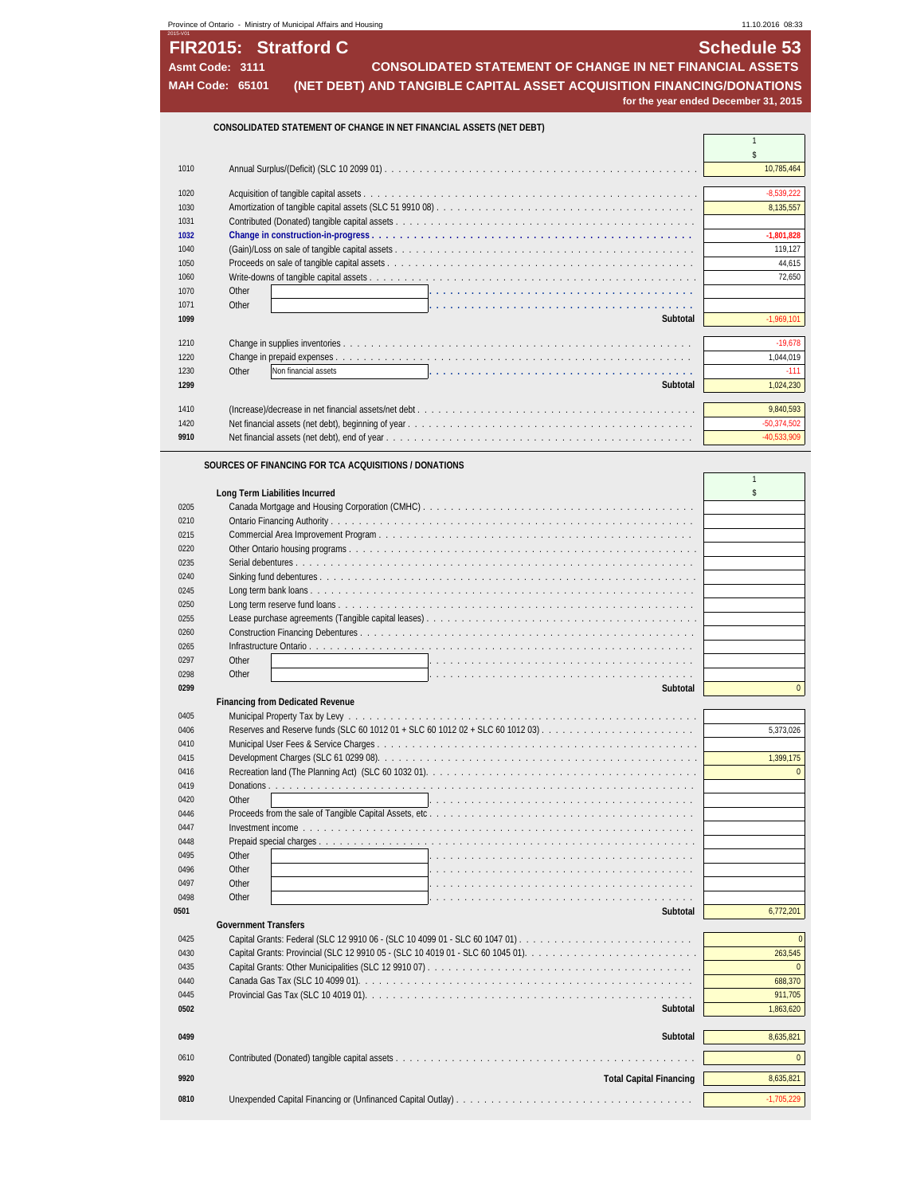Province of Ontario - Ministry of Municipal Affairs and Housing

# FIR2015: Stratford C — Schedule 53

**Asmt Code: 3111**
**MAH Code: 65101**

## CONSOLIDATED STATEMENT OF CHANGE IN NET FINANCIAL ASSETS (NET DEBT) AND TANGIBLE CAPITAL ASSET ACQUISITION FINANCING/DONATIONS

for the year ended December 31, 2015

### CONSOLIDATED STATEMENT OF CHANGE IN NET FINANCIAL ASSETS (NET DEBT)

| Line | Description | 1 $ |
|---|---|---|
| 1010 | Annual Surplus/(Deficit) (SLC 10 2099 01) | 10,785,464 |
| 1020 | Acquisition of tangible capital assets | -8,539,222 |
| 1030 | Amortization of tangible capital assets (SLC 51 9910 08) | 8,135,557 |
| 1031 | Contributed (Donated) tangible capital assets | |
| **1032** | **Change in construction-in-progress** | **-1,801,828** |
| 1040 | (Gain)/Loss on sale of tangible capital assets | 119,127 |
| 1050 | Proceeds on sale of tangible capital assets | 44,615 |
| 1060 | Write-downs of tangible capital assets | 72,650 |
| 1070 | Other | |
| 1071 | Other | |
| **1099** | **Subtotal** | -1,969,101 |
| 1210 | Change in supplies inventories | -19,678 |
| 1220 | Change in prepaid expenses | 1,044,019 |
| 1230 | Other: Non financial assets | -111 |
| **1299** | **Subtotal** | 1,024,230 |
| 1410 | (Increase)/decrease in net financial assets/net debt | 9,840,593 |
| 1420 | Net financial assets (net debt), beginning of year | -50,374,502 |
| **9910** | Net financial assets (net debt), end of year | -40,533,909 |

### SOURCES OF FINANCING FOR TCA ACQUISITIONS / DONATIONS

| Line | Description | 1 $ |
|---|---|---|
| | **Long Term Liabilities Incurred** | |
| 0205 | Canada Mortgage and Housing Corporation (CMHC) | |
| 0210 | Ontario Financing Authority | |
| 0215 | Commercial Area Improvement Program | |
| 0220 | Other Ontario housing programs | |
| 0235 | Serial debentures | |
| 0240 | Sinking fund debentures | |
| 0245 | Long term bank loans | |
| 0250 | Long term reserve fund loans | |
| 0255 | Lease purchase agreements (Tangible capital leases) | |
| 0260 | Construction Financing Debentures | |
| 0265 | Infrastructure Ontario | |
| 0297 | Other | |
| 0298 | Other | |
| **0299** | **Subtotal** | 0 |
| | **Financing from Dedicated Revenue** | |
| 0405 | Municipal Property Tax by Levy | |
| 0406 | Reserves and Reserve funds (SLC 60 1012 01 + SLC 60 1012 02 + SLC 60 1012 03) | 5,373,026 |
| 0410 | Municipal User Fees & Service Charges | |
| 0415 | Development Charges (SLC 61 0299 08) | 1,399,175 |
| 0416 | Recreation land (The Planning Act) (SLC 60 1032 01) | 0 |
| 0419 | Donations | |
| 0420 | Other | |
| 0446 | Proceeds from the sale of Tangible Capital Assets, etc | |
| 0447 | Investment income | |
| 0448 | Prepaid special charges | |
| 0495 | Other | |
| 0496 | Other | |
| 0497 | Other | |
| 0498 | Other | |
| **0501** | **Subtotal** | 6,772,201 |
| | **Government Transfers** | |
| 0425 | Capital Grants: Federal (SLC 12 9910 06 - (SLC 10 4099 01 - SLC 60 1047 01) | 0 |
| 0430 | Capital Grants: Provincial (SLC 12 9910 05 - (SLC 10 4019 01 - SLC 60 1045 01) | 263,545 |
| 0435 | Capital Grants: Other Municipalities (SLC 12 9910 07) | 0 |
| 0440 | Canada Gas Tax (SLC 10 4099 01) | 688,370 |
| 0445 | Provincial Gas Tax (SLC 10 4019 01) | 911,705 |
| **0502** | **Subtotal** | 1,863,620 |
| **0499** | **Subtotal** | 8,635,821 |
| 0610 | Contributed (Donated) tangible capital assets | 0 |
| **9920** | **Total Capital Financing** | 8,635,821 |
| **0810** | Unexpended Capital Financing or (Unfinanced Capital Outlay) | -1,705,229 |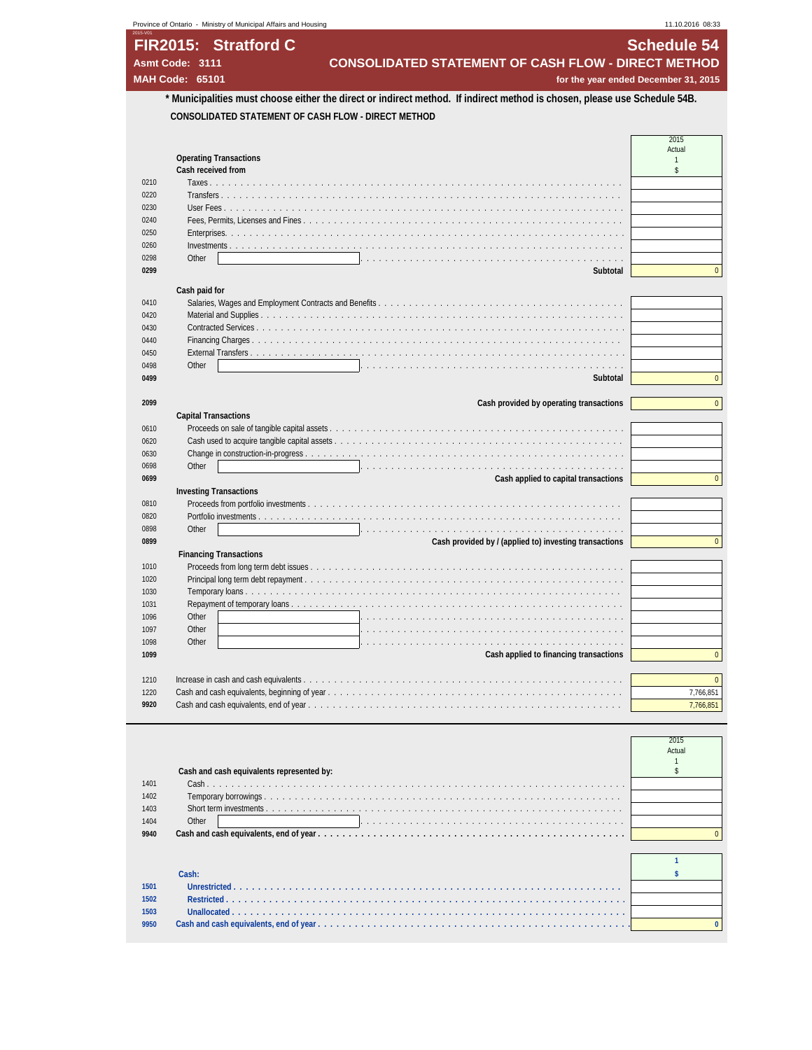# FIR2015: Stratford C

**Asmt Code: 3111**

**MAH Code: 65101**

## Schedule 54

## CONSOLIDATED STATEMENT OF CASH FLOW - DIRECT METHOD

**for the year ended December 31, 2015**

**\* Municipalities must choose either the direct or indirect method. If indirect method is chosen, please use Schedule 54B.**

**CONSOLIDATED STATEMENT OF CASH FLOW - DIRECT METHOD**

| Line | Description | 2015 Actual 1 $ |
|---|---|---|
| | **Operating Transactions** | |
| | **Cash received from** | |
| 0210 | Taxes | |
| 0220 | Transfers | |
| 0230 | User Fees | |
| 0240 | Fees, Permits, Licenses and Fines | |
| 0250 | Enterprises | |
| 0260 | Investments | |
| 0298 | Other | |
| **0299** | **Subtotal** | 0 |
| | **Cash paid for** | |
| 0410 | Salaries, Wages and Employment Contracts and Benefits | |
| 0420 | Material and Supplies | |
| 0430 | Contracted Services | |
| 0440 | Financing Charges | |
| 0450 | External Transfers | |
| 0498 | Other | |
| **0499** | **Subtotal** | 0 |
| **2099** | **Cash provided by operating transactions** | 0 |
| | **Capital Transactions** | |
| 0610 | Proceeds on sale of tangible capital assets | |
| 0620 | Cash used to acquire tangible capital assets | |
| 0630 | Change in construction-in-progress | |
| 0698 | Other | |
| **0699** | **Cash applied to capital transactions** | 0 |
| | **Investing Transactions** | |
| 0810 | Proceeds from portfolio investments | |
| 0820 | Portfolio investments | |
| 0898 | Other | |
| **0899** | **Cash provided by / (applied to) investing transactions** | 0 |
| | **Financing Transactions** | |
| 1010 | Proceeds from long term debt issues | |
| 1020 | Principal long term debt repayment | |
| 1030 | Temporary loans | |
| 1031 | Repayment of temporary loans | |
| 1096 | Other | |
| 1097 | Other | |
| 1098 | Other | |
| **1099** | **Cash applied to financing transactions** | 0 |
| 1210 | Increase in cash and cash equivalents | 0 |
| 1220 | Cash and cash equivalents, beginning of year | 7,766,851 |
| **9920** | Cash and cash equivalents, end of year | 7,766,851 |

| Line | Description | 2015 Actual 1 $ |
|---|---|---|
| | **Cash and cash equivalents represented by:** | |
| 1401 | Cash | |
| 1402 | Temporary borrowings | |
| 1403 | Short term investments | |
| 1404 | Other | |
| **9940** | **Cash and cash equivalents, end of year** | 0 |

| Line | Description | 1 $ |
|---|---|---|
| | **Cash:** | |
| **1501** | **Unrestricted** | |
| **1502** | **Restricted** | |
| **1503** | **Unallocated** | |
| **9950** | **Cash and cash equivalents, end of year** | **0** |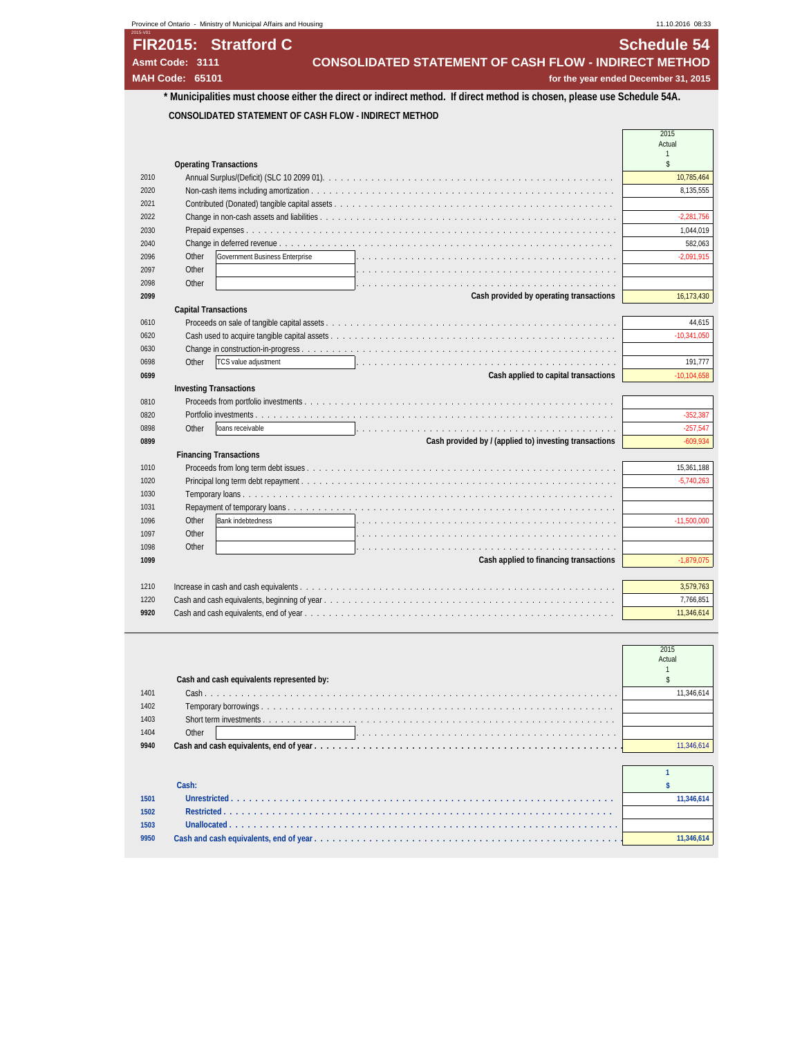Province of Ontario - Ministry of Municipal Affairs and Housing

# FIR2015: Stratford C

**Asmt Code: 3111**
**MAH Code: 65101**

## Schedule 54

## CONSOLIDATED STATEMENT OF CASH FLOW - INDIRECT METHOD

**for the year ended December 31, 2015**

**\* Municipalities must choose either the direct or indirect method. If direct method is chosen, please use Schedule 54A.**

**CONSOLIDATED STATEMENT OF CASH FLOW - INDIRECT METHOD**

| | | 2015 Actual 1 $ |
|---|---|---|
| | **Operating Transactions** | |
| 2010 | Annual Surplus/(Deficit) (SLC 10 2099 01) | 10,785,464 |
| 2020 | Non-cash items including amortization | 8,135,555 |
| 2021 | Contributed (Donated) tangible capital assets | |
| 2022 | Change in non-cash assets and liabilities | -2,281,756 |
| 2030 | Prepaid expenses | 1,044,019 |
| 2040 | Change in deferred revenue | 582,063 |
| 2096 | Other: Government Business Enterprise | -2,091,915 |
| 2097 | Other | |
| 2098 | Other | |
| **2099** | **Cash provided by operating transactions** | 16,173,430 |
| | **Capital Transactions** | |
| 0610 | Proceeds on sale of tangible capital assets | 44,615 |
| 0620 | Cash used to acquire tangible capital assets | -10,341,050 |
| 0630 | Change in construction-in-progress | |
| 0698 | Other: TCS value adjustment | 191,777 |
| **0699** | **Cash applied to capital transactions** | -10,104,658 |
| | **Investing Transactions** | |
| 0810 | Proceeds from portfolio investments | |
| 0820 | Portfolio investments | -352,387 |
| 0898 | Other: loans receivable | -257,547 |
| **0899** | **Cash provided by / (applied to) investing transactions** | -609,934 |
| | **Financing Transactions** | |
| 1010 | Proceeds from long term debt issues | 15,361,188 |
| 1020 | Principal long term debt repayment | -5,740,263 |
| 1030 | Temporary loans | |
| 1031 | Repayment of temporary loans | |
| 1096 | Other: Bank indebtedness | -11,500,000 |
| 1097 | Other | |
| 1098 | Other | |
| **1099** | **Cash applied to financing transactions** | -1,879,075 |
| | | |
| 1210 | Increase in cash and cash equivalents | 3,579,763 |
| 1220 | Cash and cash equivalents, beginning of year | 7,766,851 |
| **9920** | Cash and cash equivalents, end of year | 11,346,614 |

| | | 2015 Actual 1 $ |
|---|---|---|
| | **Cash and cash equivalents represented by:** | |
| 1401 | Cash | 11,346,614 |
| 1402 | Temporary borrowings | |
| 1403 | Short term investments | |
| 1404 | Other | |
| **9940** | **Cash and cash equivalents, end of year** | 11,346,614 |

| | | 1 $ |
|---|---|---|
| | **Cash:** | |
| **1501** | **Unrestricted** | **11,346,614** |
| **1502** | **Restricted** | |
| **1503** | **Unallocated** | |
| **9950** | **Cash and cash equivalents, end of year** | **11,346,614** |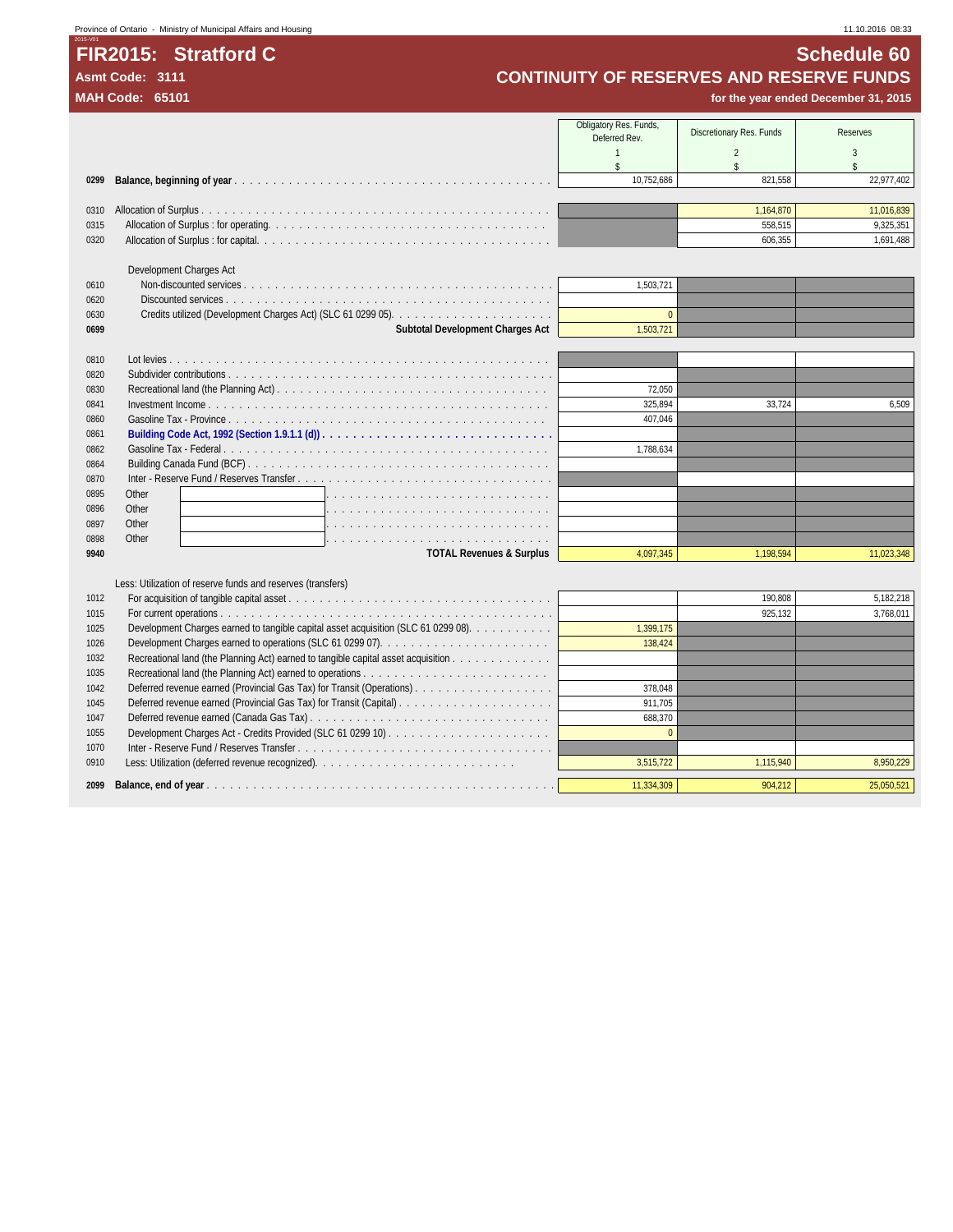# FIR2015: Stratford C

**Asmt Code: 3111**

**MAH Code: 65101**

# Schedule 60

## CONTINUITY OF RESERVES AND RESERVE FUNDS

**for the year ended December 31, 2015**

| | | Obligatory Res. Funds, Deferred Rev. | Discretionary Res. Funds | Reserves |
|---|---|---|---|---|
| | | 1 | 2 | 3 |
| | | $ | $ | $ |
| 0299 | **Balance, beginning of year** | 10,752,686 | 821,558 | 22,977,402 |
| 0310 | Allocation of Surplus | | 1,164,870 | 11,016,839 |
| 0315 | Allocation of Surplus : for operating. | | 558,515 | 9,325,351 |
| 0320 | Allocation of Surplus : for capital. | | 606,355 | 1,691,488 |
| | Development Charges Act | | | |
| 0610 | Non-discounted services | 1,503,721 | | |
| 0620 | Discounted services | | | |
| 0630 | Credits utilized (Development Charges Act) (SLC 61 0299 05). | 0 | | |
| 0699 | **Subtotal Development Charges Act** | 1,503,721 | | |
| 0810 | Lot levies | | | |
| 0820 | Subdivider contributions | | | |
| 0830 | Recreational land (the Planning Act) | 72,050 | | |
| 0841 | Investment Income | 325,894 | 33,724 | 6,509 |
| 0860 | Gasoline Tax - Province | 407,046 | | |
| 0861 | **Building Code Act, 1992 (Section 1.9.1.1 (d))** | | | |
| 0862 | Gasoline Tax - Federal | 1,788,634 | | |
| 0864 | Building Canada Fund (BCF) | | | |
| 0870 | Inter - Reserve Fund / Reserves Transfer | | | |
| 0895 | Other | | | |
| 0896 | Other | | | |
| 0897 | Other | | | |
| 0898 | Other | | | |
| 9940 | **TOTAL Revenues & Surplus** | 4,097,345 | 1,198,594 | 11,023,348 |
| | Less: Utilization of reserve funds and reserves (transfers) | | | |
| 1012 | For acquisition of tangible capital asset | | 190,808 | 5,182,218 |
| 1015 | For current operations | | 925,132 | 3,768,011 |
| 1025 | Development Charges earned to tangible capital asset acquisition (SLC 61 0299 08). | 1,399,175 | | |
| 1026 | Development Charges earned to operations (SLC 61 0299 07). | 138,424 | | |
| 1032 | Recreational land (the Planning Act) earned to tangible capital asset acquisition | | | |
| 1035 | Recreational land (the Planning Act) earned to operations | | | |
| 1042 | Deferred revenue earned (Provincial Gas Tax) for Transit (Operations) | 378,048 | | |
| 1045 | Deferred revenue earned (Provincial Gas Tax) for Transit (Capital) | 911,705 | | |
| 1047 | Deferred revenue earned (Canada Gas Tax) | 688,370 | | |
| 1055 | Development Charges Act - Credits Provided (SLC 61 0299 10) | 0 | | |
| 1070 | Inter - Reserve Fund / Reserves Transfer | | | |
| 0910 | Less: Utilization (deferred revenue recognized). | 3,515,722 | 1,115,940 | 8,950,229 |
| 2099 | **Balance, end of year** | 11,334,309 | 904,212 | 25,050,521 |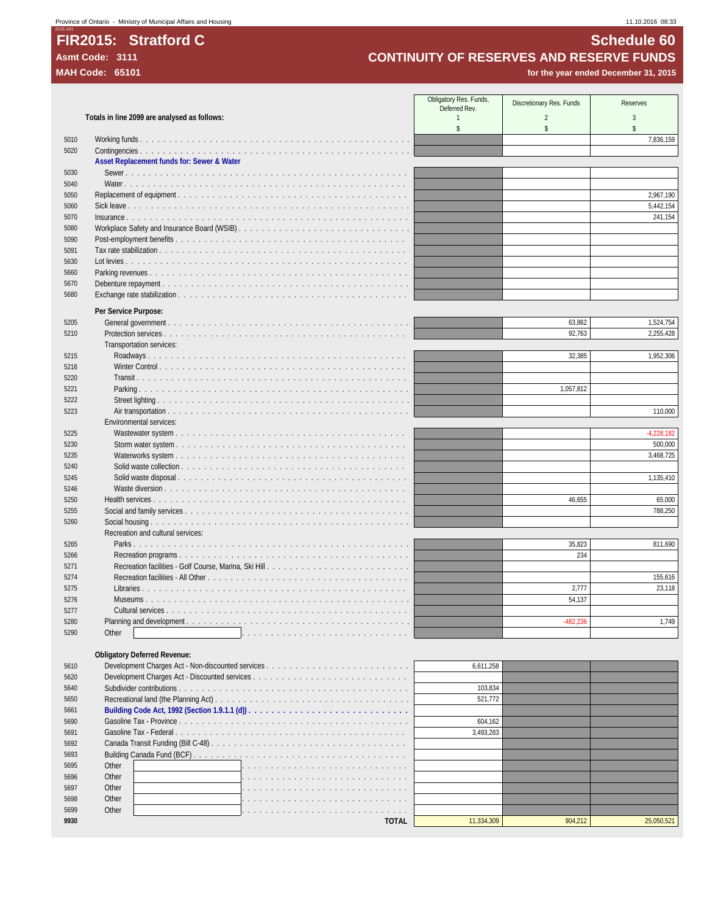Province of Ontario - Ministry of Municipal Affairs and Housing

# FIR2015: Stratford C

**Asmt Code: 3111**

**MAH Code: 65101**

## Schedule 60

## CONTINUITY OF RESERVES AND RESERVE FUNDS

**for the year ended December 31, 2015**

| Line | Totals in line 2099 are analysed as follows: | Obligatory Res. Funds, Deferred Rev. 1 $ | Discretionary Res. Funds 2 $ | Reserves 3 $ |
|---|---|---|---|---|
| 5010 | Working funds | | | 7,836,159 |
| 5020 | Contingencies | | | |
| | **Asset Replacement funds for: Sewer & Water** | | | |
| 5030 | Sewer | | | |
| 5040 | Water | | | |
| 5050 | Replacement of equipment | | | 2,967,190 |
| 5060 | Sick leave | | | 5,442,154 |
| 5070 | Insurance | | | 241,154 |
| 5080 | Workplace Safety and Insurance Board (WSIB) | | | |
| 5090 | Post-employment benefits | | | |
| 5091 | Tax rate stabilization | | | |
| 5630 | Lot levies | | | |
| 5660 | Parking revenues | | | |
| 5670 | Debenture repayment | | | |
| 5680 | Exchange rate stabilization | | | |
| | **Per Service Purpose:** | | | |
| 5205 | General government | | 63,862 | 1,524,754 |
| 5210 | Protection services | | 92,763 | 2,255,428 |
| | Transportation services: | | | |
| 5215 | Roadways | | 32,385 | 1,952,306 |
| 5216 | Winter Control | | | |
| 5220 | Transit | | | |
| 5221 | Parking | | 1,057,812 | |
| 5222 | Street lighting | | | |
| 5223 | Air transportation | | | 110,000 |
| | Environmental services: | | | |
| 5225 | Wastewater system | | | -4,228,182 |
| 5230 | Storm water system | | | 500,000 |
| 5235 | Waterworks system | | | 3,468,725 |
| 5240 | Solid waste collection | | | |
| 5245 | Solid waste disposal | | | 1,135,410 |
| 5246 | Waste diversion | | | |
| 5250 | Health services | | 46,655 | 65,000 |
| 5255 | Social and family services | | | 788,250 |
| 5260 | Social housing | | | |
| | Recreation and cultural services: | | | |
| 5265 | Parks | | 35,823 | 811,690 |
| 5266 | Recreation programs | | 234 | |
| 5271 | Recreation facilities - Golf Course, Marina, Ski Hill | | | |
| 5274 | Recreation facilities - All Other | | | 155,616 |
| 5275 | Libraries | | 2,777 | 23,118 |
| 5276 | Museums | | 54,137 | |
| 5277 | Cultural services | | | |
| 5280 | Planning and development | | -482,236 | 1,749 |
| 5290 | Other | | | |
| | **Obligatory Deferred Revenue:** | | | |
| 5610 | Development Charges Act - Non-discounted services | 6,611,258 | | |
| 5620 | Development Charges Act - Discounted services | | | |
| 5640 | Subdivider contributions | 103,834 | | |
| 5650 | Recreational land (the Planning Act) | 521,772 | | |
| 5661 | **Building Code Act, 1992 (Section 1.9.1.1 (d))** | | | |
| 5690 | Gasoline Tax - Province | 604,162 | | |
| 5691 | Gasoline Tax - Federal | 3,493,283 | | |
| 5692 | Canada Transit Funding (Bill C-48) | | | |
| 5693 | Building Canada Fund (BCF) | | | |
| 5695 | Other | | | |
| 5696 | Other | | | |
| 5697 | Other | | | |
| 5698 | Other | | | |
| 5699 | Other | | | |
| **9930** | **TOTAL** | 11,334,309 | 904,212 | 25,050,521 |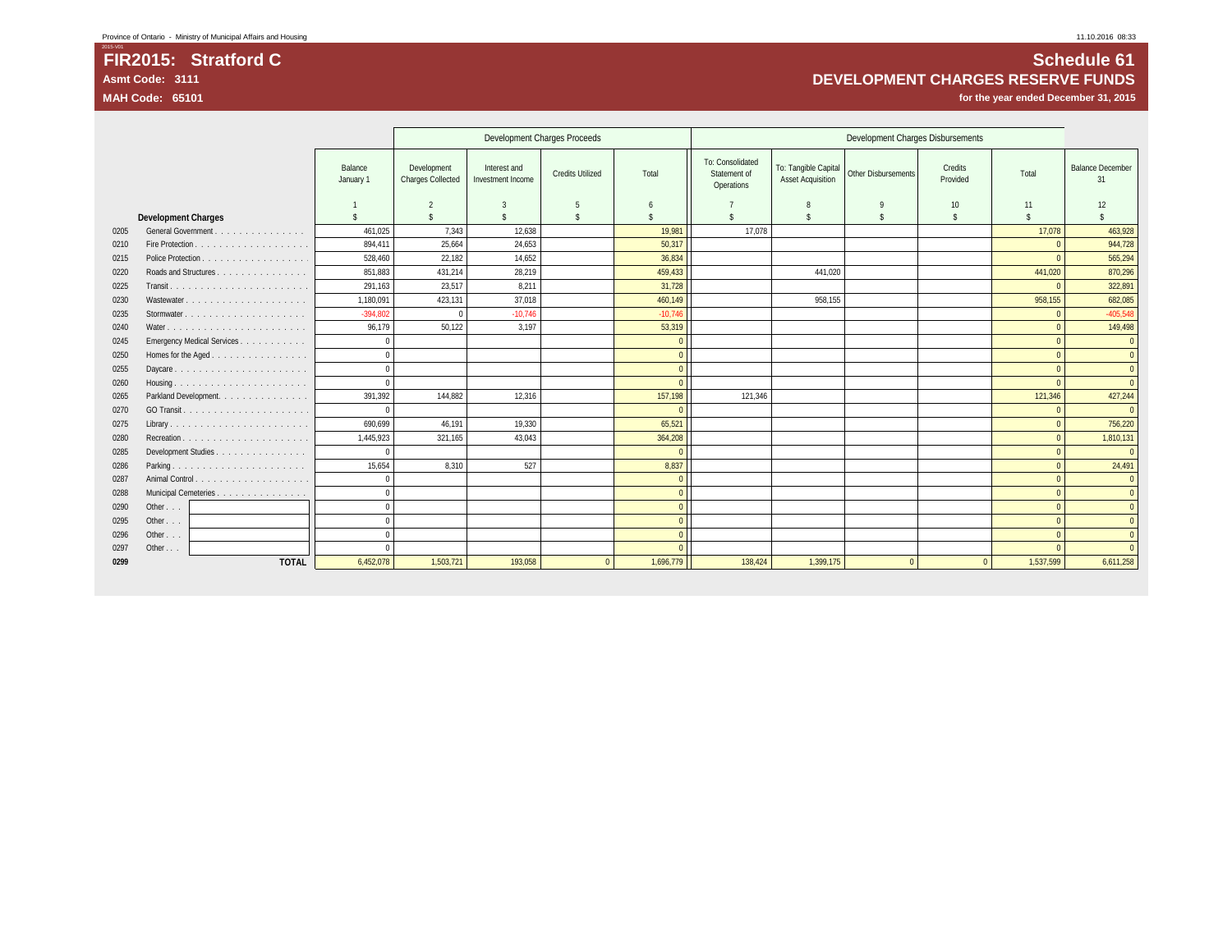# FIR2015: Stratford C

**Asmt Code: 3111**

**MAH Code: 65101**

## Schedule 61

## DEVELOPMENT CHARGES RESERVE FUNDS

**for the year ended December 31, 2015**

| | | | Development Charges Proceeds | | | | Development Charges Disbursements | | | | | |
|---|---|---|---|---|---|---|---|---|---|---|---|---|
| | | Balance January 1 | Development Charges Collected | Interest and Investment Income | Credits Utilized | Total | To: Consolidated Statement of Operations | To: Tangible Capital Asset Acquisition | Other Disbursements | Credits Provided | Total | Balance December 31 |
| | | 1 | 2 | 3 | 5 | 6 | 7 | 8 | 9 | 10 | 11 | 12 |
| | **Development Charges** | $ | $ | $ | $ | $ | $ | $ | $ | $ | $ | $ |
| 0205 | General Government | 461,025 | 7,343 | 12,638 | | 19,981 | 17,078 | | | | 17,078 | 463,928 |
| 0210 | Fire Protection | 894,411 | 25,664 | 24,653 | | 50,317 | | | | | 0 | 944,728 |
| 0215 | Police Protection | 528,460 | 22,182 | 14,652 | | 36,834 | | | | | 0 | 565,294 |
| 0220 | Roads and Structures | 851,883 | 431,214 | 28,219 | | 459,433 | | 441,020 | | | 441,020 | 870,296 |
| 0225 | Transit | 291,163 | 23,517 | 8,211 | | 31,728 | | | | | 0 | 322,891 |
| 0230 | Wastewater | 1,180,091 | 423,131 | 37,018 | | 460,149 | | 958,155 | | | 958,155 | 682,085 |
| 0235 | Stormwater | -394,802 | 0 | -10,746 | | -10,746 | | | | | 0 | -405,548 |
| 0240 | Water | 96,179 | 50,122 | 3,197 | | 53,319 | | | | | 0 | 149,498 |
| 0245 | Emergency Medical Services | 0 | | | | 0 | | | | | 0 | 0 |
| 0250 | Homes for the Aged | 0 | | | | 0 | | | | | 0 | 0 |
| 0255 | Daycare | 0 | | | | 0 | | | | | 0 | 0 |
| 0260 | Housing | 0 | | | | 0 | | | | | 0 | 0 |
| 0265 | Parkland Development | 391,392 | 144,882 | 12,316 | | 157,198 | 121,346 | | | | 121,346 | 427,244 |
| 0270 | GO Transit | 0 | | | | 0 | | | | | 0 | 0 |
| 0275 | Library | 690,699 | 46,191 | 19,330 | | 65,521 | | | | | 0 | 756,220 |
| 0280 | Recreation | 1,445,923 | 321,165 | 43,043 | | 364,208 | | | | | 0 | 1,810,131 |
| 0285 | Development Studies | 0 | | | | 0 | | | | | 0 | 0 |
| 0286 | Parking | 15,654 | 8,310 | 527 | | 8,837 | | | | | 0 | 24,491 |
| 0287 | Animal Control | 0 | | | | 0 | | | | | 0 | 0 |
| 0288 | Municipal Cemeteries | 0 | | | | 0 | | | | | 0 | 0 |
| 0290 | Other . . . | 0 | | | | 0 | | | | | 0 | 0 |
| 0295 | Other . . . | 0 | | | | 0 | | | | | 0 | 0 |
| 0296 | Other . . . | 0 | | | | 0 | | | | | 0 | 0 |
| 0297 | Other . . . | 0 | | | | 0 | | | | | 0 | 0 |
| **0299** | **TOTAL** | 6,452,078 | 1,503,721 | 193,058 | 0 | 1,696,779 | 138,424 | 1,399,175 | 0 | 0 | 1,537,599 | 6,611,258 |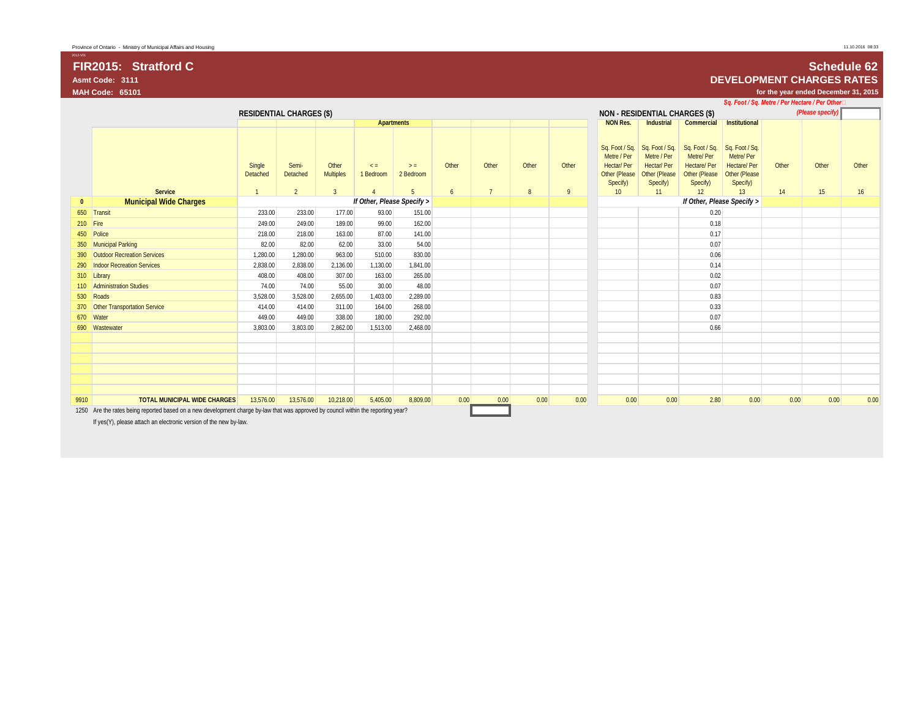Province of Ontario - Ministry of Municipal Affairs and Housing

# FIR2015: Stratford C

**Asmt Code: 3111**

**MAH Code: 65101**

## Schedule 62

## DEVELOPMENT CHARGES RATES

**for the year ended December 31, 2015**

*Sq. Foot / Sq. Metre / Per Hectare / Per Other (Please specify)*

| | Service | RESIDENTIAL CHARGES ($) | | | Apartments | | | | | | NON - RESIDENTIAL CHARGES ($) | | | | | | |
|---|---|---|---|---|---|---|---|---|---|---|---|---|---|---|---|---|---|
| | | Single Detached | Semi-Detached | Other Multiples | < = 1 Bedroom | > = 2 Bedroom | Other | Other | Other | Other | NON Res. Sq. Foot / Sq. Metre / Per Hectar/ Per Other (Please Specify) | Industrial Sq. Foot / Sq. Metre / Per Hectar/ Per Other (Please Specify) | Commercial Sq. Foot / Sq. Metre/ Per Hectare/ Per Other (Please Specify) | Institutional Sq. Foot / Sq. Metre/ Per Hectare/ Per Other (Please Specify) | Other | Other | Other |
| | | 1 | 2 | 3 | 4 | 5 | 6 | 7 | 8 | 9 | 10 | 11 | 12 | 13 | 14 | 15 | 16 |
| 0 | **Municipal Wide Charges** | | | | *If Other, Please Specify >* | | | | | | | | *If Other, Please Specify >* | | | | |
| 650 | Transit | 233.00 | 233.00 | 177.00 | 93.00 | 151.00 | | | | | | | 0.20 | | | | |
| 210 | Fire | 249.00 | 249.00 | 189.00 | 99.00 | 162.00 | | | | | | | 0.18 | | | | |
| 450 | Police | 218.00 | 218.00 | 163.00 | 87.00 | 141.00 | | | | | | | 0.17 | | | | |
| 350 | Municipal Parking | 82.00 | 82.00 | 62.00 | 33.00 | 54.00 | | | | | | | 0.07 | | | | |
| 390 | Outdoor Recreation Services | 1,280.00 | 1,280.00 | 963.00 | 510.00 | 830.00 | | | | | | | 0.06 | | | | |
| 290 | Indoor Recreation Services | 2,838.00 | 2,838.00 | 2,136.00 | 1,130.00 | 1,841.00 | | | | | | | 0.14 | | | | |
| 310 | Library | 408.00 | 408.00 | 307.00 | 163.00 | 265.00 | | | | | | | 0.02 | | | | |
| 110 | Administration Studies | 74.00 | 74.00 | 55.00 | 30.00 | 48.00 | | | | | | | 0.07 | | | | |
| 530 | Roads | 3,528.00 | 3,528.00 | 2,655.00 | 1,403.00 | 2,289.00 | | | | | | | 0.83 | | | | |
| 370 | Other Transportation Service | 414.00 | 414.00 | 311.00 | 164.00 | 268.00 | | | | | | | 0.33 | | | | |
| 670 | Water | 449.00 | 449.00 | 338.00 | 180.00 | 292.00 | | | | | | | 0.07 | | | | |
| 690 | Wastewater | 3,803.00 | 3,803.00 | 2,862.00 | 1,513.00 | 2,468.00 | | | | | | | 0.66 | | | | |
| 9910 | **TOTAL MUNICIPAL WIDE CHARGES** | 13,576.00 | 13,576.00 | 10,218.00 | 5,405.00 | 8,809.00 | 0.00 | 0.00 | 0.00 | 0.00 | 0.00 | 0.00 | 2.80 | 0.00 | 0.00 | 0.00 | 0.00 |

1250 Are the rates being reported based on a new development charge by-law that was approved by council within the reporting year?

If yes(Y), please attach an electronic version of the new by-law.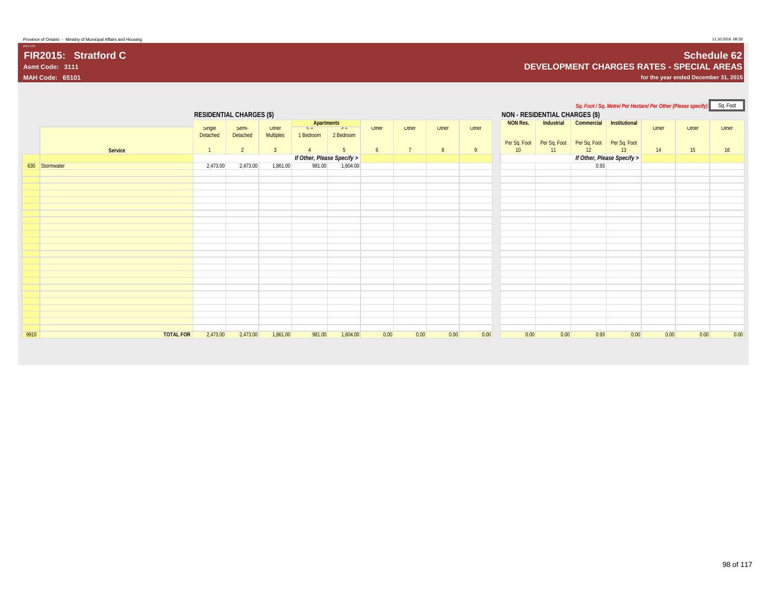Province of Ontario - Ministry of Municipal Affairs and Housing

# FIR2015: Stratford C

**Asmt Code: 3111**

**MAH Code: 65101**

## Schedule 62

## DEVELOPMENT CHARGES RATES - SPECIAL AREAS

**for the year ended December 31, 2015**

*Sq. Foot / Sq. Metre/ Per Hectare/ Per Other (Please specify)* Sq. Foot

| | | RESIDENTIAL CHARGES ($) | | | | | | | | | NON - RESIDENTIAL CHARGES ($) | | | | | | |
|---|---|---|---|---|---|---|---|---|---|---|---|---|---|---|---|---|---|
| | | | | | Apartments | | | | | | | | | | | | |
| | | Single Detached | Semi-Detached | Other Multiples | <= 1 Bedroom | >= 2 Bedroom | Other | Other | Other | Other | NON Res. Per Sq. Foot | Industrial Per Sq. Foot | Commercial Per Sq. Foot | Institutional Per Sq. Foot | Other | Other | Other |
| | Service | 1 | 2 | 3 | 4 | 5 | 6 | 7 | 8 | 9 | 10 | 11 | 12 | 13 | 14 | 15 | 16 |
| | | | | | If Other, Please Specify > | | | | | | | | If Other, Please Specify > | | | | |
| 630 | Stormwater | 2,473.00 | 2,473.00 | 1,861.00 | 981.00 | 1,604.00 | | | | | | | 0.93 | | | | |
| 9910 | TOTAL FOR | 2,473.00 | 2,473.00 | 1,861.00 | 981.00 | 1,604.00 | 0.00 | 0.00 | 0.00 | 0.00 | 0.00 | 0.00 | 0.93 | 0.00 | 0.00 | 0.00 | 0.00 |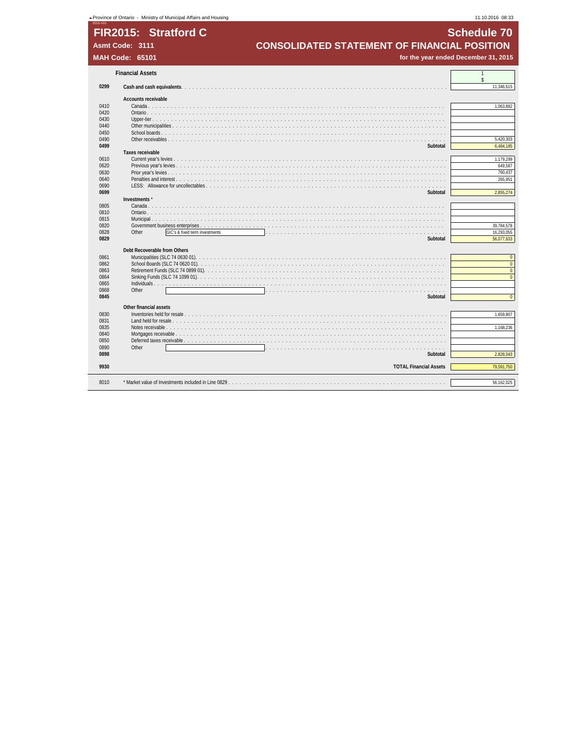Province of Ontario - Ministry of Municipal Affairs and Housing 11.10.2016 08:33

# FIR2015: Stratford C

## Schedule 70

## CONSOLIDATED STATEMENT OF FINANCIAL POSITION

**Asmt Code: 3111**

**MAH Code: 65101**

**for the year ended December 31, 2015**

| Line | Financial Assets | 1 $ |
|---|---|---|
| **0299** | **Cash and cash equivalents** | 11,346,615 |
| | **Accounts receivable** | |
| 0410 | Canada | 1,063,882 |
| 0420 | Ontario | |
| 0430 | Upper-tier | |
| 0440 | Other municipalities | |
| 0450 | School boards | |
| 0490 | Other receivables | 5,420,303 |
| **0499** | **Subtotal** | 6,484,185 |
| | **Taxes receivable** | |
| 0610 | Current year's levies | 1,179,299 |
| 0620 | Previous year's levies | 649,587 |
| 0630 | Prior year's levies | 760,437 |
| 0640 | Penalties and interest | 265,951 |
| 0690 | LESS: Allowance for uncollectables | |
| **0699** | **Subtotal** | 2,855,274 |
| | **Investments** * | |
| 0805 | Canada | |
| 0810 | Ontario | |
| 0815 | Municipal | |
| 0820 | Government business enterprises | 39,784,578 |
| 0828 | Other GIC's & fixed term investments | 16,293,055 |
| **0829** | **Subtotal** | 56,077,633 |
| | **Debt Recoverable from Others** | |
| 0861 | Municipalities (SLC 74 0630 01) | 0 |
| 0862 | School Boards (SLC 74 0620 01) | 0 |
| 0863 | Retirement Funds (SLC 74 0899 01) | 0 |
| 0864 | Sinking Funds (SLC 74 1099 01) | 0 |
| 0865 | Individuals | |
| 0868 | Other | |
| **0845** | **Subtotal** | 0 |
| | **Other financial assets** | |
| 0830 | Inventories held for resale | 1,659,807 |
| 0831 | Land held for resale | |
| 0835 | Notes receivable | 1,168,236 |
| 0840 | Mortgages receivable | |
| 0850 | Deferred taxes receivable | |
| 0890 | Other | |
| **0898** | **Subtotal** | 2,828,043 |
| **9930** | **TOTAL Financial Assets** | 79,591,750 |
| 8010 | * Market value of Investments included in Line 0829 | 56,162,025 |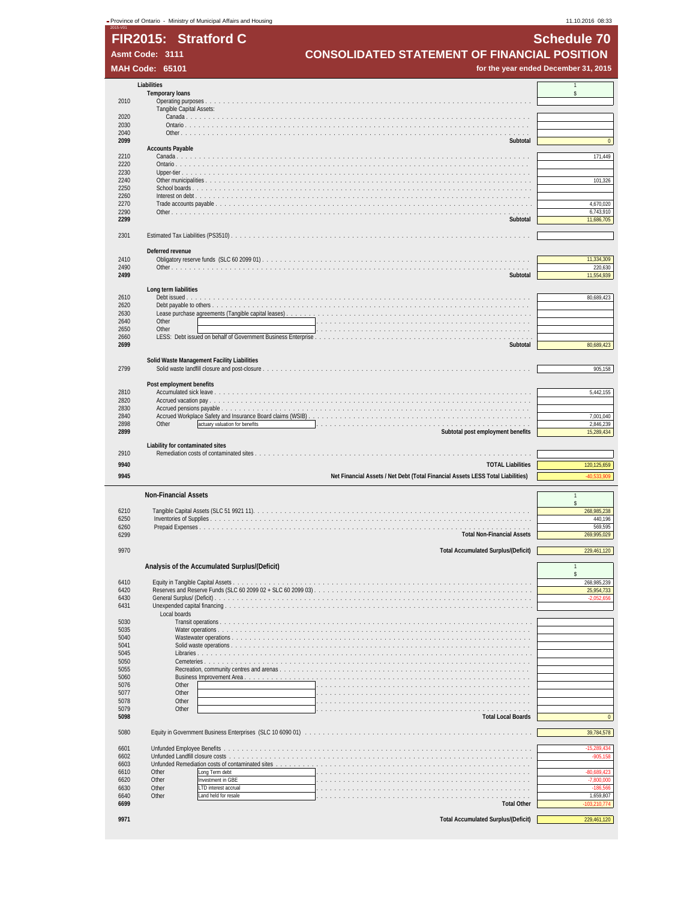# FIR2015: Stratford C

**Asmt Code: 3111**

**MAH Code: 65101**

## Schedule 70

## CONSOLIDATED STATEMENT OF FINANCIAL POSITION

**for the year ended December 31, 2015**

| Code | Liabilities | 1 $ |
|---|---|---|
| | **Temporary loans** | |
| 2010 | Operating purposes | |
| | Tangible Capital Assets: | |
| 2020 | Canada | |
| 2030 | Ontario | |
| 2040 | Other | |
| **2099** | **Subtotal** | 0 |
| | **Accounts Payable** | |
| 2210 | Canada | 171,449 |
| 2220 | Ontario | |
| 2230 | Upper-tier | |
| 2240 | Other municipalities | 101,326 |
| 2250 | School boards | |
| 2260 | Interest on debt | |
| 2270 | Trade accounts payable | 4,670,020 |
| 2290 | Other | 6,743,910 |
| **2299** | **Subtotal** | 11,686,705 |
| 2301 | Estimated Tax Liabilities (PS3510) | |
| | **Deferred revenue** | |
| 2410 | Obligatory reserve funds (SLC 60 2099 01) | 11,334,309 |
| 2490 | Other | 220,630 |
| **2499** | **Subtotal** | 11,554,939 |
| | **Long term liabilities** | |
| 2610 | Debt issued | 80,689,423 |
| 2620 | Debt payable to others | |
| 2630 | Lease purchase agreements (Tangible capital leases) | |
| 2640 | Other | |
| 2650 | Other | |
| 2660 | LESS: Debt issued on behalf of Government Business Enterprise | |
| **2699** | **Subtotal** | 80,689,423 |
| | **Solid Waste Management Facility Liabilities** | |
| 2799 | Solid waste landfill closure and post-closure | 905,158 |
| | **Post employment benefits** | |
| 2810 | Accumulated sick leave | 5,442,155 |
| 2820 | Accrued vacation pay | |
| 2830 | Accrued pensions payable | |
| 2840 | Accrued Workplace Safety and Insurance Board claims (WSIB) | 7,001,040 |
| 2898 | Other — actuary valuation for benefits | 2,846,239 |
| **2899** | **Subtotal post employment benefits** | 15,289,434 |
| | **Liability for contaminated sites** | |
| 2910 | Remediation costs of contaminated sites | |
| **9940** | **TOTAL Liabilities** | 120,125,659 |
| **9945** | **Net Financial Assets / Net Debt (Total Financial Assets LESS Total Liabilities)** | -40,533,909 |

| Code | Non-Financial Assets | 1 $ |
|---|---|---|
| 6210 | Tangible Capital Assets (SLC 51 9921 11) | 268,985,238 |
| 6250 | Inventories of Supplies | 440,196 |
| 6260 | Prepaid Expenses | 569,595 |
| 6299 | **Total Non-Financial Assets** | 269,995,029 |
| 9970 | **Total Accumulated Surplus/(Deficit)** | 229,461,120 |

| Code | Analysis of the Accumulated Surplus/(Deficit) | 1 $ |
|---|---|---|
| 6410 | Equity in Tangible Capital Assets | 268,985,239 |
| 6420 | Reserves and Reserve Funds (SLC 60 2099 02 + SLC 60 2099 03) | 25,954,733 |
| 6430 | General Surplus/ (Deficit) | -2,062,656 |
| 6431 | Unexpended capital financing | |
| | Local boards | |
| 5030 | Transit operations | |
| 5035 | Water operations | |
| 5040 | Wastewater operations | |
| 5041 | Solid waste operations | |
| 5045 | Libraries | |
| 5050 | Cemeteries | |
| 5055 | Recreation, community centres and arenas | |
| 5060 | Business Improvement Area | |
| 5076 | Other | |
| 5077 | Other | |
| 5078 | Other | |
| 5079 | Other | |
| **5098** | **Total Local Boards** | 0 |
| 5080 | Equity in Government Business Enterprises (SLC 10 6090 01) | 39,784,578 |
| 6601 | Unfunded Employee Benefits | -15,289,434 |
| 6602 | Unfunded Landfill closure costs | -905,158 |
| 6603 | Unfunded Remediation costs of contaminated sites | |
| 6610 | Other — Long Term debt | -80,689,423 |
| 6620 | Other — Investment in GBE | -7,800,000 |
| 6630 | Other — LTD interest accrual | -186,566 |
| 6640 | Other — Land held for resale | 1,659,807 |
| **6699** | **Total Other** | -103,210,774 |
| **9971** | **Total Accumulated Surplus/(Deficit)** | 229,461,120 |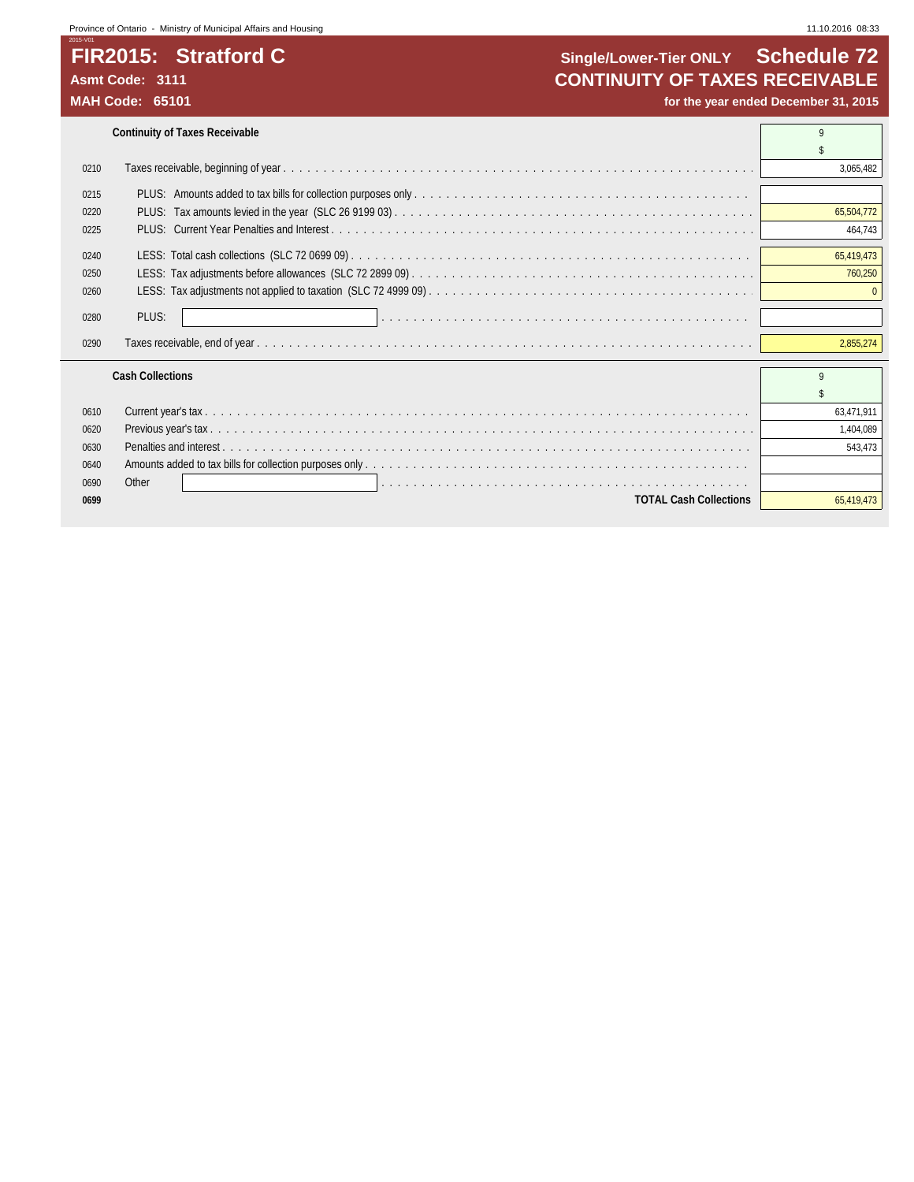# FIR2015: Stratford C

**Asmt Code: 3111**

**MAH Code: 65101**

## Single/Lower-Tier ONLY Schedule 72

## CONTINUITY OF TAXES RECEIVABLE

**for the year ended December 31, 2015**

### Continuity of Taxes Receivable

| | | 9 |
|---|---|---|
| | | $ |
| 0210 | Taxes receivable, beginning of year | 3,065,482 |
| 0215 | PLUS: Amounts added to tax bills for collection purposes only | |
| 0220 | PLUS: Tax amounts levied in the year (SLC 26 9199 03) | 65,504,772 |
| 0225 | PLUS: Current Year Penalties and Interest | 464,743 |
| 0240 | LESS: Total cash collections (SLC 72 0699 09) | 65,419,473 |
| 0250 | LESS: Tax adjustments before allowances (SLC 72 2899 09) | 760,250 |
| 0260 | LESS: Tax adjustments not applied to taxation (SLC 72 4999 09) | 0 |
| 0280 | PLUS: | |
| 0290 | Taxes receivable, end of year | 2,855,274 |

### Cash Collections

| | | 9 |
|---|---|---|
| | | $ |
| 0610 | Current year's tax | 63,471,911 |
| 0620 | Previous year's tax | 1,404,089 |
| 0630 | Penalties and interest | 543,473 |
| 0640 | Amounts added to tax bills for collection purposes only | |
| 0690 | Other | |
| **0699** | **TOTAL Cash Collections** | 65,419,473 |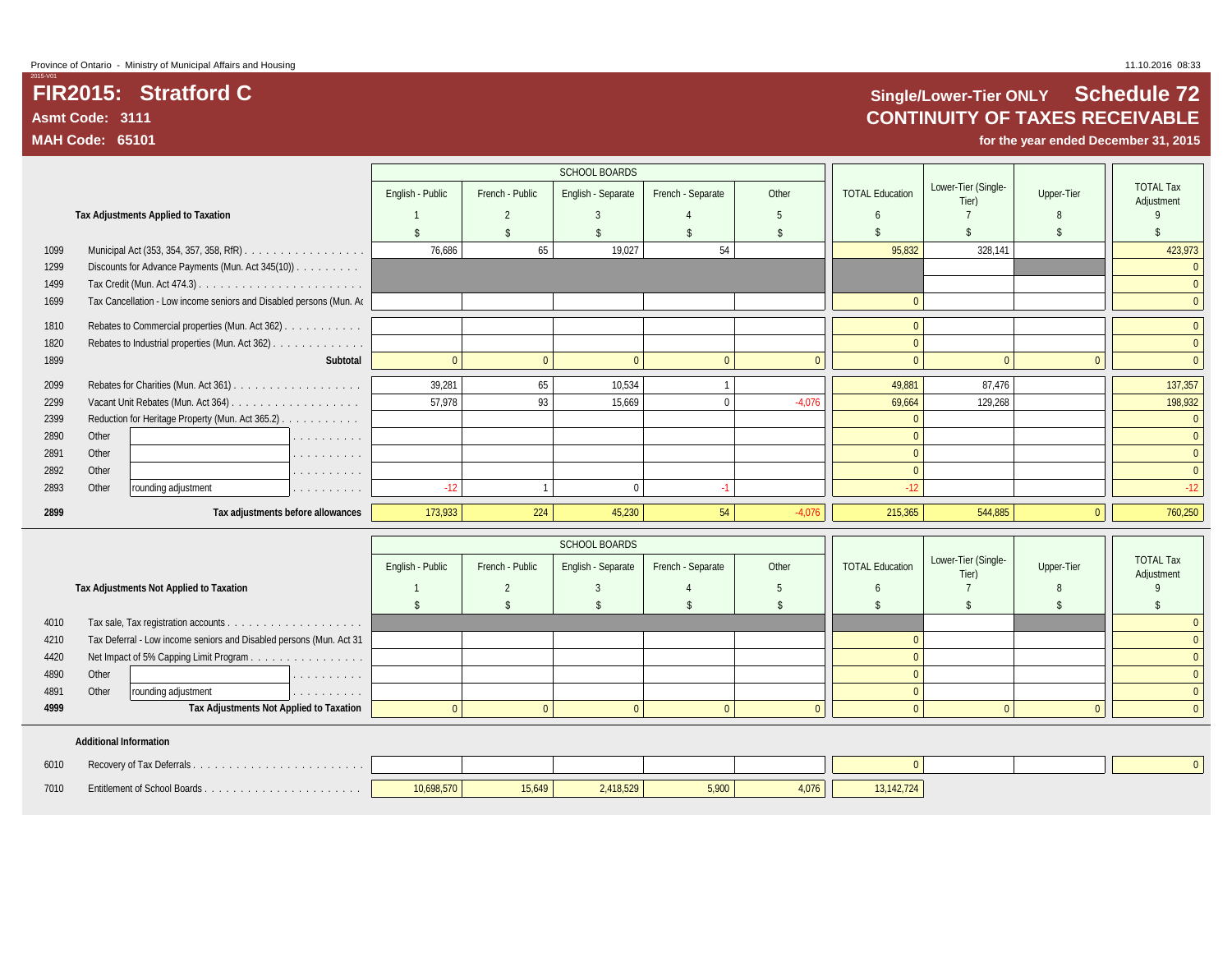Province of Ontario - Ministry of Municipal Affairs and Housing

2015-V01

# FIR2015: Stratford C

**Asmt Code: 3111**

**MAH Code: 65101**

## Single/Lower-Tier ONLY Schedule 72
## CONTINUITY OF TAXES RECEIVABLE

**for the year ended December 31, 2015**

| | Tax Adjustments Applied to Taxation | SCHOOL BOARDS English - Public 1 $ | French - Public 2 $ | English - Separate 3 $ | French - Separate 4 $ | Other 5 $ | TOTAL Education 6 $ | Lower-Tier (Single-Tier) 7 $ | Upper-Tier 8 $ | TOTAL Tax Adjustment 9 $ |
|---|---|---|---|---|---|---|---|---|---|---|
| 1099 | Municipal Act (353, 354, 357, 358, RfR) | 76,686 | 65 | 19,027 | 54 | | 95,832 | 328,141 | | 423,973 |
| 1299 | Discounts for Advance Payments (Mun. Act 345(10)) | | | | | | | | | 0 |
| 1499 | Tax Credit (Mun. Act 474.3) | | | | | | | | | 0 |
| 1699 | Tax Cancellation - Low income seniors and Disabled persons (Mun. Ac | | | | | | 0 | | | 0 |
| 1810 | Rebates to Commercial properties (Mun. Act 362) | | | | | | 0 | | | 0 |
| 1820 | Rebates to Industrial properties (Mun. Act 362) | | | | | | 0 | | | 0 |
| 1899 | **Subtotal** | 0 | 0 | 0 | 0 | 0 | 0 | 0 | 0 | 0 |
| 2099 | Rebates for Charities (Mun. Act 361) | 39,281 | 65 | 10,534 | 1 | | 49,881 | 87,476 | | 137,357 |
| 2299 | Vacant Unit Rebates (Mun. Act 364) | 57,978 | 93 | 15,669 | 0 | -4,076 | 69,664 | 129,268 | | 198,932 |
| 2399 | Reduction for Heritage Property (Mun. Act 365.2) | | | | | | 0 | | | 0 |
| 2890 | Other | | | | | | 0 | | | 0 |
| 2891 | Other | | | | | | 0 | | | 0 |
| 2892 | Other | | | | | | 0 | | | 0 |
| 2893 | Other rounding adjustment | -12 | 1 | 0 | -1 | | -12 | | | -12 |
| **2899** | **Tax adjustments before allowances** | 173,933 | 224 | 45,230 | 54 | -4,076 | 215,365 | 544,885 | 0 | 760,250 |

| | Tax Adjustments Not Applied to Taxation | SCHOOL BOARDS English - Public 1 $ | French - Public 2 $ | English - Separate 3 $ | French - Separate 4 $ | Other 5 $ | TOTAL Education 6 $ | Lower-Tier (Single-Tier) 7 $ | Upper-Tier 8 $ | TOTAL Tax Adjustment 9 $ |
|---|---|---|---|---|---|---|---|---|---|---|
| 4010 | Tax sale, Tax registration accounts | | | | | | | | | 0 |
| 4210 | Tax Deferral - Low income seniors and Disabled persons (Mun. Act 31 | | | | | | 0 | | | 0 |
| 4420 | Net Impact of 5% Capping Limit Program | | | | | | 0 | | | 0 |
| 4890 | Other | | | | | | 0 | | | 0 |
| 4891 | Other rounding adjustment | | | | | | 0 | | | 0 |
| **4999** | **Tax Adjustments Not Applied to Taxation** | 0 | 0 | 0 | 0 | 0 | 0 | 0 | 0 | 0 |

**Additional Information**

| | | English - Public | French - Public | English - Separate | French - Separate | Other | TOTAL Education | Lower-Tier (Single-Tier) | Upper-Tier | TOTAL Tax Adjustment |
|---|---|---|---|---|---|---|---|---|---|---|
| 6010 | Recovery of Tax Deferrals | | | | | | 0 | | | 0 |
| 7010 | Entitlement of School Boards | 10,698,570 | 15,649 | 2,418,529 | 5,900 | 4,076 | 13,142,724 | | | |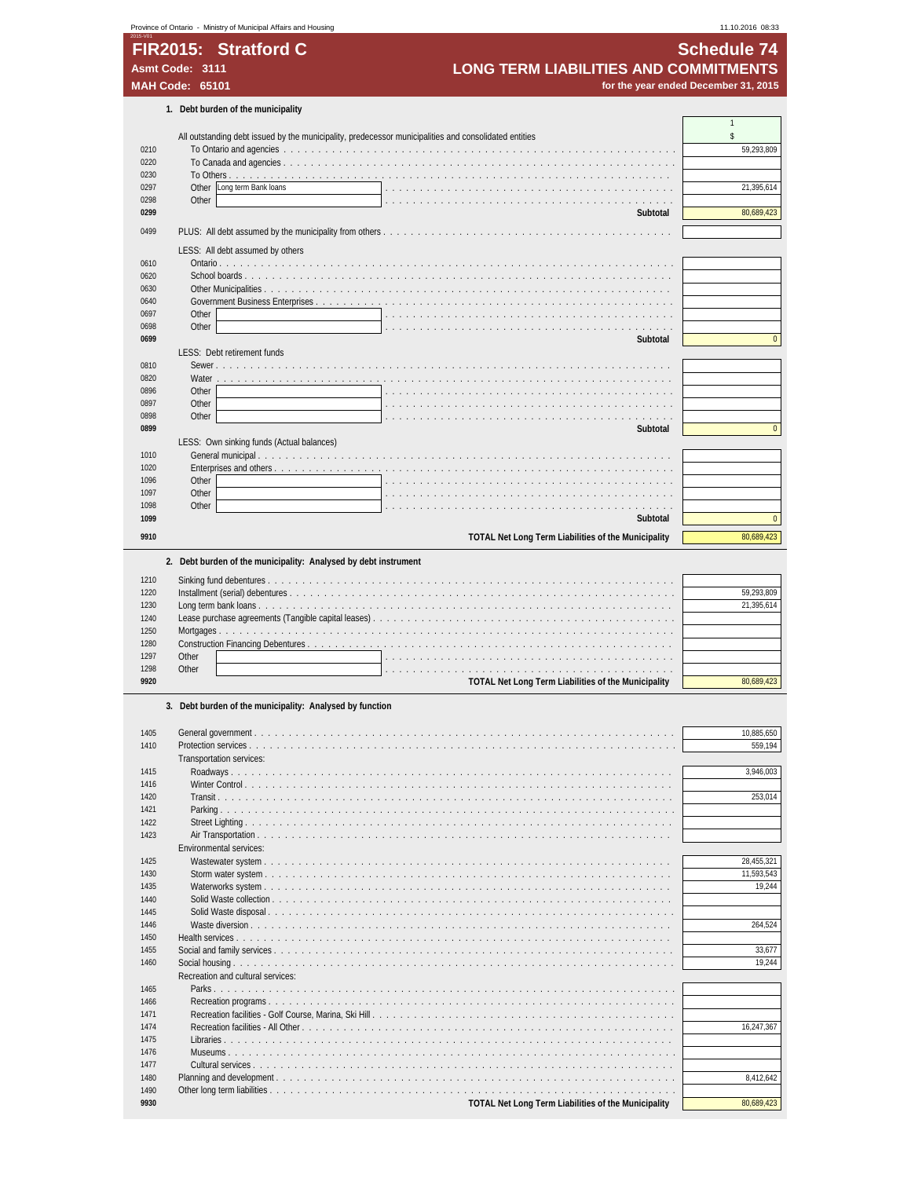Province of Ontario - Ministry of Municipal Affairs and Housing 11.10.2016 08:33

# FIR2015: Stratford C

**Asmt Code: 3111**
**MAH Code: 65101**

## Schedule 74
## LONG TERM LIABILITIES AND COMMITMENTS
**for the year ended December 31, 2015**

### 1. Debt burden of the municipality

| Line | Description | 1 $ |
|---|---|---|
| | All outstanding debt issued by the municipality, predecessor municipalities and consolidated entities | |
| 0210 | To Ontario and agencies | 59,293,809 |
| 0220 | To Canada and agencies | |
| 0230 | To Others | |
| 0297 | Other: Long term Bank loans | 21,395,614 |
| 0298 | Other | |
| **0299** | **Subtotal** | 80,689,423 |
| 0499 | PLUS: All debt assumed by the municipality from others | |
| | LESS: All debt assumed by others | |
| 0610 | Ontario | |
| 0620 | School boards | |
| 0630 | Other Municipalities | |
| 0640 | Government Business Enterprises | |
| 0697 | Other | |
| 0698 | Other | |
| **0699** | **Subtotal** | 0 |
| | LESS: Debt retirement funds | |
| 0810 | Sewer | |
| 0820 | Water | |
| 0896 | Other | |
| 0897 | Other | |
| 0898 | Other | |
| **0899** | **Subtotal** | 0 |
| | LESS: Own sinking funds (Actual balances) | |
| 1010 | General municipal | |
| 1020 | Enterprises and others | |
| 1096 | Other | |
| 1097 | Other | |
| 1098 | Other | |
| **1099** | **Subtotal** | 0 |
| **9910** | **TOTAL Net Long Term Liabilities of the Municipality** | 80,689,423 |

### 2. Debt burden of the municipality: Analysed by debt instrument

| Line | Description | 1 $ |
|---|---|---|
| 1210 | Sinking fund debentures | |
| 1220 | Installment (serial) debentures | 59,293,809 |
| 1230 | Long term bank loans | 21,395,614 |
| 1240 | Lease purchase agreements (Tangible capital leases) | |
| 1250 | Mortgages | |
| 1280 | Construction Financing Debentures | |
| 1297 | Other | |
| 1298 | Other | |
| **9920** | **TOTAL Net Long Term Liabilities of the Municipality** | 80,689,423 |

### 3. Debt burden of the municipality: Analysed by function

| Line | Description | 1 $ |
|---|---|---|
| 1405 | General government | 10,885,650 |
| 1410 | Protection services | 559,194 |
| | Transportation services: | |
| 1415 | Roadways | 3,946,003 |
| 1416 | Winter Control | |
| 1420 | Transit | 253,014 |
| 1421 | Parking | |
| 1422 | Street Lighting | |
| 1423 | Air Transportation | |
| | Environmental services: | |
| 1425 | Wastewater system | 28,455,321 |
| 1430 | Storm water system | 11,593,543 |
| 1435 | Waterworks system | 19,244 |
| 1440 | Solid Waste collection | |
| 1445 | Solid Waste disposal | |
| 1446 | Waste diversion | 264,524 |
| 1450 | Health services | |
| 1455 | Social and family services | 33,677 |
| 1460 | Social housing | 19,244 |
| | Recreation and cultural services: | |
| 1465 | Parks | |
| 1466 | Recreation programs | |
| 1471 | Recreation facilities - Golf Course, Marina, Ski Hill | |
| 1474 | Recreation facilities - All Other | 16,247,367 |
| 1475 | Libraries | |
| 1476 | Museums | |
| 1477 | Cultural services | |
| 1480 | Planning and development | 8,412,642 |
| 1490 | Other long term liabilities | |
| **9930** | **TOTAL Net Long Term Liabilities of the Municipality** | 80,689,423 |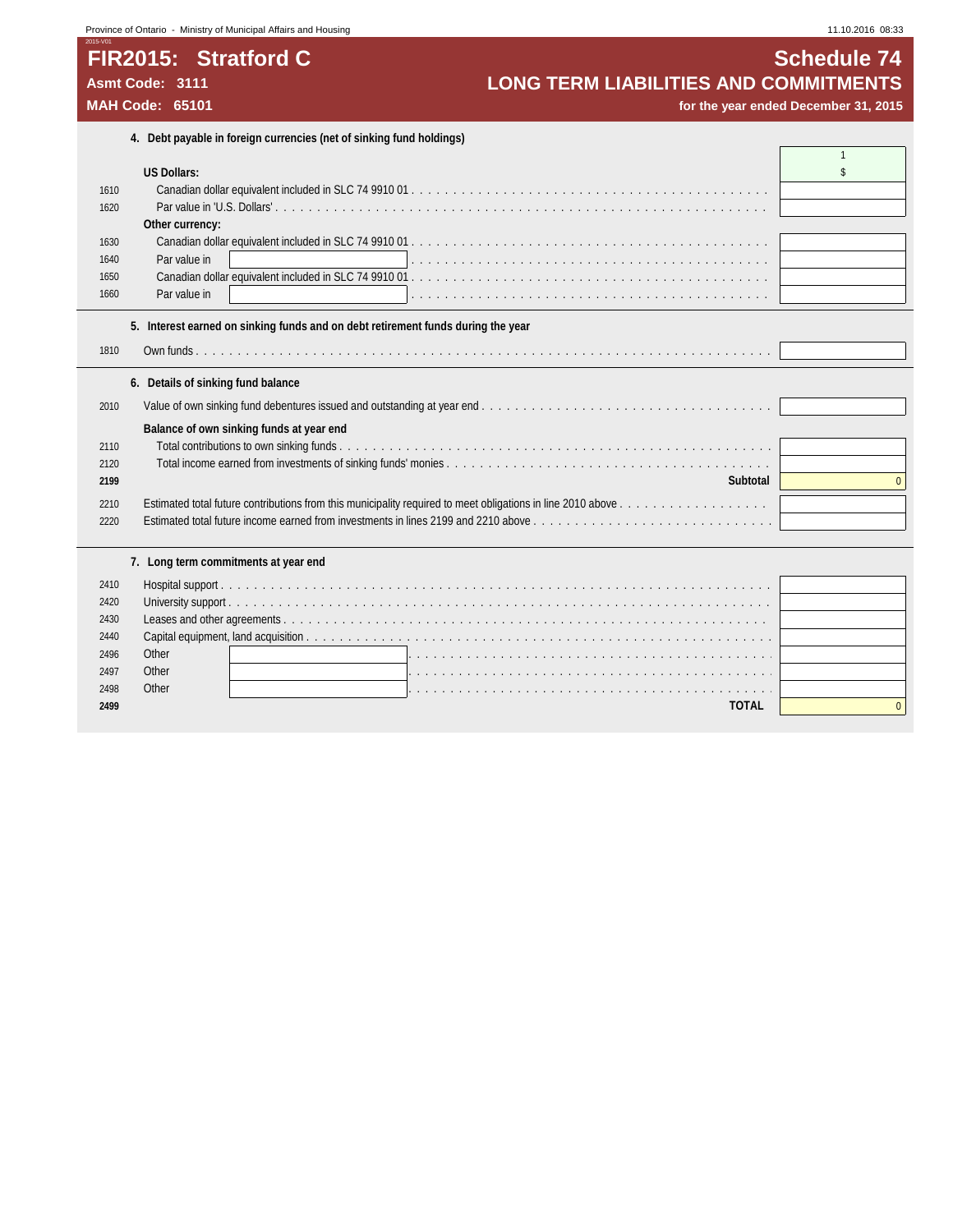# FIR2015: Stratford C

**Asmt Code: 3111**

**MAH Code: 65101**

# Schedule 74

## LONG TERM LIABILITIES AND COMMITMENTS

**for the year ended December 31, 2015**

### 4. Debt payable in foreign currencies (net of sinking fund holdings)

| | | 1 |
|---|---|---|
| | | $ |
| | **US Dollars:** | |
| 1610 | Canadian dollar equivalent included in SLC 74 9910 01 | |
| 1620 | Par value in 'U.S. Dollars' | |
| | **Other currency:** | |
| 1630 | Canadian dollar equivalent included in SLC 74 9910 01 | |
| 1640 | Par value in | |
| 1650 | Canadian dollar equivalent included in SLC 74 9910 01 | |
| 1660 | Par value in | |

### 5. Interest earned on sinking funds and on debt retirement funds during the year

| | | |
|---|---|---|
| 1810 | Own funds | |

### 6. Details of sinking fund balance

| | | |
|---|---|---|
| 2010 | Value of own sinking fund debentures issued and outstanding at year end | |
| | **Balance of own sinking funds at year end** | |
| 2110 | Total contributions to own sinking funds | |
| 2120 | Total income earned from investments of sinking funds' monies | |
| **2199** | **Subtotal** | 0 |
| 2210 | Estimated total future contributions from this municipality required to meet obligations in line 2010 above | |
| 2220 | Estimated total future income earned from investments in lines 2199 and 2210 above | |

### 7. Long term commitments at year end

| | | |
|---|---|---|
| 2410 | Hospital support | |
| 2420 | University support | |
| 2430 | Leases and other agreements | |
| 2440 | Capital equipment, land acquisition | |
| 2496 | Other | |
| 2497 | Other | |
| 2498 | Other | |
| **2499** | **TOTAL** | 0 |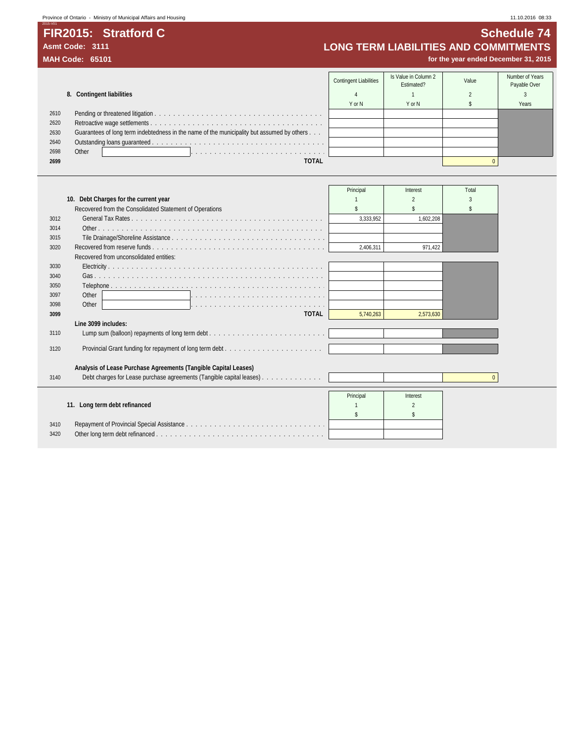Province of Ontario - Ministry of Municipal Affairs and Housing

# FIR2015: Stratford C

**Asmt Code: 3111**
**MAH Code: 65101**

## Schedule 74
## LONG TERM LIABILITIES AND COMMITMENTS
**for the year ended December 31, 2015**

### 8. Contingent liabilities

| | | Contingent Liabilities | Is Value in Column 2 Estimated? | Value | Number of Years Payable Over |
|---|---|---|---|---|---|
| | | 4 | 1 | 2 | 3 |
| | | Y or N | Y or N | $ | Years |
| 2610 | Pending or threatened litigation | | | | |
| 2620 | Retroactive wage settlements | | | | |
| 2630 | Guarantees of long term indebtedness in the name of the municipality but assumed by others | | | | |
| 2640 | Outstanding loans guaranteed | | | | |
| 2698 | Other | | | | |
| **2699** | **TOTAL** | | | 0 | |

### 10. Debt Charges for the current year

| | | Principal | Interest | Total |
|---|---|---|---|---|
| | | 1 | 2 | 3 |
| | | $ | $ | $ |
| | Recovered from the Consolidated Statement of Operations | | | |
| 3012 | General Tax Rates | 3,333,952 | 1,602,208 | |
| 3014 | Other | | | |
| 3015 | Tile Drainage/Shoreline Assistance | | | |
| 3020 | Recovered from reserve funds | 2,406,311 | 971,422 | |
| | Recovered from unconsolidated entities: | | | |
| 3030 | Electricity | | | |
| 3040 | Gas | | | |
| 3050 | Telephone | | | |
| 3097 | Other | | | |
| 3098 | Other | | | |
| **3099** | **TOTAL** | 5,740,263 | 2,573,630 | |
| | **Line 3099 includes:** | | | |
| 3110 | Lump sum (balloon) repayments of long term debt | | | |
| 3120 | Provincial Grant funding for repayment of long term debt | | | |
| | **Analysis of Lease Purchase Agreements (Tangible Capital Leases)** | | | |
| 3140 | Debt charges for Lease purchase agreements (Tangible capital leases) | | | 0 |

### 11. Long term debt refinanced

| | | Principal | Interest |
|---|---|---|---|
| | | 1 | 2 |
| | | $ | $ |
| 3410 | Repayment of Provincial Special Assistance | | |
| 3420 | Other long term debt refinanced | | |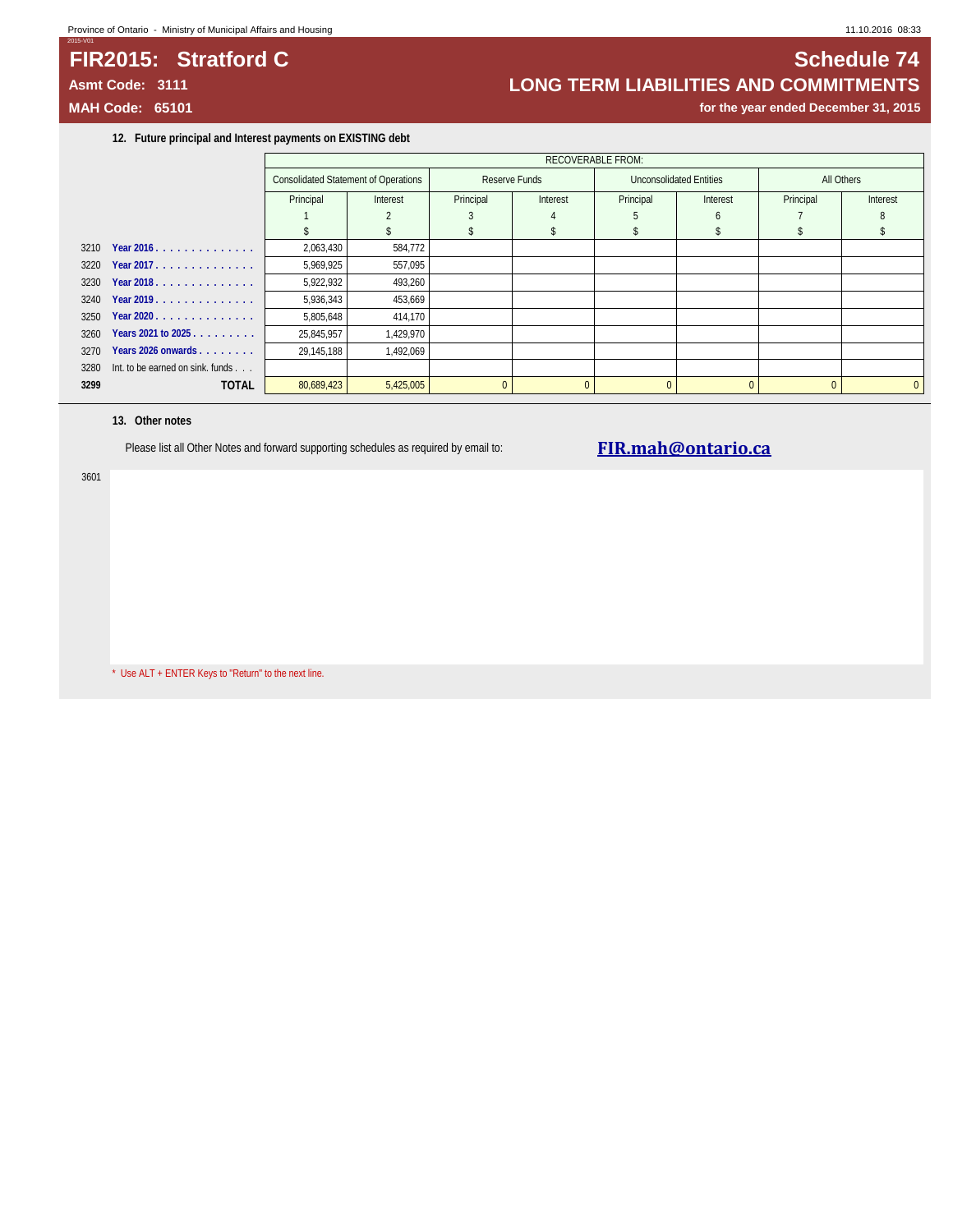# FIR2015: Stratford C

**Asmt Code: 3111**

**MAH Code: 65101**

# Schedule 74

## LONG TERM LIABILITIES AND COMMITMENTS

**for the year ended December 31, 2015**

### 12. Future principal and Interest payments on EXISTING debt

| | | RECOVERABLE FROM: | | | | | | | |
|---|---|---|---|---|---|---|---|---|---|
| | | Consolidated Statement of Operations | | Reserve Funds | | Unconsolidated Entities | | All Others | |
| | | Principal | Interest | Principal | Interest | Principal | Interest | Principal | Interest |
| | | 1 | 2 | 3 | 4 | 5 | 6 | 7 | 8 |
| | | $ | $ | $ | $ | $ | $ | $ | $ |
| 3210 | Year 2016 | 2,063,430 | 584,772 | | | | | | |
| 3220 | Year 2017 | 5,969,925 | 557,095 | | | | | | |
| 3230 | Year 2018 | 5,922,932 | 493,260 | | | | | | |
| 3240 | Year 2019 | 5,936,343 | 453,669 | | | | | | |
| 3250 | Year 2020 | 5,805,648 | 414,170 | | | | | | |
| 3260 | Years 2021 to 2025 | 25,845,957 | 1,429,970 | | | | | | |
| 3270 | Years 2026 onwards | 29,145,188 | 1,492,069 | | | | | | |
| 3280 | Int. to be earned on sink. funds | | | | | | | | |
| **3299** | **TOTAL** | 80,689,423 | 5,425,005 | 0 | 0 | 0 | 0 | 0 | 0 |

### 13. Other notes

Please list all Other Notes and forward supporting schedules as required by email to: **FIR.mah@ontario.ca**

3601

\* Use ALT + ENTER Keys to "Return" to the next line.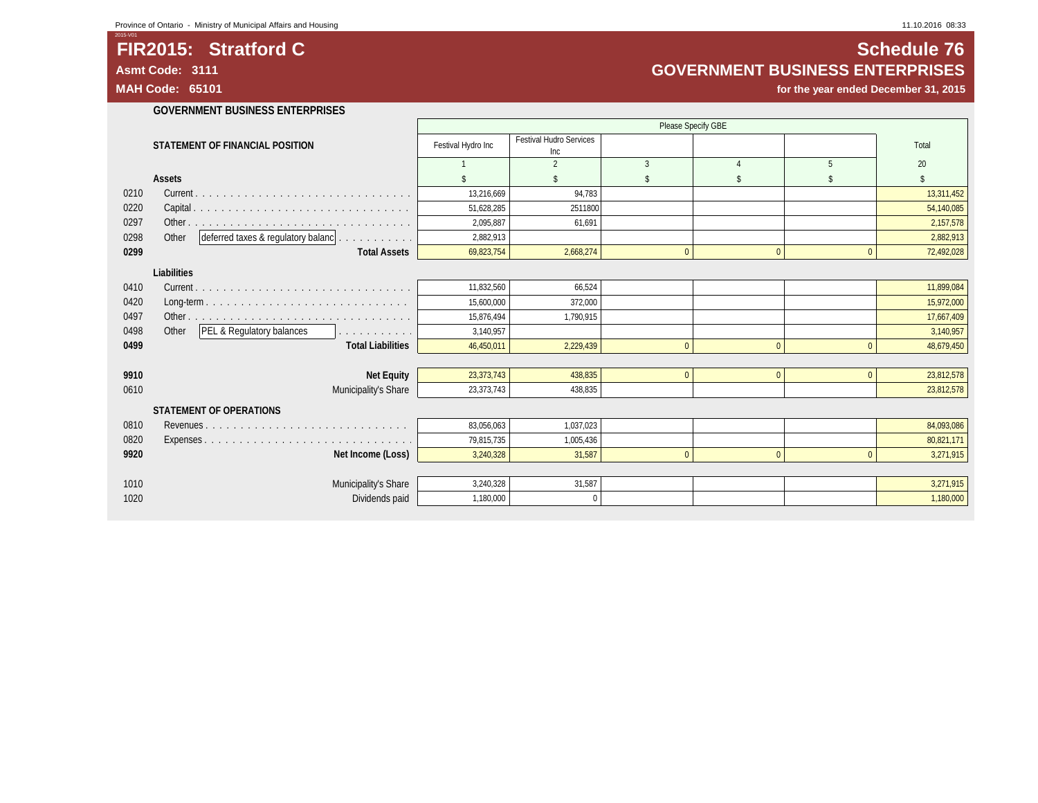# FIR2015: Stratford C

**Asmt Code: 3111**

**MAH Code: 65101**

## Schedule 76

## GOVERNMENT BUSINESS ENTERPRISES

**for the year ended December 31, 2015**

### GOVERNMENT BUSINESS ENTERPRISES

| | | Please Specify GBE | | | | | |
|---|---|---|---|---|---|---|---|
| | **STATEMENT OF FINANCIAL POSITION** | Festival Hydro Inc | Festival Hudro Services Inc | | | | Total |
| | | 1 | 2 | 3 | 4 | 5 | 20 |
| | **Assets** | $ | $ | $ | $ | $ | $ |
| 0210 | Current | 13,216,669 | 94,783 | | | | 13,311,452 |
| 0220 | Capital | 51,628,285 | 2511800 | | | | 54,140,085 |
| 0297 | Other | 2,095,887 | 61,691 | | | | 2,157,578 |
| 0298 | Other deferred taxes & regulatory balanc | 2,882,913 | | | | | 2,882,913 |
| **0299** | **Total Assets** | 69,823,754 | 2,668,274 | 0 | 0 | 0 | 72,492,028 |
| | **Liabilities** | | | | | | |
| 0410 | Current | 11,832,560 | 66,524 | | | | 11,899,084 |
| 0420 | Long-term | 15,600,000 | 372,000 | | | | 15,972,000 |
| 0497 | Other | 15,876,494 | 1,790,915 | | | | 17,667,409 |
| 0498 | Other PEL & Regulatory balances | 3,140,957 | | | | | 3,140,957 |
| **0499** | **Total Liabilities** | 46,450,011 | 2,229,439 | 0 | 0 | 0 | 48,679,450 |
| **9910** | **Net Equity** | 23,373,743 | 438,835 | 0 | 0 | 0 | 23,812,578 |
| 0610 | Municipality's Share | 23,373,743 | 438,835 | | | | 23,812,578 |
| | **STATEMENT OF OPERATIONS** | | | | | | |
| 0810 | Revenues | 83,056,063 | 1,037,023 | | | | 84,093,086 |
| 0820 | Expenses | 79,815,735 | 1,005,436 | | | | 80,821,171 |
| **9920** | **Net Income (Loss)** | 3,240,328 | 31,587 | 0 | 0 | 0 | 3,271,915 |
| 1010 | Municipality's Share | 3,240,328 | 31,587 | | | | 3,271,915 |
| 1020 | Dividends paid | 1,180,000 | 0 | | | | 1,180,000 |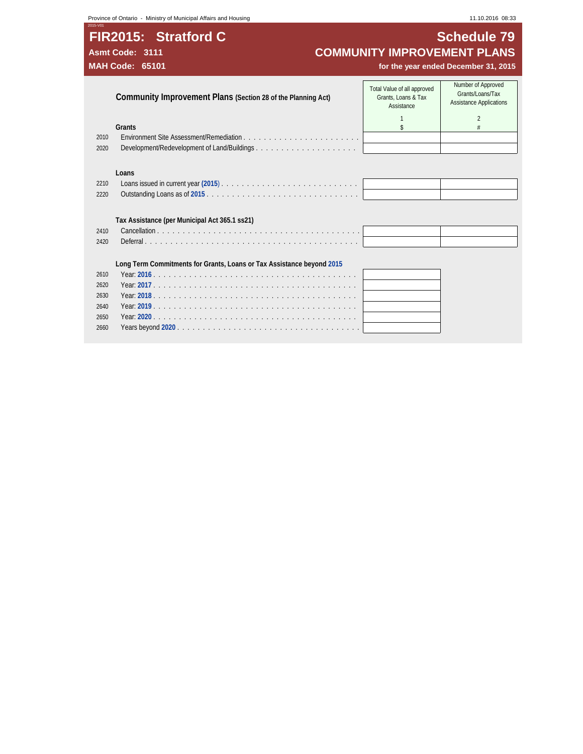Province of Ontario - Ministry of Municipal Affairs and Housing

2015-V01

# FIR2015: Stratford C

**Asmt Code: 3111**

**MAH Code: 65101**

# Schedule 79

## COMMUNITY IMPROVEMENT PLANS

**for the year ended December 31, 2015**

| | **Community Improvement Plans** (Section 28 of the Planning Act) | Total Value of all approved Grants, Loans & Tax Assistance | Number of Approved Grants/Loans/Tax Assistance Applications |
|---|---|---|---|
| | | 1 | 2 |
| | | $ | # |
| | **Grants** | | |
| 2010 | Environment Site Assessment/Remediation | | |
| 2020 | Development/Redevelopment of Land/Buildings | | |
| | **Loans** | | |
| 2210 | Loans issued in current year **(2015)** | | |
| 2220 | Outstanding Loans as of **2015** | | |
| | **Tax Assistance (per Municipal Act 365.1 ss21)** | | |
| 2410 | Cancellation | | |
| 2420 | Deferral | | |
| | **Long Term Commitments for Grants, Loans or Tax Assistance beyond 2015** | | |
| 2610 | Year: **2016** | | |
| 2620 | Year: **2017** | | |
| 2630 | Year: **2018** | | |
| 2640 | Year: **2019** | | |
| 2650 | Year: **2020** | | |
| 2660 | Years beyond **2020** | | |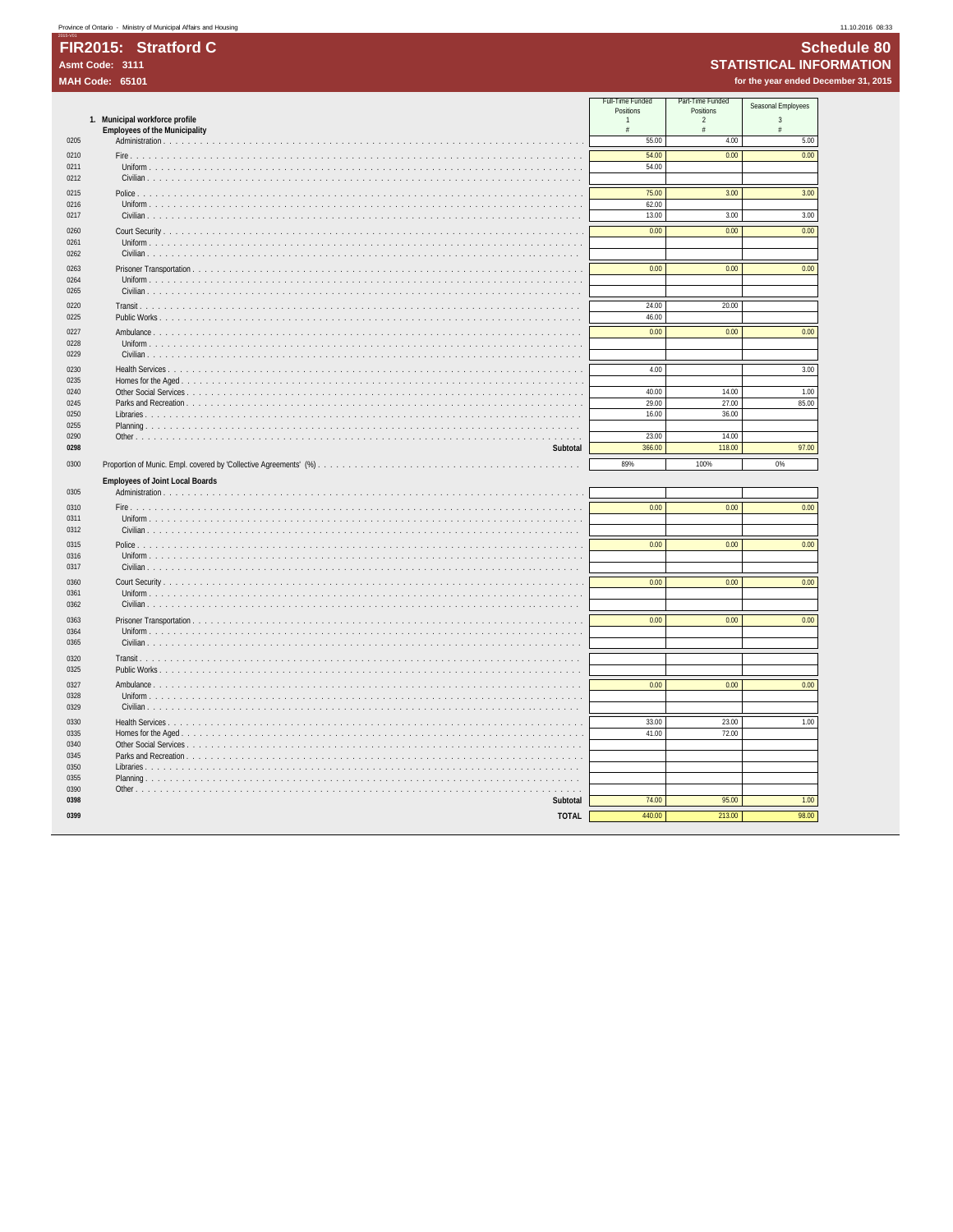Province of Ontario - Ministry of Municipal Affairs and Housing

# FIR2015: Stratford C

**Asmt Code: 3111**

**MAH Code: 65101**

# Schedule 80

## STATISTICAL INFORMATION

**for the year ended December 31, 2015**

| | | Full-Time Funded Positions | Part-Time Funded Positions | Seasonal Employees |
|---|---|---|---|---|
| | | 1 | 2 | 3 |
| | **1. Municipal workforce profile** | # | # | # |
| | **Employees of the Municipality** | | | |
| 0205 | Administration | 55.00 | 4.00 | 5.00 |
| 0210 | Fire | 54.00 | 0.00 | 0.00 |
| 0211 | Uniform | 54.00 | | |
| 0212 | Civilian | | | |
| 0215 | Police | 75.00 | 3.00 | 3.00 |
| 0216 | Uniform | 62.00 | | |
| 0217 | Civilian | 13.00 | 3.00 | 3.00 |
| 0260 | Court Security | 0.00 | 0.00 | 0.00 |
| 0261 | Uniform | | | |
| 0262 | Civilian | | | |
| 0263 | Prisoner Transportation | 0.00 | 0.00 | 0.00 |
| 0264 | Uniform | | | |
| 0265 | Civilian | | | |
| 0220 | Transit | 24.00 | 20.00 | |
| 0225 | Public Works | 46.00 | | |
| 0227 | Ambulance | 0.00 | 0.00 | 0.00 |
| 0228 | Uniform | | | |
| 0229 | Civilian | | | |
| 0230 | Health Services | 4.00 | | 3.00 |
| 0235 | Homes for the Aged | | | |
| 0240 | Other Social Services | 40.00 | 14.00 | 1.00 |
| 0245 | Parks and Recreation | 29.00 | 27.00 | 85.00 |
| 0250 | Libraries | 16.00 | 36.00 | |
| 0255 | Planning | | | |
| 0290 | Other | 23.00 | 14.00 | |
| **0298** | **Subtotal** | 366.00 | 118.00 | 97.00 |
| 0300 | Proportion of Munic. Empl. covered by 'Collective Agreements' (%) | 89% | 100% | 0% |
| | **Employees of Joint Local Boards** | | | |
| 0305 | Administration | | | |
| 0310 | Fire | 0.00 | 0.00 | 0.00 |
| 0311 | Uniform | | | |
| 0312 | Civilian | | | |
| 0315 | Police | 0.00 | 0.00 | 0.00 |
| 0316 | Uniform | | | |
| 0317 | Civilian | | | |
| 0360 | Court Security | 0.00 | 0.00 | 0.00 |
| 0361 | Uniform | | | |
| 0362 | Civilian | | | |
| 0363 | Prisoner Transportation | 0.00 | 0.00 | 0.00 |
| 0364 | Uniform | | | |
| 0365 | Civilian | | | |
| 0320 | Transit | | | |
| 0325 | Public Works | | | |
| 0327 | Ambulance | 0.00 | 0.00 | 0.00 |
| 0328 | Uniform | | | |
| 0329 | Civilian | | | |
| 0330 | Health Services | 33.00 | 23.00 | 1.00 |
| 0335 | Homes for the Aged | 41.00 | 72.00 | |
| 0340 | Other Social Services | | | |
| 0345 | Parks and Recreation | | | |
| 0350 | Libraries | | | |
| 0355 | Planning | | | |
| 0390 | Other | | | |
| **0398** | **Subtotal** | 74.00 | 95.00 | 1.00 |
| **0399** | **TOTAL** | 440.00 | 213.00 | 98.00 |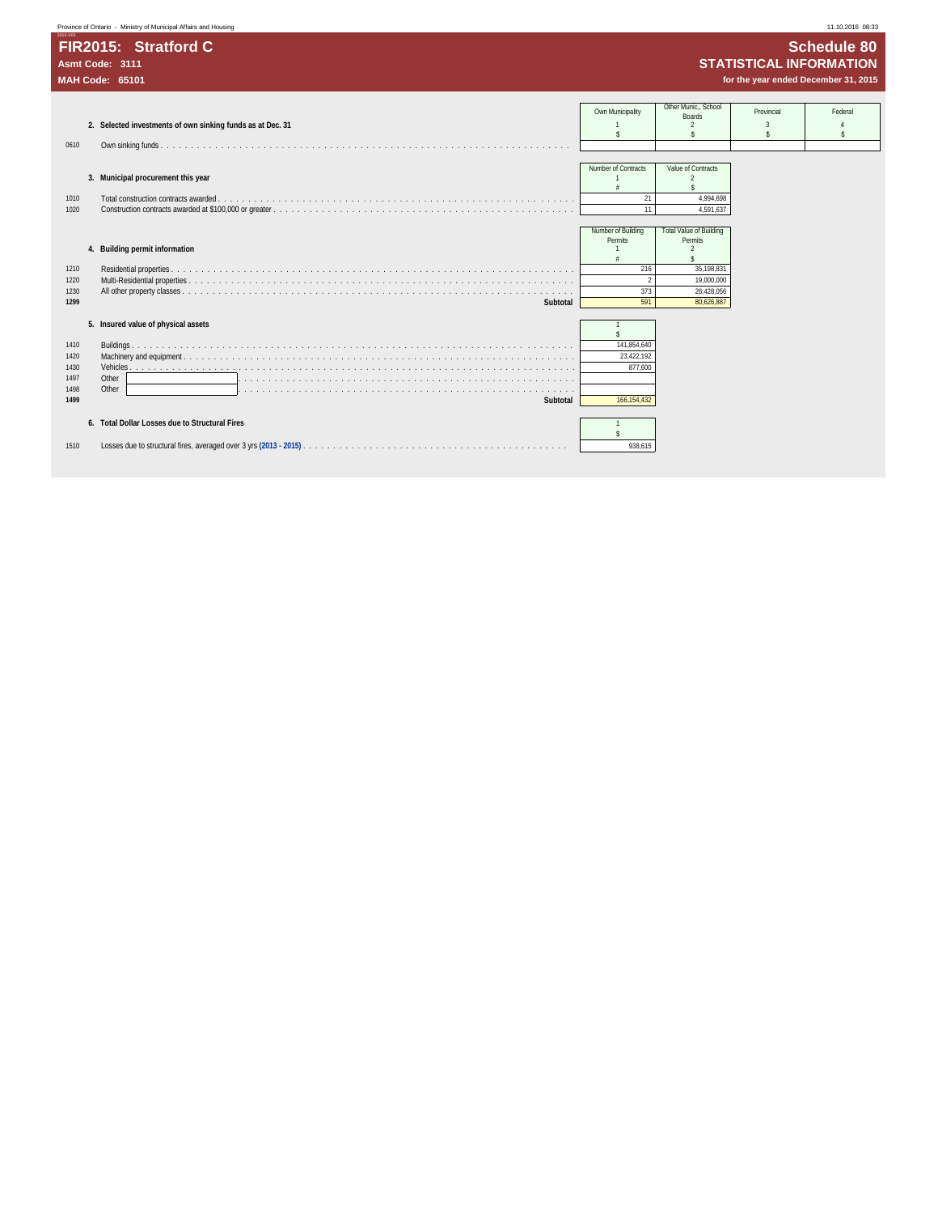# FIR2015: Stratford C

**Asmt Code: 3111**

**MAH Code: 65101**

## Schedule 80

## STATISTICAL INFORMATION

**for the year ended December 31, 2015**

### 2. Selected investments of own sinking funds as at Dec. 31

| | | Own Municipality | Other Munic., School Boards | Provincial | Federal |
|---|---|---|---|---|---|
| | | 1 | 2 | 3 | 4 |
| | | $ | $ | $ | $ |
| 0610 | Own sinking funds | | | | |

### 3. Municipal procurement this year

| | | Number of Contracts | Value of Contracts |
|---|---|---|---|
| | | 1 | 2 |
| | | # | $ |
| 1010 | Total construction contracts awarded | 21 | 4,994,698 |
| 1020 | Construction contracts awarded at $100,000 or greater | 11 | 4,591,637 |

### 4. Building permit information

| | | Number of Building Permits | Total Value of Building Permits |
|---|---|---|---|
| | | 1 | 2 |
| | | # | $ |
| 1210 | Residential properties | 216 | 35,198,831 |
| 1220 | Multi-Residential properties | 2 | 19,000,000 |
| 1230 | All other property classes | 373 | 26,428,056 |
| **1299** | **Subtotal** | 591 | 80,626,887 |

### 5. Insured value of physical assets

| | | 1 |
|---|---|---|
| | | $ |
| 1410 | Buildings | 141,854,640 |
| 1420 | Machinery and equipment | 23,422,192 |
| 1430 | Vehicles | 877,600 |
| 1497 | Other | |
| 1498 | Other | |
| **1499** | **Subtotal** | 166,154,432 |

### 6. Total Dollar Losses due to Structural Fires

| | | 1 |
|---|---|---|
| | | $ |
| 1510 | Losses due to structural fires, averaged over 3 yrs **(2013 - 2015)** | 938,615 |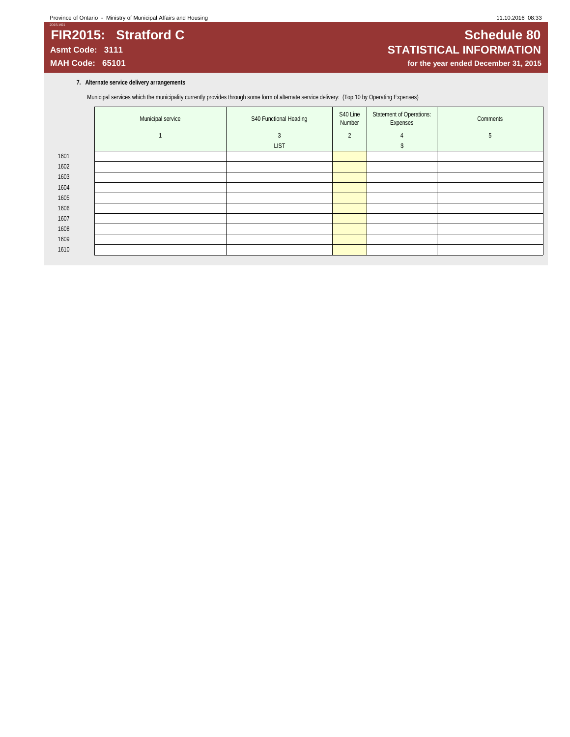# FIR2015: Stratford C

**Asmt Code: 3111**

**MAH Code: 65101**

# Schedule 80

## STATISTICAL INFORMATION

**for the year ended December 31, 2015**

**7. Alternate service delivery arrangements**

Municipal services which the municipality currently provides through some form of alternate service delivery: (Top 10 by Operating Expenses)

| | Municipal service | S40 Functional Heading | S40 Line Number | Statement of Operations: Expenses | Comments |
|---|---|---|---|---|---|
| | 1 | 3 | 2 | 4 | 5 |
| | | LIST | | $ | |
| 1601 | | | | | |
| 1602 | | | | | |
| 1603 | | | | | |
| 1604 | | | | | |
| 1605 | | | | | |
| 1606 | | | | | |
| 1607 | | | | | |
| 1608 | | | | | |
| 1609 | | | | | |
| 1610 | | | | | |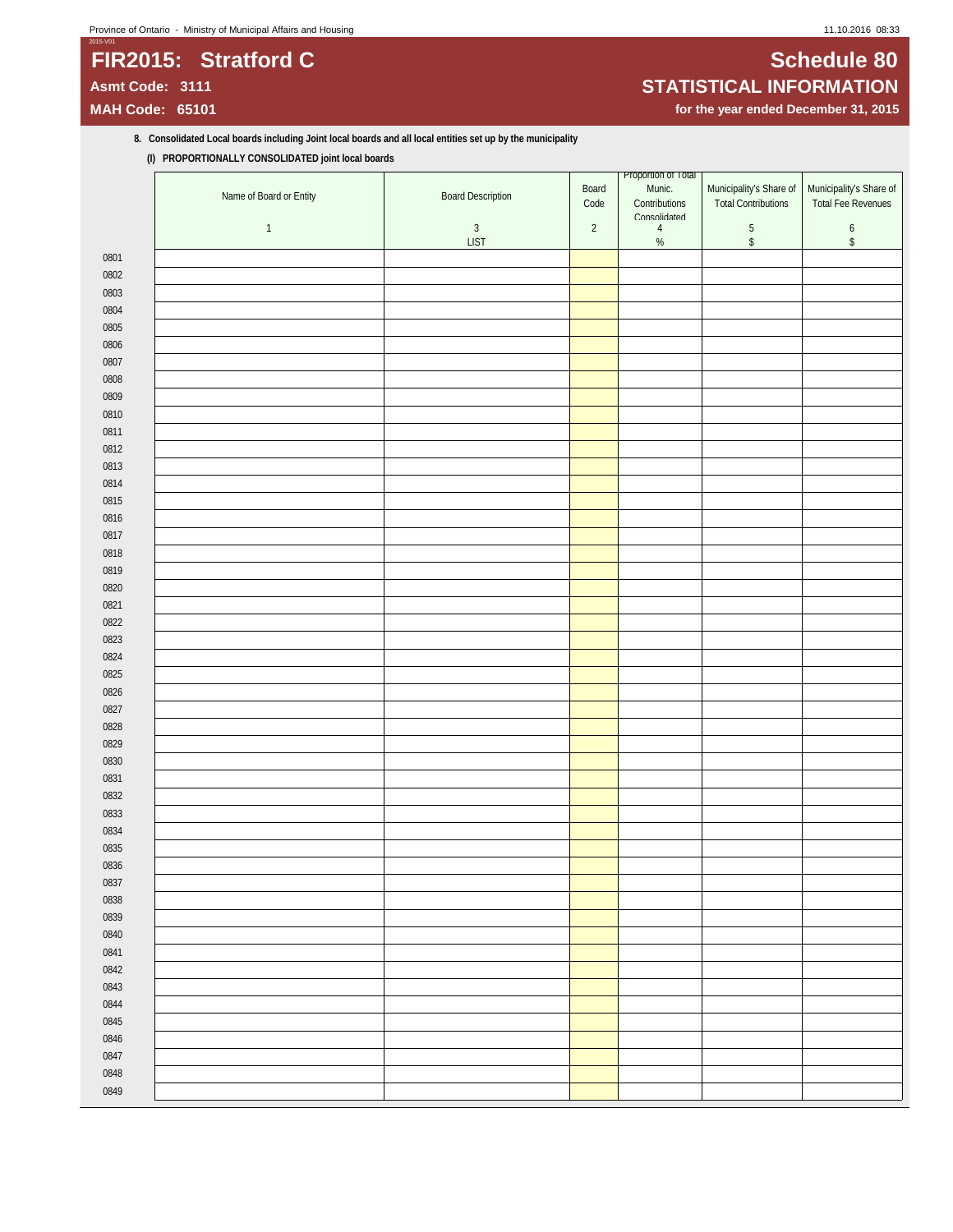# FIR2015: Stratford C

**Asmt Code: 3111**

**MAH Code: 65101**

## Schedule 80

## STATISTICAL INFORMATION

**for the year ended December 31, 2015**

**8. Consolidated Local boards including Joint local boards and all local entities set up by the municipality**

**(I) PROPORTIONALLY CONSOLIDATED joint local boards**

| | Name of Board or Entity | Board Description | Board Code | Proportion of Total Munic. Contributions Consolidated | Municipality's Share of Total Contributions | Municipality's Share of Total Fee Revenues |
|---|---|---|---|---|---|---|
| | 1 | 3 | 2 | 4 | 5 | 6 |
| | | LIST | | % | $ | $ |
| 0801 | | | | | | |
| 0802 | | | | | | |
| 0803 | | | | | | |
| 0804 | | | | | | |
| 0805 | | | | | | |
| 0806 | | | | | | |
| 0807 | | | | | | |
| 0808 | | | | | | |
| 0809 | | | | | | |
| 0810 | | | | | | |
| 0811 | | | | | | |
| 0812 | | | | | | |
| 0813 | | | | | | |
| 0814 | | | | | | |
| 0815 | | | | | | |
| 0816 | | | | | | |
| 0817 | | | | | | |
| 0818 | | | | | | |
| 0819 | | | | | | |
| 0820 | | | | | | |
| 0821 | | | | | | |
| 0822 | | | | | | |
| 0823 | | | | | | |
| 0824 | | | | | | |
| 0825 | | | | | | |
| 0826 | | | | | | |
| 0827 | | | | | | |
| 0828 | | | | | | |
| 0829 | | | | | | |
| 0830 | | | | | | |
| 0831 | | | | | | |
| 0832 | | | | | | |
| 0833 | | | | | | |
| 0834 | | | | | | |
| 0835 | | | | | | |
| 0836 | | | | | | |
| 0837 | | | | | | |
| 0838 | | | | | | |
| 0839 | | | | | | |
| 0840 | | | | | | |
| 0841 | | | | | | |
| 0842 | | | | | | |
| 0843 | | | | | | |
| 0844 | | | | | | |
| 0845 | | | | | | |
| 0846 | | | | | | |
| 0847 | | | | | | |
| 0848 | | | | | | |
| 0849 | | | | | | |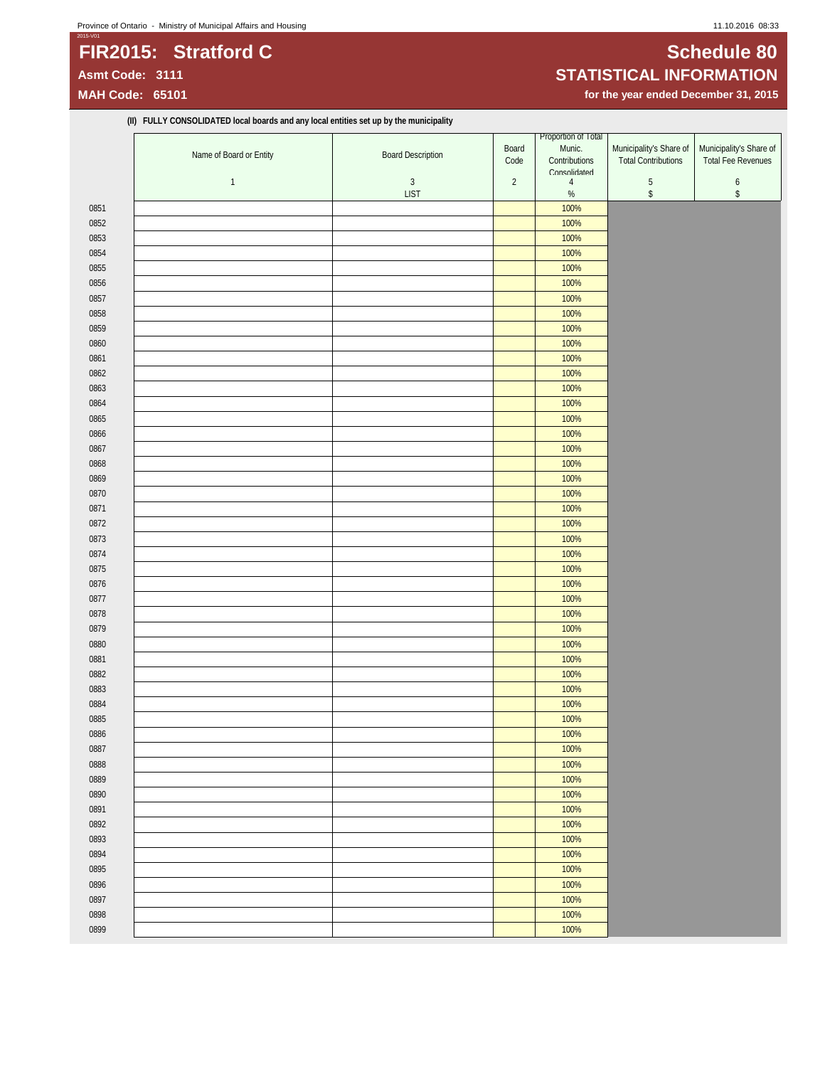# FIR2015: Stratford C

**Asmt Code: 3111**

**MAH Code: 65101**

# Schedule 80

## STATISTICAL INFORMATION

**for the year ended December 31, 2015**

**(II) FULLY CONSOLIDATED local boards and any local entities set up by the municipality**

| | Name of Board or Entity | Board Description | Board Code | Proportion of Total Munic. Contributions Consolidated | Municipality's Share of Total Contributions | Municipality's Share of Total Fee Revenues |
|---|---|---|---|---|---|---|
| | 1 | 3 | 2 | 4 | 5 | 6 |
| | | LIST | | % | $ | $ |
| 0851 | | | | 100% | | |
| 0852 | | | | 100% | | |
| 0853 | | | | 100% | | |
| 0854 | | | | 100% | | |
| 0855 | | | | 100% | | |
| 0856 | | | | 100% | | |
| 0857 | | | | 100% | | |
| 0858 | | | | 100% | | |
| 0859 | | | | 100% | | |
| 0860 | | | | 100% | | |
| 0861 | | | | 100% | | |
| 0862 | | | | 100% | | |
| 0863 | | | | 100% | | |
| 0864 | | | | 100% | | |
| 0865 | | | | 100% | | |
| 0866 | | | | 100% | | |
| 0867 | | | | 100% | | |
| 0868 | | | | 100% | | |
| 0869 | | | | 100% | | |
| 0870 | | | | 100% | | |
| 0871 | | | | 100% | | |
| 0872 | | | | 100% | | |
| 0873 | | | | 100% | | |
| 0874 | | | | 100% | | |
| 0875 | | | | 100% | | |
| 0876 | | | | 100% | | |
| 0877 | | | | 100% | | |
| 0878 | | | | 100% | | |
| 0879 | | | | 100% | | |
| 0880 | | | | 100% | | |
| 0881 | | | | 100% | | |
| 0882 | | | | 100% | | |
| 0883 | | | | 100% | | |
| 0884 | | | | 100% | | |
| 0885 | | | | 100% | | |
| 0886 | | | | 100% | | |
| 0887 | | | | 100% | | |
| 0888 | | | | 100% | | |
| 0889 | | | | 100% | | |
| 0890 | | | | 100% | | |
| 0891 | | | | 100% | | |
| 0892 | | | | 100% | | |
| 0893 | | | | 100% | | |
| 0894 | | | | 100% | | |
| 0895 | | | | 100% | | |
| 0896 | | | | 100% | | |
| 0897 | | | | 100% | | |
| 0898 | | | | 100% | | |
| 0899 | | | | 100% | | |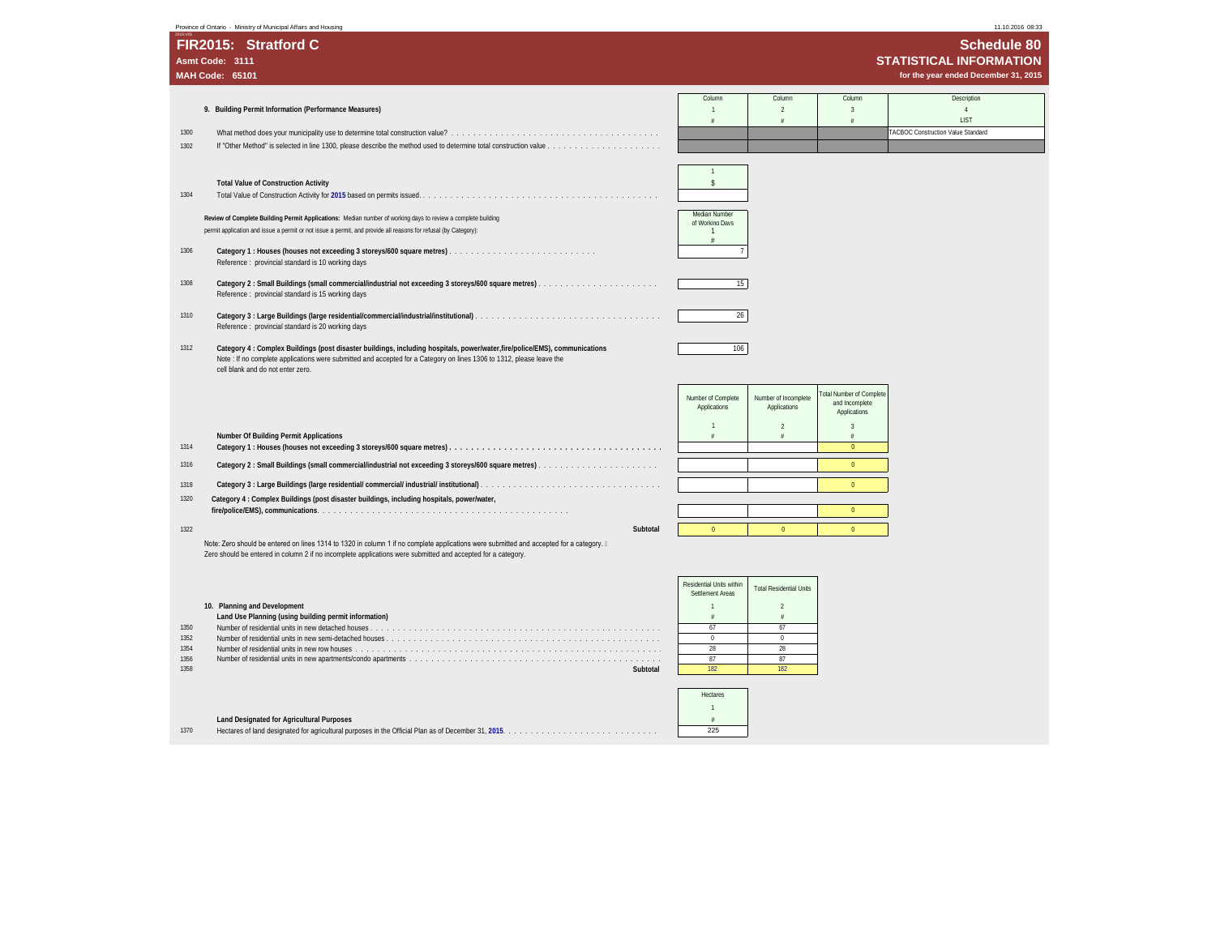Province of Ontario - Ministry of Municipal Affairs and Housing

# FIR2015: Stratford C

**Asmt Code: 3111**

**MAH Code: 65101**

## Schedule 80
## STATISTICAL INFORMATION
**for the year ended December 31, 2015**

### 9. Building Permit Information (Performance Measures)

| | | Column 1 # | Column 2 # | Column 3 # | Description 4 LIST |
|---|---|---|---|---|---|
| 1300 | What method does your municipality use to determine total construction value? | | | | TACBOC Construction Value Standard |
| 1302 | If "Other Method" is selected in line 1300, please describe the method used to determine total construction value | | | | |

**Total Value of Construction Activity**

| | | 1 $ |
|---|---|---|
| 1304 | Total Value of Construction Activity for **2015** based on permits issued. | |

**Review of Complete Building Permit Applications:** Median number of working days to review a complete building permit application and issue a permit or not issue a permit, and provide all reasons for refusal (by Category):

| | | Median Number of Working Days 1 # |
|---|---|---|
| 1306 | **Category 1 : Houses (houses not exceeding 3 storeys/600 square metres)** Reference : provincial standard is 10 working days | 7 |
| 1308 | **Category 2 : Small Buildings (small commercial/industrial not exceeding 3 storeys/600 square metres)** Reference : provincial standard is 15 working days | 15 |
| 1310 | **Category 3 : Large Buildings (large residential/commercial/industrial/institutional)** Reference : provincial standard is 20 working days | 26 |
| 1312 | **Category 4 : Complex Buildings (post disaster buildings, including hospitals, power/water,fire/police/EMS), communications** Note : If no complete applications were submitted and accepted for a Category on lines 1306 to 1312, please leave the cell blank and do not enter zero. | 106 |

**Number Of Building Permit Applications**

| | | Number of Complete Applications 1 # | Number of Incomplete Applications 2 # | Total Number of Complete and Incomplete Applications 3 # |
|---|---|---|---|---|
| 1314 | **Category 1 : Houses (houses not exceeding 3 storeys/600 square metres)** | | | 0 |
| 1316 | **Category 2 : Small Buildings (small commercial/industrial not exceeding 3 storeys/600 square metres)** | | | 0 |
| 1318 | **Category 3 : Large Buildings (large residential/ commercial/ industrial/ institutional)** | | | 0 |
| 1320 | **Category 4 : Complex Buildings (post disaster buildings, including hospitals, power/water, fire/police/EMS), communications** | | | 0 |
| 1322 | **Subtotal** | 0 | 0 | 0 |

Note: Zero should be entered on lines 1314 to 1320 in column 1 if no complete applications were submitted and accepted for a category. Zero should be entered in column 2 if no incomplete applications were submitted and accepted for a category.

### 10. Planning and Development

**Land Use Planning (using building permit information)**

| | | Residential Units within Settlement Areas 1 # | Total Residential Units 2 # |
|---|---|---|---|
| 1350 | Number of residential units in new detached houses | 67 | 67 |
| 1352 | Number of residential units in new semi-detached houses | 0 | 0 |
| 1354 | Number of residential units in new row houses | 28 | 28 |
| 1356 | Number of residential units in new apartments/condo apartments | 87 | 87 |
| 1358 | **Subtotal** | 182 | 182 |

**Land Designated for Agricultural Purposes**

| | | Hectares 1 # |
|---|---|---|
| 1370 | Hectares of land designated for agricultural purposes in the Official Plan as of December 31, **2015**. | 225 |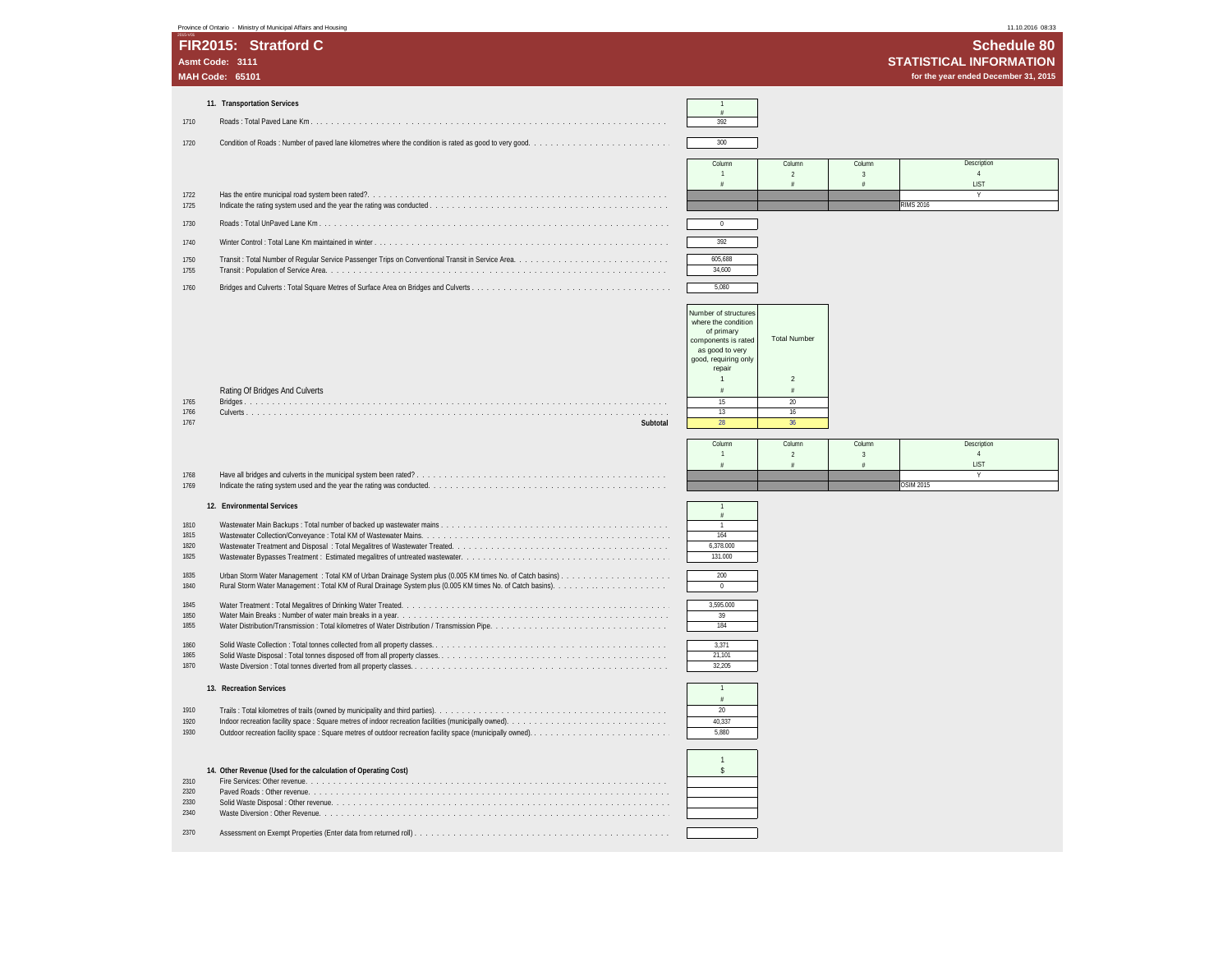Province of Ontario - Ministry of Municipal Affairs and Housing

# FIR2015: Stratford C

**Asmt Code: 3111**

**MAH Code: 65101**

## Schedule 80
### STATISTICAL INFORMATION
**for the year ended December 31, 2015**

### 11. Transportation Services

| Line | Description | 1 # |
|---|---|---|
| 1710 | Roads : Total Paved Lane Km | 392 |
| 1720 | Condition of Roads : Number of paved lane kilometres where the condition is rated as good to very good. | 300 |

| Line | Description | Column 1 # | Column 2 # | Column 3 # | Description 4 LIST |
|---|---|---|---|---|---|
| 1722 | Has the entire municipal road system been rated? | | | | Y |
| 1725 | Indicate the rating system used and the year the rating was conducted | | | | RIMS 2016 |

| Line | Description | 1 # |
|---|---|---|
| 1730 | Roads : Total UnPaved Lane Km | 0 |
| 1740 | Winter Control : Total Lane Km maintained in winter | 392 |
| 1750 | Transit : Total Number of Regular Service Passenger Trips on Conventional Transit in Service Area. | 605,688 |
| 1755 | Transit : Population of Service Area. | 34,600 |
| 1760 | Bridges and Culverts : Total Square Metres of Surface Area on Bridges and Culverts | 5,080 |

| Line | Rating Of Bridges And Culverts | Number of structures where the condition of primary components is rated as good to very good, requiring only repair 1 # | Total Number 2 # |
|---|---|---|---|
| 1765 | Bridges | 15 | 20 |
| 1766 | Culverts | 13 | 16 |
| 1767 | **Subtotal** | 28 | 36 |

| Line | Description | Column 1 # | Column 2 # | Column 3 # | Description 4 LIST |
|---|---|---|---|---|---|
| 1768 | Have all bridges and culverts in the municipal system been rated? | | | | Y |
| 1769 | Indicate the rating system used and the year the rating was conducted. | | | | OSIM 2015 |

### 12. Environmental Services

| Line | Description | 1 # |
|---|---|---|
| 1810 | Wastewater Main Backups : Total number of backed up wastewater mains | 1 |
| 1815 | Wastewater Collection/Conveyance : Total KM of Wastewater Mains. | 164 |
| 1820 | Wastewater Treatment and Disposal : Total Megalitres of Wastewater Treated. | 6,378.000 |
| 1825 | Wastewater Bypasses Treatment : Estimated megalitres of untreated wastewater. | 131.000 |
| 1835 | Urban Storm Water Management : Total KM of Urban Drainage System plus (0.005 KM times No. of Catch basins) | 200 |
| 1840 | Rural Storm Water Management : Total KM of Rural Drainage System plus (0.005 KM times No. of Catch basins). | 0 |
| 1845 | Water Treatment : Total Megalitres of Drinking Water Treated. | 3,595.000 |
| 1850 | Water Main Breaks : Number of water main breaks in a year. | 39 |
| 1855 | Water Distribution/Transmission : Total kilometres of Water Distribution / Transmission Pipe. | 184 |
| 1860 | Solid Waste Collection : Total tonnes collected from all property classes. | 3,371 |
| 1865 | Solid Waste Disposal : Total tonnes disposed off from all property classes. | 21,101 |
| 1870 | Waste Diversion : Total tonnes diverted from all property classes. | 32,205 |

### 13. Recreation Services

| Line | Description | 1 # |
|---|---|---|
| 1910 | Trails : Total kilometres of trails (owned by municipality and third parties). | 20 |
| 1920 | Indoor recreation facility space : Square metres of indoor recreation facilities (municipally owned). | 40,337 |
| 1930 | Outdoor recreation facility space : Square metres of outdoor recreation facility space (municipally owned). | 5,880 |

### 14. Other Revenue (Used for the calculation of Operating Cost)

| Line | Description | 1 $ |
|---|---|---|
| 2310 | Fire Services: Other revenue. | |
| 2320 | Paved Roads : Other revenue. | |
| 2330 | Solid Waste Disposal : Other revenue. | |
| 2340 | Waste Diversion : Other Revenue. | |
| 2370 | Assessment on Exempt Properties (Enter data from returned roll) | |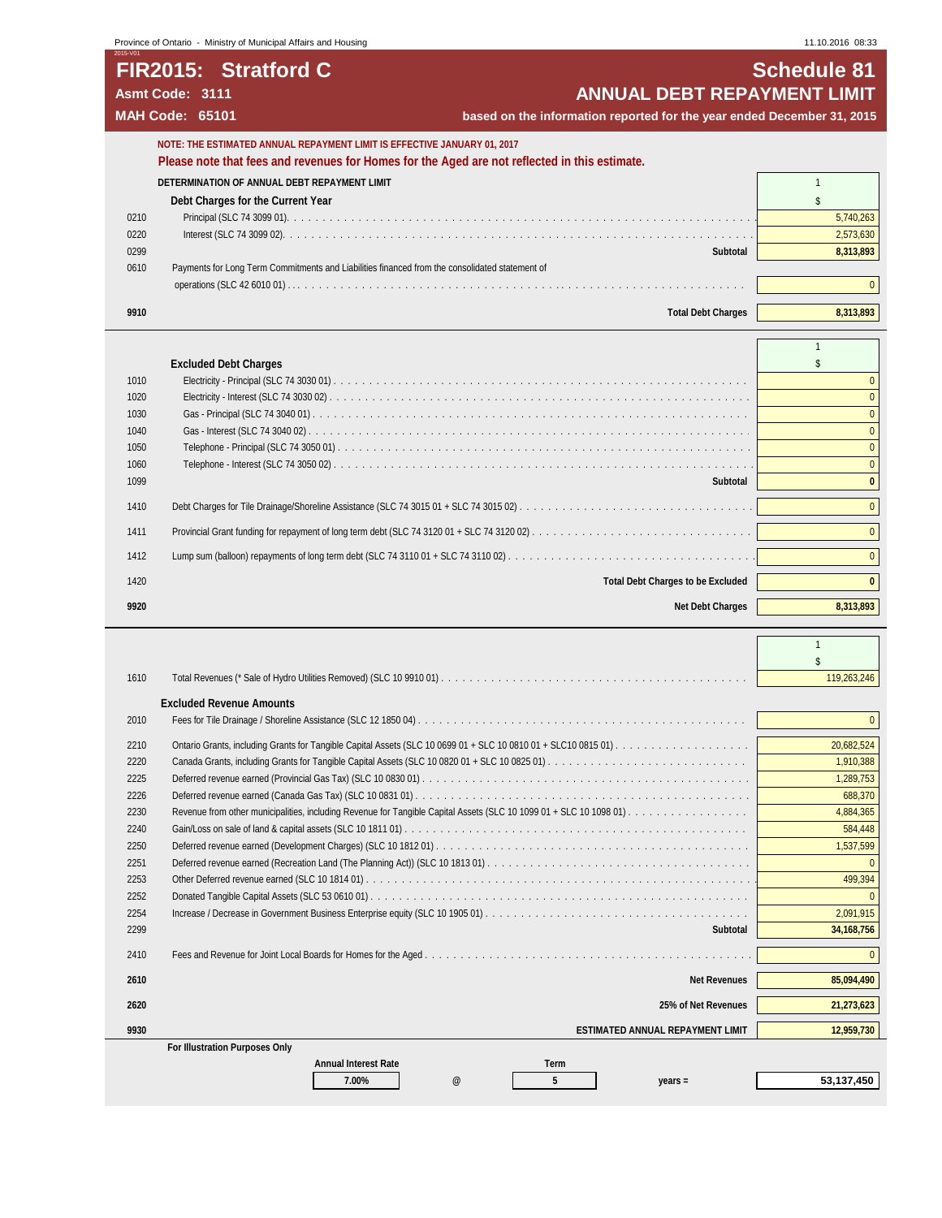# FIR2015: Stratford C

# Schedule 81

**Asmt Code: 3111**

## ANNUAL DEBT REPAYMENT LIMIT

**MAH Code: 65101**

**based on the information reported for the year ended December 31, 2015**

**NOTE: THE ESTIMATED ANNUAL REPAYMENT LIMIT IS EFFECTIVE JANUARY 01, 2017**

**Please note that fees and revenues for Homes for the Aged are not reflected in this estimate.**

| | DETERMINATION OF ANNUAL DEBT REPAYMENT LIMIT | 1 |
|---|---|---|
| | **Debt Charges for the Current Year** | $ |
| 0210 | Principal (SLC 74 3099 01) | 5,740,263 |
| 0220 | Interest (SLC 74 3099 02) | 2,573,630 |
| 0299 | **Subtotal** | 8,313,893 |
| 0610 | Payments for Long Term Commitments and Liabilities financed from the consolidated statement of operations (SLC 42 6010 01) | 0 |
| **9910** | **Total Debt Charges** | 8,313,893 |

| | | 1 |
|---|---|---|
| | **Excluded Debt Charges** | $ |
| 1010 | Electricity - Principal (SLC 74 3030 01) | 0 |
| 1020 | Electricity - Interest (SLC 74 3030 02) | 0 |
| 1030 | Gas - Principal (SLC 74 3040 01) | 0 |
| 1040 | Gas - Interest (SLC 74 3040 02) | 0 |
| 1050 | Telephone - Principal (SLC 74 3050 01) | 0 |
| 1060 | Telephone - Interest (SLC 74 3050 02) | 0 |
| 1099 | **Subtotal** | 0 |
| 1410 | Debt Charges for Tile Drainage/Shoreline Assistance (SLC 74 3015 01 + SLC 74 3015 02) | 0 |
| 1411 | Provincial Grant funding for repayment of long term debt (SLC 74 3120 01 + SLC 74 3120 02) | 0 |
| 1412 | Lump sum (balloon) repayments of long term debt (SLC 74 3110 01 + SLC 74 3110 02) | 0 |
| 1420 | **Total Debt Charges to be Excluded** | 0 |
| **9920** | **Net Debt Charges** | 8,313,893 |

| | | 1 |
|---|---|---|
| | | $ |
| 1610 | Total Revenues (* Sale of Hydro Utilities Removed) (SLC 10 9910 01) | 119,263,246 |
| | **Excluded Revenue Amounts** | |
| 2010 | Fees for Tile Drainage / Shoreline Assistance (SLC 12 1850 04) | 0 |
| 2210 | Ontario Grants, including Grants for Tangible Capital Assets (SLC 10 0699 01 + SLC 10 0810 01 + SLC10 0815 01) | 20,682,524 |
| 2220 | Canada Grants, including Grants for Tangible Capital Assets (SLC 10 0820 01 + SLC 10 0825 01) | 1,910,388 |
| 2225 | Deferred revenue earned (Provincial Gas Tax) (SLC 10 0830 01) | 1,289,753 |
| 2226 | Deferred revenue earned (Canada Gas Tax) (SLC 10 0831 01) | 688,370 |
| 2230 | Revenue from other municipalities, including Revenue for Tangible Capital Assets (SLC 10 1099 01 + SLC 10 1098 01) | 4,884,365 |
| 2240 | Gain/Loss on sale of land & capital assets (SLC 10 1811 01) | 584,448 |
| 2250 | Deferred revenue earned (Development Charges) (SLC 10 1812 01) | 1,537,599 |
| 2251 | Deferred revenue earned (Recreation Land (The Planning Act)) (SLC 10 1813 01) | 0 |
| 2253 | Other Deferred revenue earned (SLC 10 1814 01) | 499,394 |
| 2252 | Donated Tangible Capital Assets (SLC 53 0610 01) | 0 |
| 2254 | Increase / Decrease in Government Business Enterprise equity (SLC 10 1905 01) | 2,091,915 |
| 2299 | **Subtotal** | 34,168,756 |
| 2410 | Fees and Revenue for Joint Local Boards for Homes for the Aged | 0 |
| **2610** | **Net Revenues** | 85,094,490 |
| **2620** | **25% of Net Revenues** | 21,273,623 |
| **9930** | **ESTIMATED ANNUAL REPAYMENT LIMIT** | 12,959,730 |

**For Illustration Purposes Only**

| Annual Interest Rate | | Term | | |
|---|---|---|---|---|
| 7.00% | @ | 5 | years = | 53,137,450 |